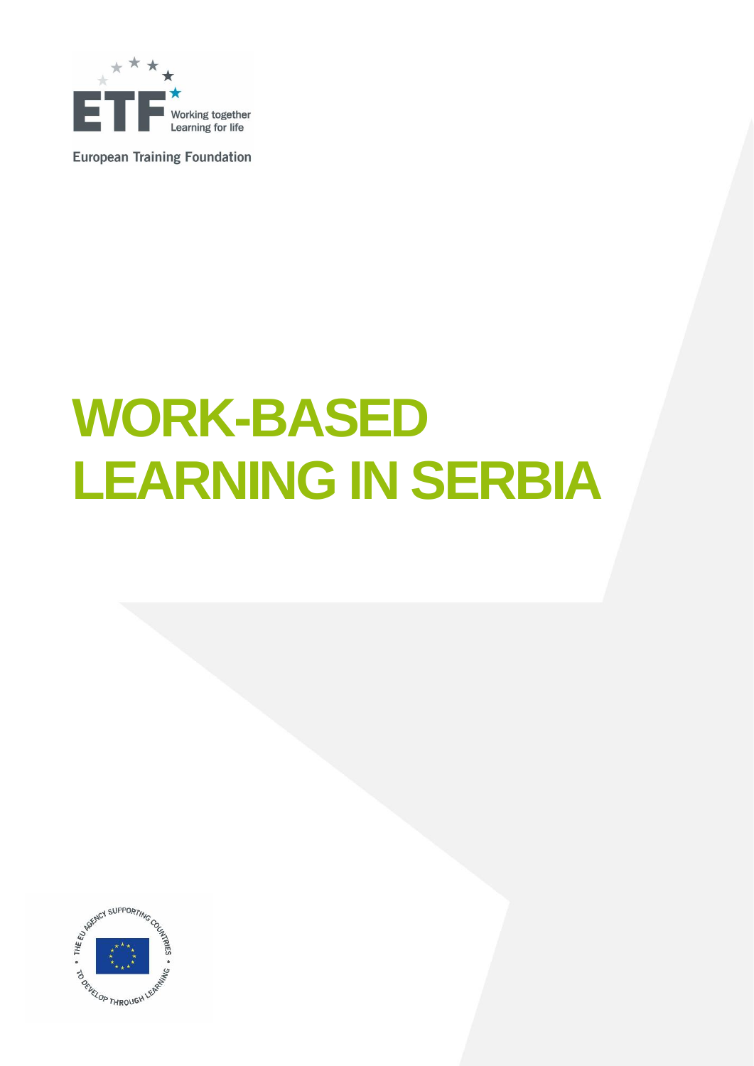ETF Working together Learning for life

European Training Foundation

# WORK-BASED LEARNING IN SERBIA

THE EU AGENCY SUPPORTING COUNTRIES TO DEVELOP THROUGH LEARNING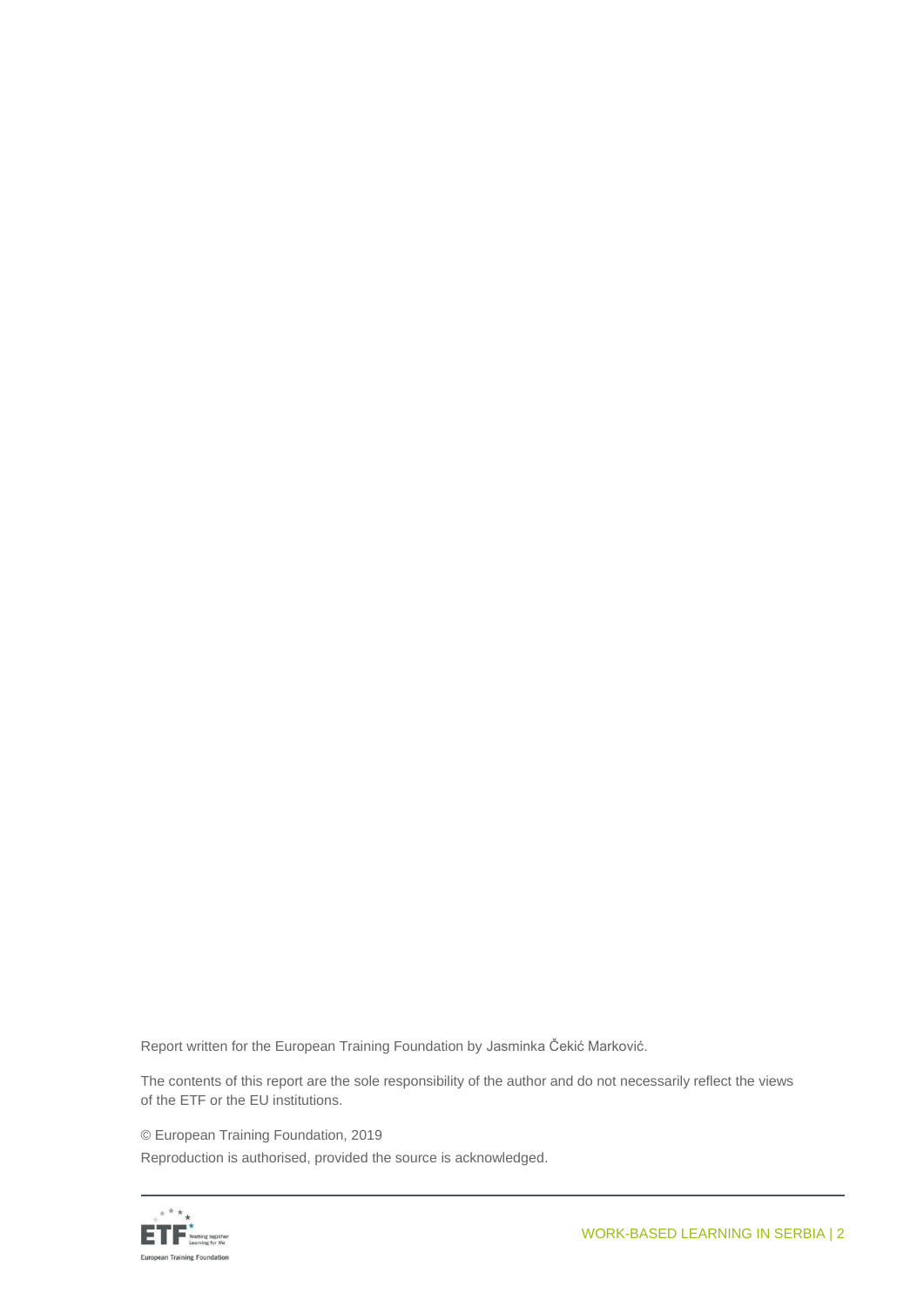Report written for the European Training Foundation by Jasminka Čekić Marković.

The contents of this report are the sole responsibility of the author and do not necessarily reflect the views of the ETF or the EU institutions.

© European Training Foundation, 2019

Reproduction is authorised, provided the source is acknowledged.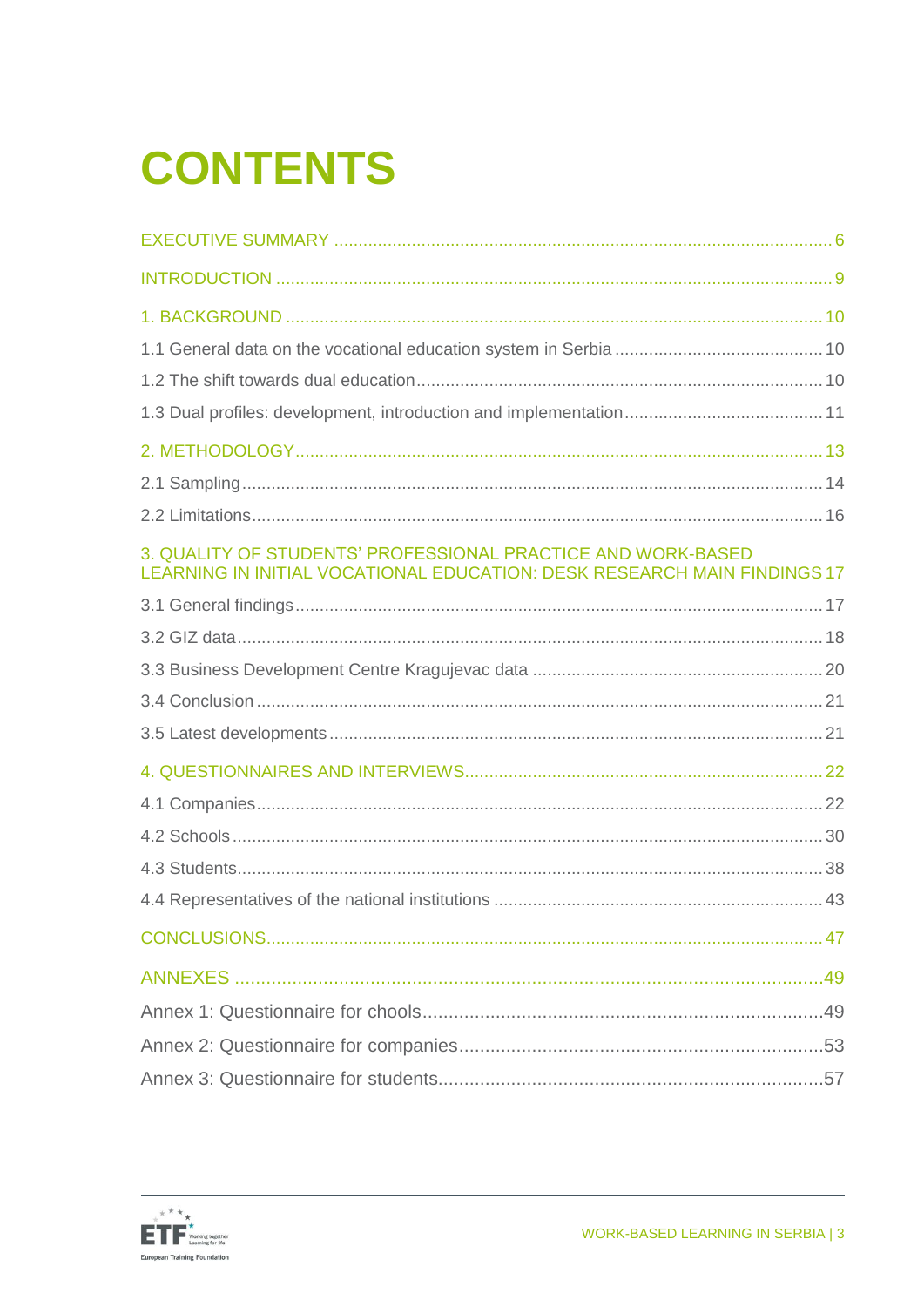# CONTENTS

EXECUTIVE SUMMARY ........ 6

INTRODUCTION ........ 9

1. BACKGROUND ........ 10

1.1 General data on the vocational education system in Serbia ........ 10

1.2 The shift towards dual education ........ 10

1.3 Dual profiles: development, introduction and implementation ........ 11

2. METHODOLOGY ........ 13

2.1 Sampling ........ 14

2.2 Limitations ........ 16

3. QUALITY OF STUDENTS' PROFESSIONAL PRACTICE AND WORK-BASED LEARNING IN INITIAL VOCATIONAL EDUCATION: DESK RESEARCH MAIN FINDINGS 17

3.1 General findings ........ 17

3.2 GIZ data ........ 18

3.3 Business Development Centre Kragujevac data ........ 20

3.4 Conclusion ........ 21

3.5 Latest developments ........ 21

4. QUESTIONNAIRES AND INTERVIEWS ........ 22

4.1 Companies ........ 22

4.2 Schools ........ 30

4.3 Students ........ 38

4.4 Representatives of the national institutions ........ 43

CONCLUSIONS ........ 47

ANNEXES ........ 49

Annex 1: Questionnaire for chools ........ 49

Annex 2: Questionnaire for companies ........ 53

Annex 3: Questionnaire for students ........ 57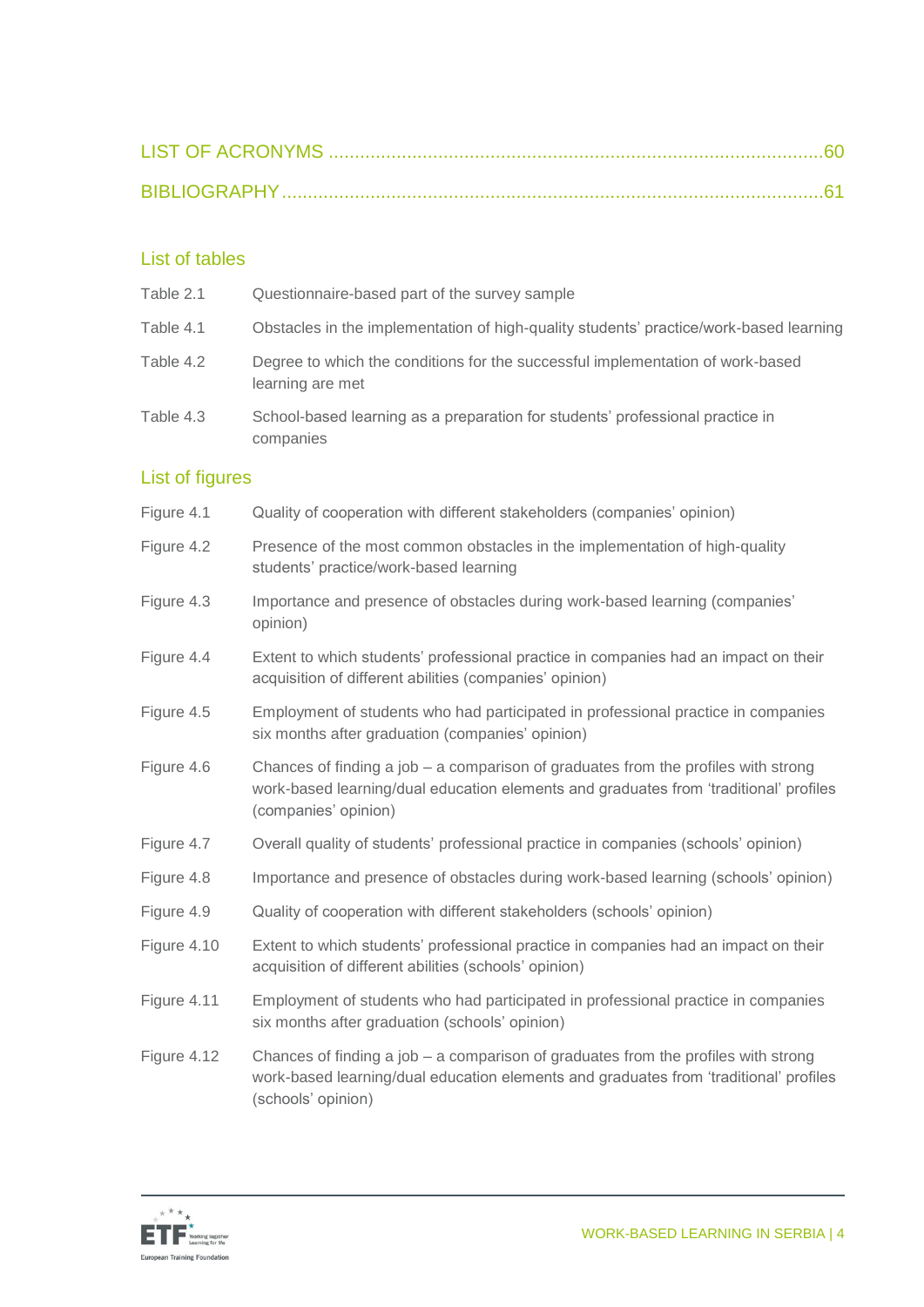LIST OF ACRONYMS ............................................................................................. 60

BIBLIOGRAPHY ...................................................................................................... 61

## List of tables

| | |
|---|---|
| Table 2.1 | Questionnaire-based part of the survey sample |
| Table 4.1 | Obstacles in the implementation of high-quality students' practice/work-based learning |
| Table 4.2 | Degree to which the conditions for the successful implementation of work-based learning are met |
| Table 4.3 | School-based learning as a preparation for students' professional practice in companies |

## List of figures

| | |
|---|---|
| Figure 4.1 | Quality of cooperation with different stakeholders (companies' opinion) |
| Figure 4.2 | Presence of the most common obstacles in the implementation of high-quality students' practice/work-based learning |
| Figure 4.3 | Importance and presence of obstacles during work-based learning (companies' opinion) |
| Figure 4.4 | Extent to which students' professional practice in companies had an impact on their acquisition of different abilities (companies' opinion) |
| Figure 4.5 | Employment of students who had participated in professional practice in companies six months after graduation (companies' opinion) |
| Figure 4.6 | Chances of finding a job – a comparison of graduates from the profiles with strong work-based learning/dual education elements and graduates from 'traditional' profiles (companies' opinion) |
| Figure 4.7 | Overall quality of students' professional practice in companies (schools' opinion) |
| Figure 4.8 | Importance and presence of obstacles during work-based learning (schools' opinion) |
| Figure 4.9 | Quality of cooperation with different stakeholders (schools' opinion) |
| Figure 4.10 | Extent to which students' professional practice in companies had an impact on their acquisition of different abilities (schools' opinion) |
| Figure 4.11 | Employment of students who had participated in professional practice in companies six months after graduation (schools' opinion) |
| Figure 4.12 | Chances of finding a job – a comparison of graduates from the profiles with strong work-based learning/dual education elements and graduates from 'traditional' profiles (schools' opinion) |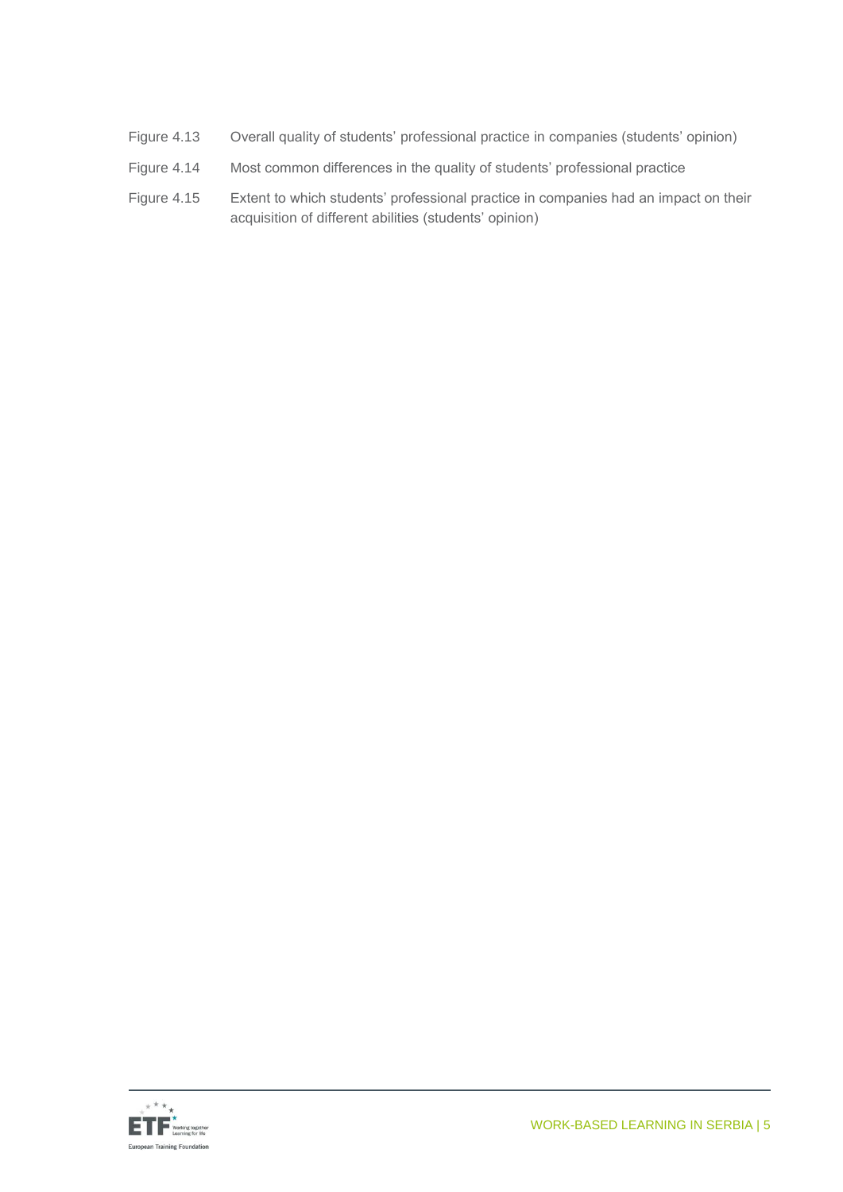Figure 4.13 Overall quality of students' professional practice in companies (students' opinion)

Figure 4.14 Most common differences in the quality of students' professional practice

Figure 4.15 Extent to which students' professional practice in companies had an impact on their acquisition of different abilities (students' opinion)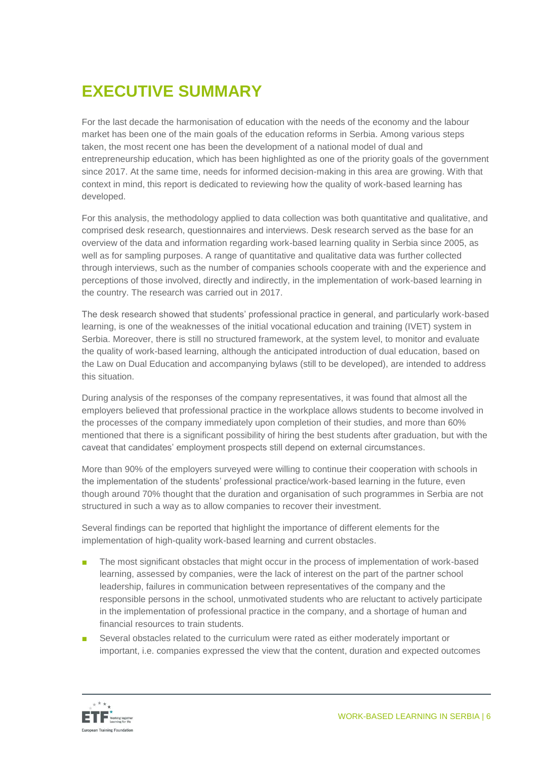# EXECUTIVE SUMMARY

For the last decade the harmonisation of education with the needs of the economy and the labour market has been one of the main goals of the education reforms in Serbia. Among various steps taken, the most recent one has been the development of a national model of dual and entrepreneurship education, which has been highlighted as one of the priority goals of the government since 2017. At the same time, needs for informed decision-making in this area are growing. With that context in mind, this report is dedicated to reviewing how the quality of work-based learning has developed.

For this analysis, the methodology applied to data collection was both quantitative and qualitative, and comprised desk research, questionnaires and interviews. Desk research served as the base for an overview of the data and information regarding work-based learning quality in Serbia since 2005, as well as for sampling purposes. A range of quantitative and qualitative data was further collected through interviews, such as the number of companies schools cooperate with and the experience and perceptions of those involved, directly and indirectly, in the implementation of work-based learning in the country. The research was carried out in 2017.

The desk research showed that students' professional practice in general, and particularly work-based learning, is one of the weaknesses of the initial vocational education and training (IVET) system in Serbia. Moreover, there is still no structured framework, at the system level, to monitor and evaluate the quality of work-based learning, although the anticipated introduction of dual education, based on the Law on Dual Education and accompanying bylaws (still to be developed), are intended to address this situation.

During analysis of the responses of the company representatives, it was found that almost all the employers believed that professional practice in the workplace allows students to become involved in the processes of the company immediately upon completion of their studies, and more than 60% mentioned that there is a significant possibility of hiring the best students after graduation, but with the caveat that candidates' employment prospects still depend on external circumstances.

More than 90% of the employers surveyed were willing to continue their cooperation with schools in the implementation of the students' professional practice/work-based learning in the future, even though around 70% thought that the duration and organisation of such programmes in Serbia are not structured in such a way as to allow companies to recover their investment.

Several findings can be reported that highlight the importance of different elements for the implementation of high-quality work-based learning and current obstacles.

- The most significant obstacles that might occur in the process of implementation of work-based learning, assessed by companies, were the lack of interest on the part of the partner school leadership, failures in communication between representatives of the company and the responsible persons in the school, unmotivated students who are reluctant to actively participate in the implementation of professional practice in the company, and a shortage of human and financial resources to train students.
- Several obstacles related to the curriculum were rated as either moderately important or important, i.e. companies expressed the view that the content, duration and expected outcomes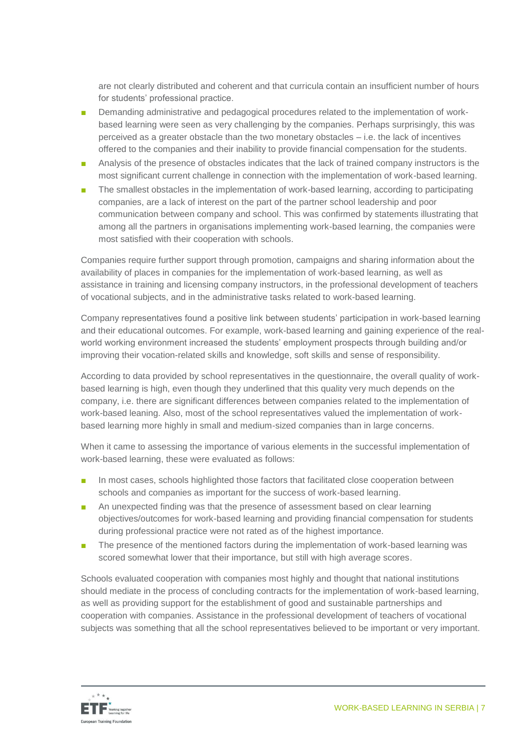are not clearly distributed and coherent and that curricula contain an insufficient number of hours for students' professional practice.

- Demanding administrative and pedagogical procedures related to the implementation of work-based learning were seen as very challenging by the companies. Perhaps surprisingly, this was perceived as a greater obstacle than the two monetary obstacles – i.e. the lack of incentives offered to the companies and their inability to provide financial compensation for the students.
- Analysis of the presence of obstacles indicates that the lack of trained company instructors is the most significant current challenge in connection with the implementation of work-based learning.
- The smallest obstacles in the implementation of work-based learning, according to participating companies, are a lack of interest on the part of the partner school leadership and poor communication between company and school. This was confirmed by statements illustrating that among all the partners in organisations implementing work-based learning, the companies were most satisfied with their cooperation with schools.

Companies require further support through promotion, campaigns and sharing information about the availability of places in companies for the implementation of work-based learning, as well as assistance in training and licensing company instructors, in the professional development of teachers of vocational subjects, and in the administrative tasks related to work-based learning.

Company representatives found a positive link between students' participation in work-based learning and their educational outcomes. For example, work-based learning and gaining experience of the real-world working environment increased the students' employment prospects through building and/or improving their vocation-related skills and knowledge, soft skills and sense of responsibility.

According to data provided by school representatives in the questionnaire, the overall quality of work-based learning is high, even though they underlined that this quality very much depends on the company, i.e. there are significant differences between companies related to the implementation of work-based leaning. Also, most of the school representatives valued the implementation of work-based learning more highly in small and medium-sized companies than in large concerns.

When it came to assessing the importance of various elements in the successful implementation of work-based learning, these were evaluated as follows:

- In most cases, schools highlighted those factors that facilitated close cooperation between schools and companies as important for the success of work-based learning.
- An unexpected finding was that the presence of assessment based on clear learning objectives/outcomes for work-based learning and providing financial compensation for students during professional practice were not rated as of the highest importance.
- The presence of the mentioned factors during the implementation of work-based learning was scored somewhat lower that their importance, but still with high average scores.

Schools evaluated cooperation with companies most highly and thought that national institutions should mediate in the process of concluding contracts for the implementation of work-based learning, as well as providing support for the establishment of good and sustainable partnerships and cooperation with companies. Assistance in the professional development of teachers of vocational subjects was something that all the school representatives believed to be important or very important.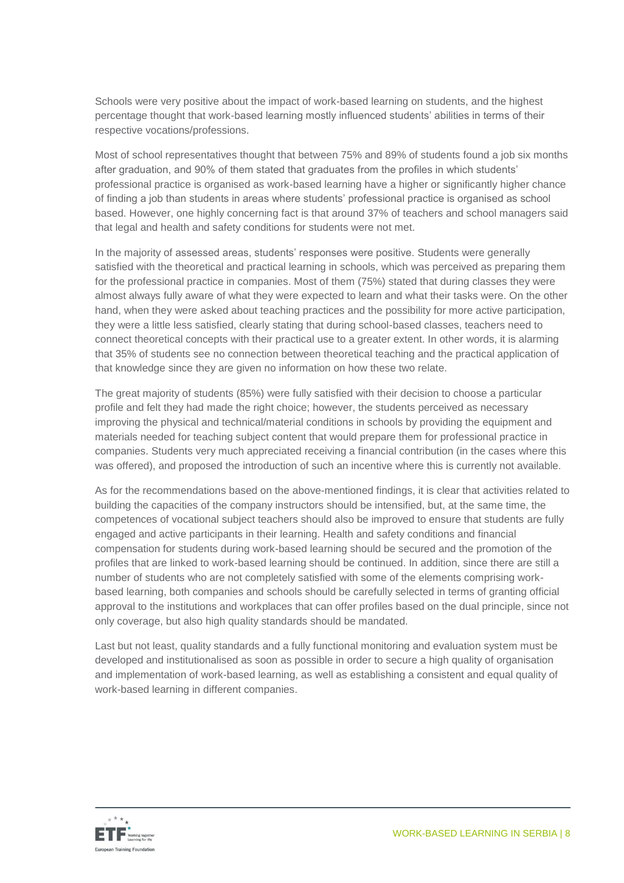Schools were very positive about the impact of work-based learning on students, and the highest percentage thought that work-based learning mostly influenced students' abilities in terms of their respective vocations/professions.

Most of school representatives thought that between 75% and 89% of students found a job six months after graduation, and 90% of them stated that graduates from the profiles in which students' professional practice is organised as work-based learning have a higher or significantly higher chance of finding a job than students in areas where students' professional practice is organised as school based. However, one highly concerning fact is that around 37% of teachers and school managers said that legal and health and safety conditions for students were not met.

In the majority of assessed areas, students' responses were positive. Students were generally satisfied with the theoretical and practical learning in schools, which was perceived as preparing them for the professional practice in companies. Most of them (75%) stated that during classes they were almost always fully aware of what they were expected to learn and what their tasks were. On the other hand, when they were asked about teaching practices and the possibility for more active participation, they were a little less satisfied, clearly stating that during school-based classes, teachers need to connect theoretical concepts with their practical use to a greater extent. In other words, it is alarming that 35% of students see no connection between theoretical teaching and the practical application of that knowledge since they are given no information on how these two relate.

The great majority of students (85%) were fully satisfied with their decision to choose a particular profile and felt they had made the right choice; however, the students perceived as necessary improving the physical and technical/material conditions in schools by providing the equipment and materials needed for teaching subject content that would prepare them for professional practice in companies. Students very much appreciated receiving a financial contribution (in the cases where this was offered), and proposed the introduction of such an incentive where this is currently not available.

As for the recommendations based on the above-mentioned findings, it is clear that activities related to building the capacities of the company instructors should be intensified, but, at the same time, the competences of vocational subject teachers should also be improved to ensure that students are fully engaged and active participants in their learning. Health and safety conditions and financial compensation for students during work-based learning should be secured and the promotion of the profiles that are linked to work-based learning should be continued. In addition, since there are still a number of students who are not completely satisfied with some of the elements comprising work-based learning, both companies and schools should be carefully selected in terms of granting official approval to the institutions and workplaces that can offer profiles based on the dual principle, since not only coverage, but also high quality standards should be mandated.

Last but not least, quality standards and a fully functional monitoring and evaluation system must be developed and institutionalised as soon as possible in order to secure a high quality of organisation and implementation of work-based learning, as well as establishing a consistent and equal quality of work-based learning in different companies.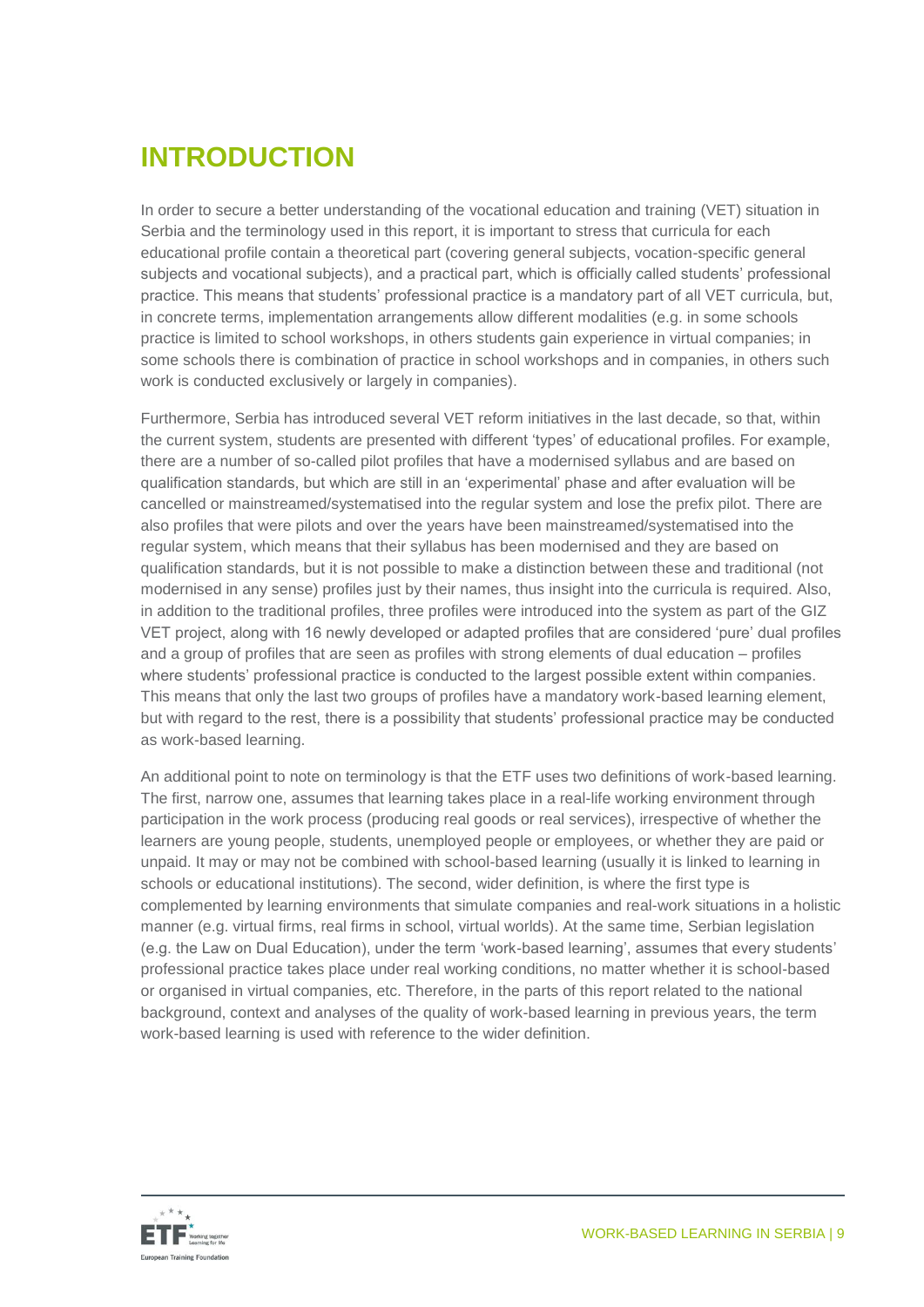# INTRODUCTION

In order to secure a better understanding of the vocational education and training (VET) situation in Serbia and the terminology used in this report, it is important to stress that curricula for each educational profile contain a theoretical part (covering general subjects, vocation-specific general subjects and vocational subjects), and a practical part, which is officially called students' professional practice. This means that students' professional practice is a mandatory part of all VET curricula, but, in concrete terms, implementation arrangements allow different modalities (e.g. in some schools practice is limited to school workshops, in others students gain experience in virtual companies; in some schools there is combination of practice in school workshops and in companies, in others such work is conducted exclusively or largely in companies).

Furthermore, Serbia has introduced several VET reform initiatives in the last decade, so that, within the current system, students are presented with different 'types' of educational profiles. For example, there are a number of so-called pilot profiles that have a modernised syllabus and are based on qualification standards, but which are still in an 'experimental' phase and after evaluation will be cancelled or mainstreamed/systematised into the regular system and lose the prefix pilot. There are also profiles that were pilots and over the years have been mainstreamed/systematised into the regular system, which means that their syllabus has been modernised and they are based on qualification standards, but it is not possible to make a distinction between these and traditional (not modernised in any sense) profiles just by their names, thus insight into the curricula is required. Also, in addition to the traditional profiles, three profiles were introduced into the system as part of the GIZ VET project, along with 16 newly developed or adapted profiles that are considered 'pure' dual profiles and a group of profiles that are seen as profiles with strong elements of dual education – profiles where students' professional practice is conducted to the largest possible extent within companies. This means that only the last two groups of profiles have a mandatory work-based learning element, but with regard to the rest, there is a possibility that students' professional practice may be conducted as work-based learning.

An additional point to note on terminology is that the ETF uses two definitions of work-based learning. The first, narrow one, assumes that learning takes place in a real-life working environment through participation in the work process (producing real goods or real services), irrespective of whether the learners are young people, students, unemployed people or employees, or whether they are paid or unpaid. It may or may not be combined with school-based learning (usually it is linked to learning in schools or educational institutions). The second, wider definition, is where the first type is complemented by learning environments that simulate companies and real-work situations in a holistic manner (e.g. virtual firms, real firms in school, virtual worlds). At the same time, Serbian legislation (e.g. the Law on Dual Education), under the term 'work-based learning', assumes that every students' professional practice takes place under real working conditions, no matter whether it is school-based or organised in virtual companies, etc. Therefore, in the parts of this report related to the national background, context and analyses of the quality of work-based learning in previous years, the term work-based learning is used with reference to the wider definition.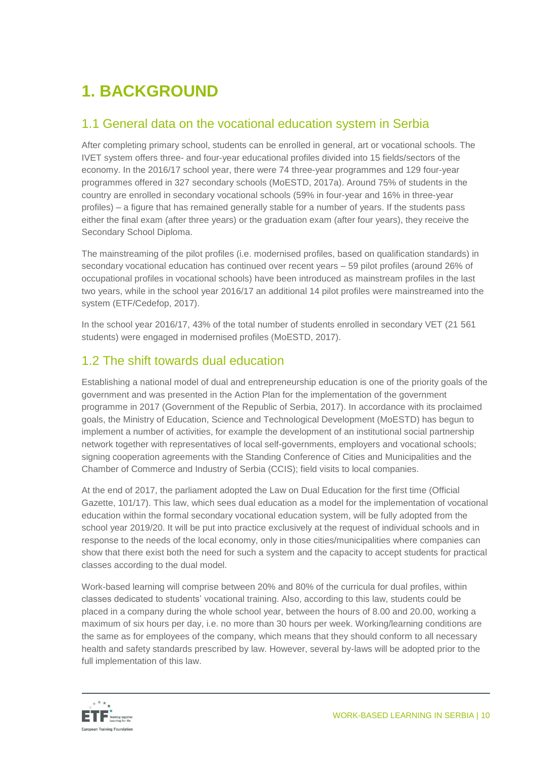# 1. BACKGROUND

## 1.1 General data on the vocational education system in Serbia

After completing primary school, students can be enrolled in general, art or vocational schools. The IVET system offers three- and four-year educational profiles divided into 15 fields/sectors of the economy. In the 2016/17 school year, there were 74 three-year programmes and 129 four-year programmes offered in 327 secondary schools (MoESTD, 2017a). Around 75% of students in the country are enrolled in secondary vocational schools (59% in four-year and 16% in three-year profiles) – a figure that has remained generally stable for a number of years. If the students pass either the final exam (after three years) or the graduation exam (after four years), they receive the Secondary School Diploma.

The mainstreaming of the pilot profiles (i.e. modernised profiles, based on qualification standards) in secondary vocational education has continued over recent years – 59 pilot profiles (around 26% of occupational profiles in vocational schools) have been introduced as mainstream profiles in the last two years, while in the school year 2016/17 an additional 14 pilot profiles were mainstreamed into the system (ETF/Cedefop, 2017).

In the school year 2016/17, 43% of the total number of students enrolled in secondary VET (21 561 students) were engaged in modernised profiles (MoESTD, 2017).

## 1.2 The shift towards dual education

Establishing a national model of dual and entrepreneurship education is one of the priority goals of the government and was presented in the Action Plan for the implementation of the government programme in 2017 (Government of the Republic of Serbia, 2017). In accordance with its proclaimed goals, the Ministry of Education, Science and Technological Development (MoESTD) has begun to implement a number of activities, for example the development of an institutional social partnership network together with representatives of local self-governments, employers and vocational schools; signing cooperation agreements with the Standing Conference of Cities and Municipalities and the Chamber of Commerce and Industry of Serbia (CCIS); field visits to local companies.

At the end of 2017, the parliament adopted the Law on Dual Education for the first time (Official Gazette, 101/17). This law, which sees dual education as a model for the implementation of vocational education within the formal secondary vocational education system, will be fully adopted from the school year 2019/20. It will be put into practice exclusively at the request of individual schools and in response to the needs of the local economy, only in those cities/municipalities where companies can show that there exist both the need for such a system and the capacity to accept students for practical classes according to the dual model.

Work-based learning will comprise between 20% and 80% of the curricula for dual profiles, within classes dedicated to students' vocational training. Also, according to this law, students could be placed in a company during the whole school year, between the hours of 8.00 and 20.00, working a maximum of six hours per day, i.e. no more than 30 hours per week. Working/learning conditions are the same as for employees of the company, which means that they should conform to all necessary health and safety standards prescribed by law. However, several by-laws will be adopted prior to the full implementation of this law.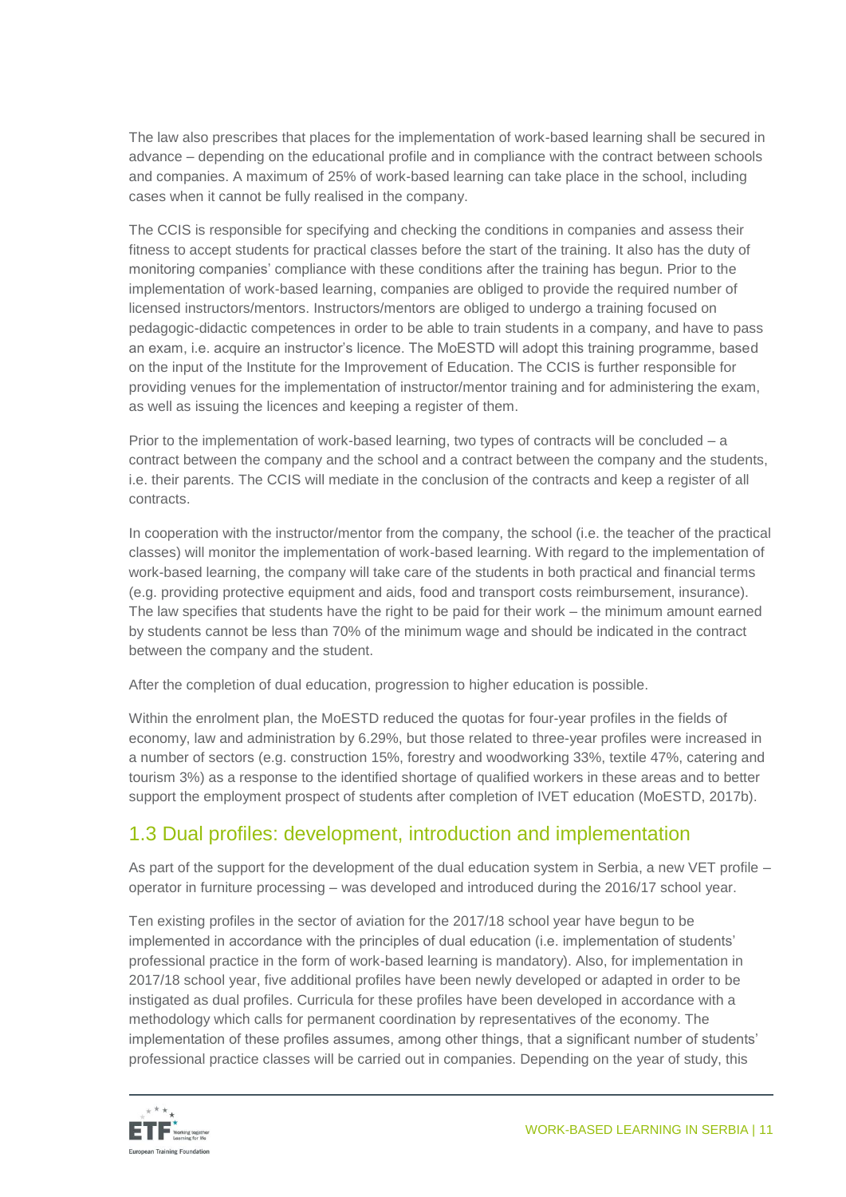The law also prescribes that places for the implementation of work-based learning shall be secured in advance – depending on the educational profile and in compliance with the contract between schools and companies. A maximum of 25% of work-based learning can take place in the school, including cases when it cannot be fully realised in the company.

The CCIS is responsible for specifying and checking the conditions in companies and assess their fitness to accept students for practical classes before the start of the training. It also has the duty of monitoring companies' compliance with these conditions after the training has begun. Prior to the implementation of work-based learning, companies are obliged to provide the required number of licensed instructors/mentors. Instructors/mentors are obliged to undergo a training focused on pedagogic-didactic competences in order to be able to train students in a company, and have to pass an exam, i.e. acquire an instructor's licence. The MoESTD will adopt this training programme, based on the input of the Institute for the Improvement of Education. The CCIS is further responsible for providing venues for the implementation of instructor/mentor training and for administering the exam, as well as issuing the licences and keeping a register of them.

Prior to the implementation of work-based learning, two types of contracts will be concluded – a contract between the company and the school and a contract between the company and the students, i.e. their parents. The CCIS will mediate in the conclusion of the contracts and keep a register of all contracts.

In cooperation with the instructor/mentor from the company, the school (i.e. the teacher of the practical classes) will monitor the implementation of work-based learning. With regard to the implementation of work-based learning, the company will take care of the students in both practical and financial terms (e.g. providing protective equipment and aids, food and transport costs reimbursement, insurance). The law specifies that students have the right to be paid for their work – the minimum amount earned by students cannot be less than 70% of the minimum wage and should be indicated in the contract between the company and the student.

After the completion of dual education, progression to higher education is possible.

Within the enrolment plan, the MoESTD reduced the quotas for four-year profiles in the fields of economy, law and administration by 6.29%, but those related to three-year profiles were increased in a number of sectors (e.g. construction 15%, forestry and woodworking 33%, textile 47%, catering and tourism 3%) as a response to the identified shortage of qualified workers in these areas and to better support the employment prospect of students after completion of IVET education (MoESTD, 2017b).

## 1.3 Dual profiles: development, introduction and implementation

As part of the support for the development of the dual education system in Serbia, a new VET profile – operator in furniture processing – was developed and introduced during the 2016/17 school year.

Ten existing profiles in the sector of aviation for the 2017/18 school year have begun to be implemented in accordance with the principles of dual education (i.e. implementation of students' professional practice in the form of work-based learning is mandatory). Also, for implementation in 2017/18 school year, five additional profiles have been newly developed or adapted in order to be instigated as dual profiles. Curricula for these profiles have been developed in accordance with a methodology which calls for permanent coordination by representatives of the economy. The implementation of these profiles assumes, among other things, that a significant number of students' professional practice classes will be carried out in companies. Depending on the year of study, this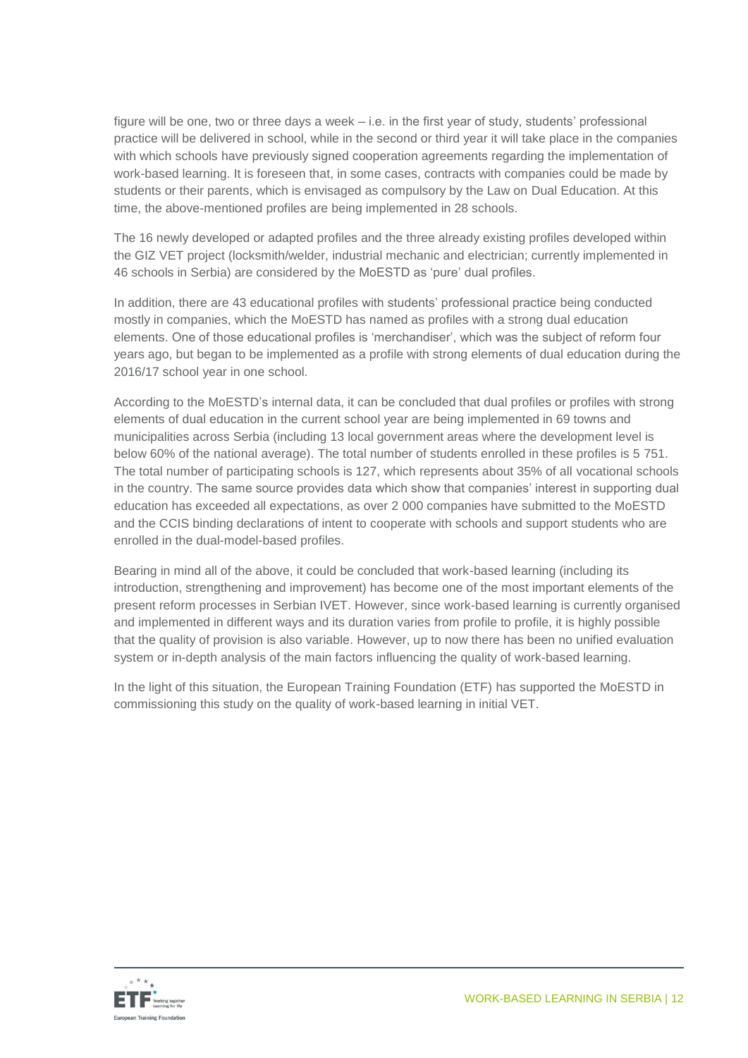figure will be one, two or three days a week – i.e. in the first year of study, students' professional practice will be delivered in school, while in the second or third year it will take place in the companies with which schools have previously signed cooperation agreements regarding the implementation of work-based learning. It is foreseen that, in some cases, contracts with companies could be made by students or their parents, which is envisaged as compulsory by the Law on Dual Education. At this time, the above-mentioned profiles are being implemented in 28 schools.

The 16 newly developed or adapted profiles and the three already existing profiles developed within the GIZ VET project (locksmith/welder, industrial mechanic and electrician; currently implemented in 46 schools in Serbia) are considered by the MoESTD as 'pure' dual profiles.

In addition, there are 43 educational profiles with students' professional practice being conducted mostly in companies, which the MoESTD has named as profiles with a strong dual education elements. One of those educational profiles is 'merchandiser', which was the subject of reform four years ago, but began to be implemented as a profile with strong elements of dual education during the 2016/17 school year in one school.

According to the MoESTD's internal data, it can be concluded that dual profiles or profiles with strong elements of dual education in the current school year are being implemented in 69 towns and municipalities across Serbia (including 13 local government areas where the development level is below 60% of the national average). The total number of students enrolled in these profiles is 5 751. The total number of participating schools is 127, which represents about 35% of all vocational schools in the country. The same source provides data which show that companies' interest in supporting dual education has exceeded all expectations, as over 2 000 companies have submitted to the MoESTD and the CCIS binding declarations of intent to cooperate with schools and support students who are enrolled in the dual-model-based profiles.

Bearing in mind all of the above, it could be concluded that work-based learning (including its introduction, strengthening and improvement) has become one of the most important elements of the present reform processes in Serbian IVET. However, since work-based learning is currently organised and implemented in different ways and its duration varies from profile to profile, it is highly possible that the quality of provision is also variable. However, up to now there has been no unified evaluation system or in-depth analysis of the main factors influencing the quality of work-based learning.

In the light of this situation, the European Training Foundation (ETF) has supported the MoESTD in commissioning this study on the quality of work-based learning in initial VET.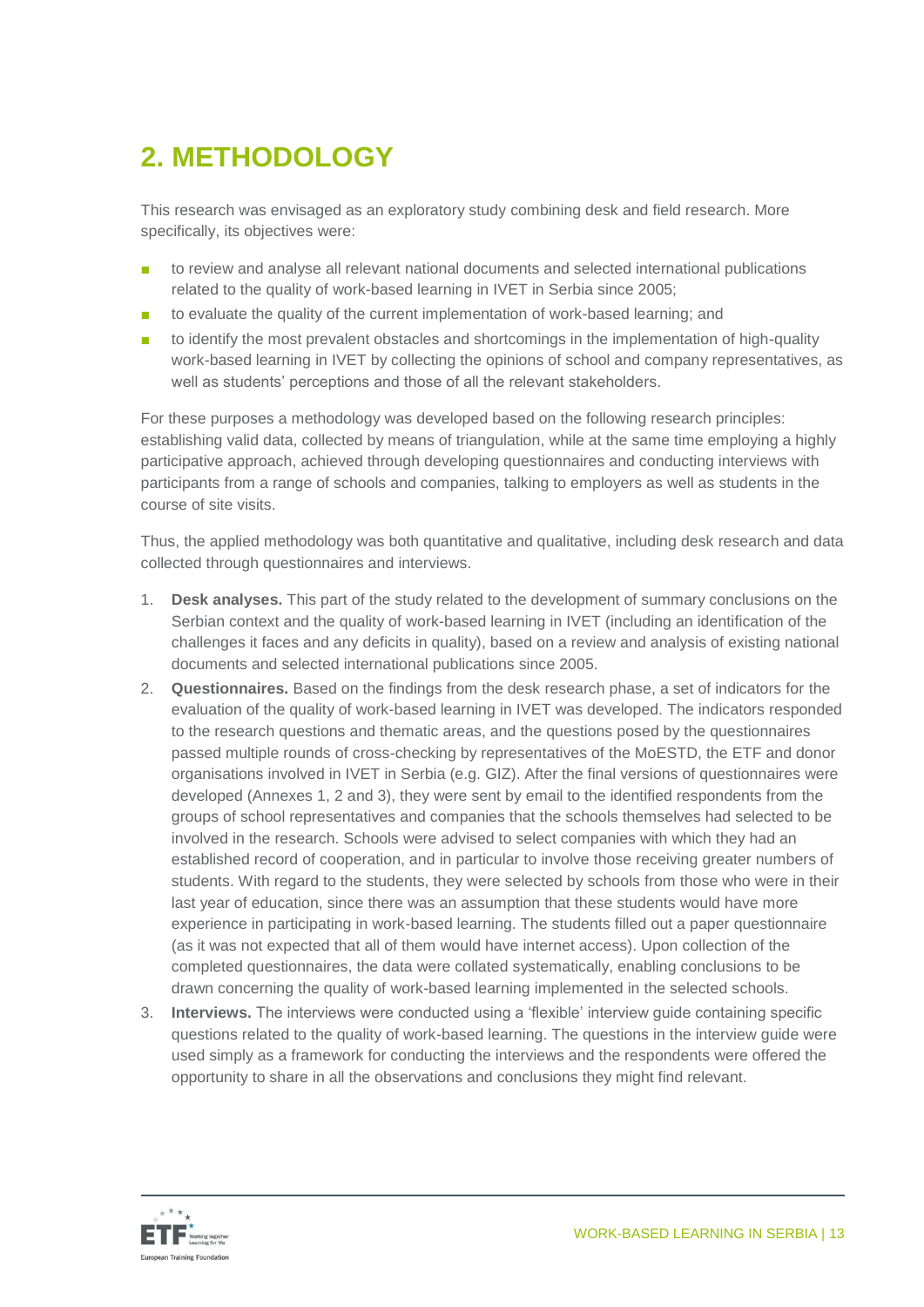## 2. METHODOLOGY

This research was envisaged as an exploratory study combining desk and field research. More specifically, its objectives were:

- to review and analyse all relevant national documents and selected international publications related to the quality of work-based learning in IVET in Serbia since 2005;
- to evaluate the quality of the current implementation of work-based learning; and
- to identify the most prevalent obstacles and shortcomings in the implementation of high-quality work-based learning in IVET by collecting the opinions of school and company representatives, as well as students' perceptions and those of all the relevant stakeholders.

For these purposes a methodology was developed based on the following research principles: establishing valid data, collected by means of triangulation, while at the same time employing a highly participative approach, achieved through developing questionnaires and conducting interviews with participants from a range of schools and companies, talking to employers as well as students in the course of site visits.

Thus, the applied methodology was both quantitative and qualitative, including desk research and data collected through questionnaires and interviews.

1. **Desk analyses.** This part of the study related to the development of summary conclusions on the Serbian context and the quality of work-based learning in IVET (including an identification of the challenges it faces and any deficits in quality), based on a review and analysis of existing national documents and selected international publications since 2005.
2. **Questionnaires.** Based on the findings from the desk research phase, a set of indicators for the evaluation of the quality of work-based learning in IVET was developed. The indicators responded to the research questions and thematic areas, and the questions posed by the questionnaires passed multiple rounds of cross-checking by representatives of the MoESTD, the ETF and donor organisations involved in IVET in Serbia (e.g. GIZ). After the final versions of questionnaires were developed (Annexes 1, 2 and 3), they were sent by email to the identified respondents from the groups of school representatives and companies that the schools themselves had selected to be involved in the research. Schools were advised to select companies with which they had an established record of cooperation, and in particular to involve those receiving greater numbers of students. With regard to the students, they were selected by schools from those who were in their last year of education, since there was an assumption that these students would have more experience in participating in work-based learning. The students filled out a paper questionnaire (as it was not expected that all of them would have internet access). Upon collection of the completed questionnaires, the data were collated systematically, enabling conclusions to be drawn concerning the quality of work-based learning implemented in the selected schools.
3. **Interviews.** The interviews were conducted using a 'flexible' interview guide containing specific questions related to the quality of work-based learning. The questions in the interview guide were used simply as a framework for conducting the interviews and the respondents were offered the opportunity to share in all the observations and conclusions they might find relevant.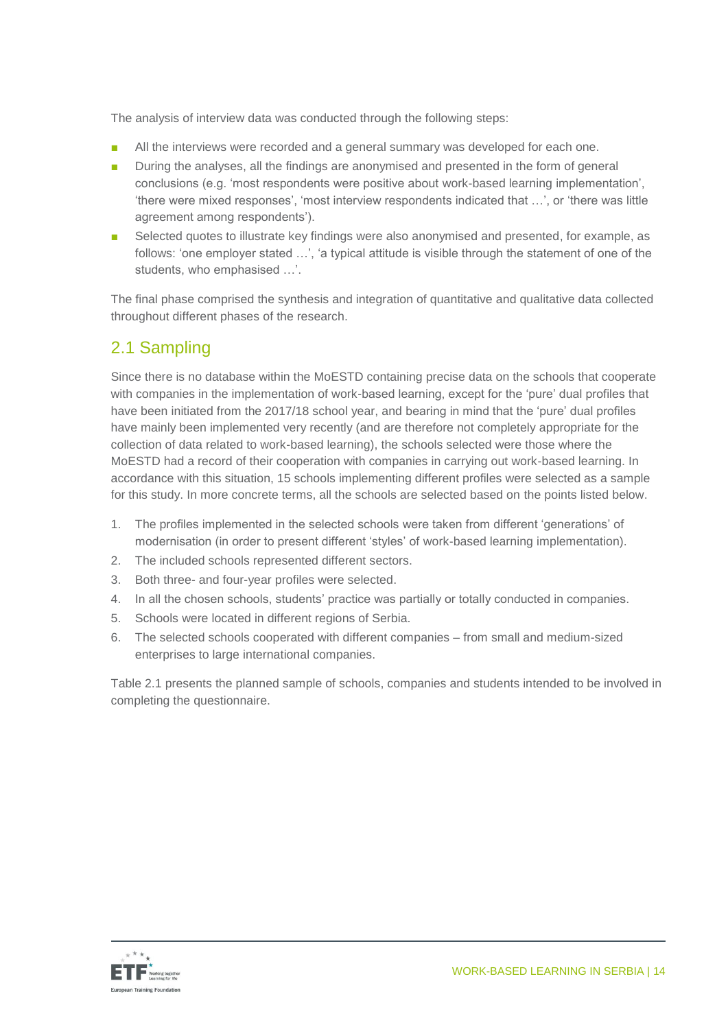The analysis of interview data was conducted through the following steps:

- All the interviews were recorded and a general summary was developed for each one.
- During the analyses, all the findings are anonymised and presented in the form of general conclusions (e.g. 'most respondents were positive about work-based learning implementation', 'there were mixed responses', 'most interview respondents indicated that …', or 'there was little agreement among respondents').
- Selected quotes to illustrate key findings were also anonymised and presented, for example, as follows: 'one employer stated …', 'a typical attitude is visible through the statement of one of the students, who emphasised …'.

The final phase comprised the synthesis and integration of quantitative and qualitative data collected throughout different phases of the research.

## 2.1 Sampling

Since there is no database within the MoESTD containing precise data on the schools that cooperate with companies in the implementation of work-based learning, except for the 'pure' dual profiles that have been initiated from the 2017/18 school year, and bearing in mind that the 'pure' dual profiles have mainly been implemented very recently (and are therefore not completely appropriate for the collection of data related to work-based learning), the schools selected were those where the MoESTD had a record of their cooperation with companies in carrying out work-based learning. In accordance with this situation, 15 schools implementing different profiles were selected as a sample for this study. In more concrete terms, all the schools are selected based on the points listed below.

1. The profiles implemented in the selected schools were taken from different 'generations' of modernisation (in order to present different 'styles' of work-based learning implementation).
2. The included schools represented different sectors.
3. Both three- and four-year profiles were selected.
4. In all the chosen schools, students' practice was partially or totally conducted in companies.
5. Schools were located in different regions of Serbia.
6. The selected schools cooperated with different companies – from small and medium-sized enterprises to large international companies.

Table 2.1 presents the planned sample of schools, companies and students intended to be involved in completing the questionnaire.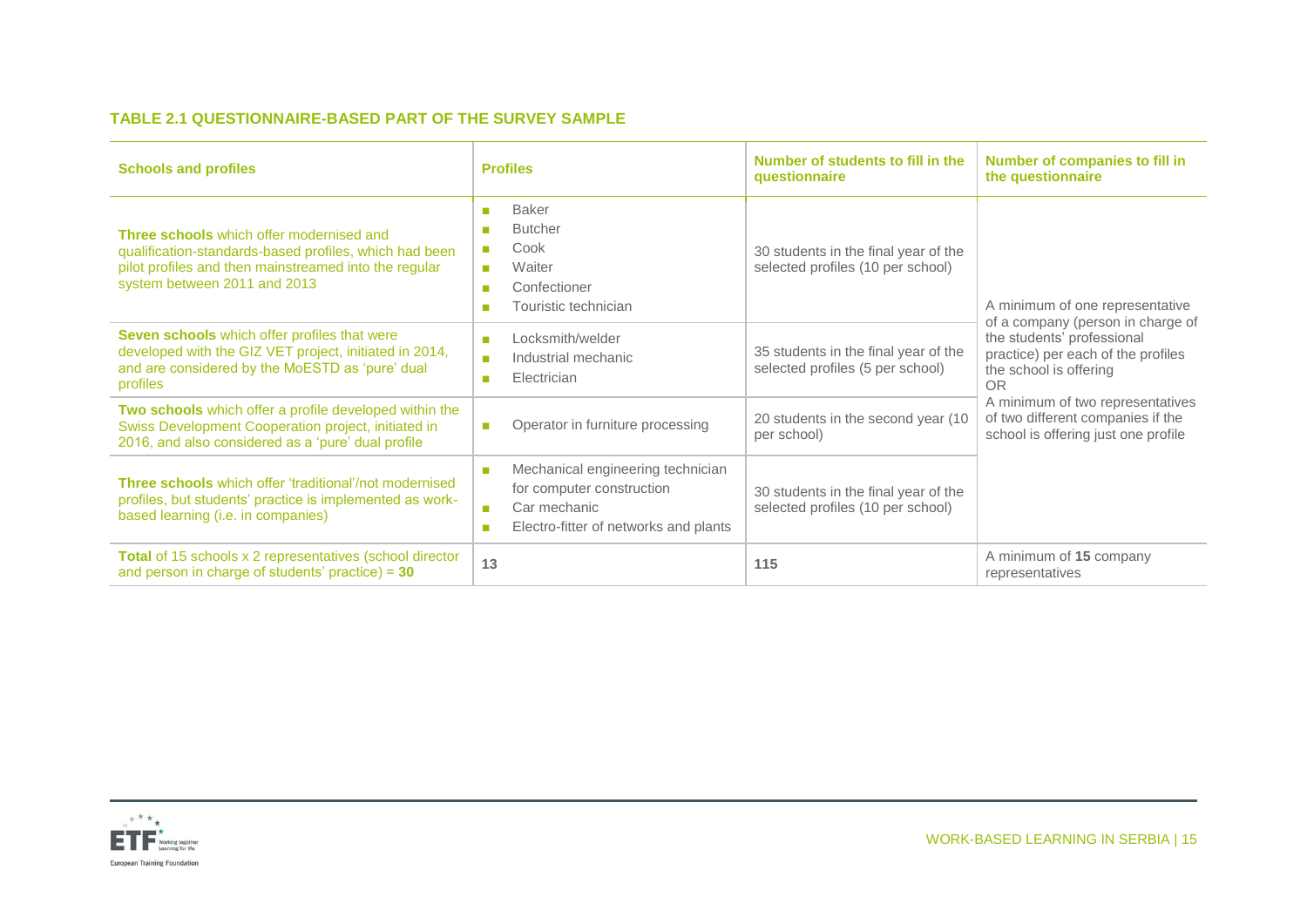**TABLE 2.1 QUESTIONNAIRE-BASED PART OF THE SURVEY SAMPLE**

| Schools and profiles | Profiles | Number of students to fill in the questionnaire | Number of companies to fill in the questionnaire |
|---|---|---|---|
| **Three schools** which offer modernised and qualification-standards-based profiles, which had been pilot profiles and then mainstreamed into the regular system between 2011 and 2013 | ▪ Baker<br>▪ Butcher<br>▪ Cook<br>▪ Waiter<br>▪ Confectioner<br>▪ Touristic technician | 30 students in the final year of the selected profiles (10 per school) | A minimum of one representative of a company (person in charge of the students' professional practice) per each of the profiles the school is offering<br>OR<br>A minimum of two representatives of two different companies if the school is offering just one profile |
| **Seven schools** which offer profiles that were developed with the GIZ VET project, initiated in 2014, and are considered by the MoESTD as 'pure' dual profiles | ▪ Locksmith/welder<br>▪ Industrial mechanic<br>▪ Electrician | 35 students in the final year of the selected profiles (5 per school) | |
| **Two schools** which offer a profile developed within the Swiss Development Cooperation project, initiated in 2016, and also considered as a 'pure' dual profile | ▪ Operator in furniture processing | 20 students in the second year (10 per school) | |
| **Three schools** which offer 'traditional'/not modernised profiles, but students' practice is implemented as work-based learning (i.e. in companies) | ▪ Mechanical engineering technician for computer construction<br>▪ Car mechanic<br>▪ Electro-fitter of networks and plants | 30 students in the final year of the selected profiles (10 per school) | |
| **Total** of 15 schools x 2 representatives (school director and person in charge of students' practice) = **30** | 13 | 115 | A minimum of **15** company representatives |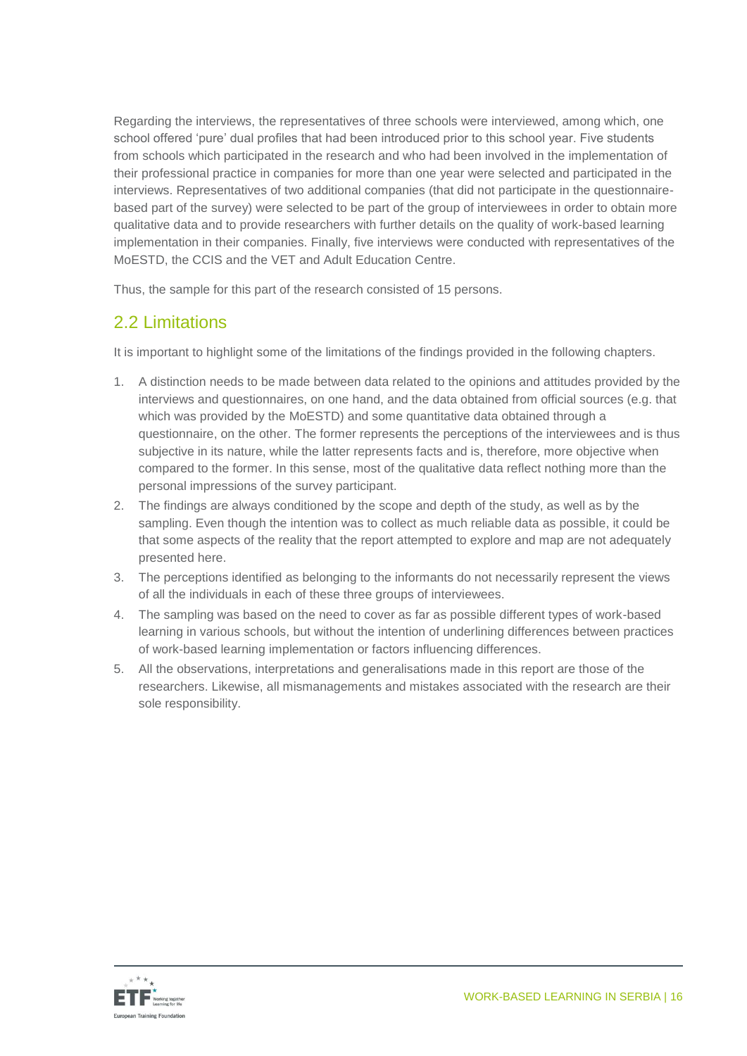Regarding the interviews, the representatives of three schools were interviewed, among which, one school offered 'pure' dual profiles that had been introduced prior to this school year. Five students from schools which participated in the research and who had been involved in the implementation of their professional practice in companies for more than one year were selected and participated in the interviews. Representatives of two additional companies (that did not participate in the questionnaire-based part of the survey) were selected to be part of the group of interviewees in order to obtain more qualitative data and to provide researchers with further details on the quality of work-based learning implementation in their companies. Finally, five interviews were conducted with representatives of the MoESTD, the CCIS and the VET and Adult Education Centre.

Thus, the sample for this part of the research consisted of 15 persons.

## 2.2 Limitations

It is important to highlight some of the limitations of the findings provided in the following chapters.

1. A distinction needs to be made between data related to the opinions and attitudes provided by the interviews and questionnaires, on one hand, and the data obtained from official sources (e.g. that which was provided by the MoESTD) and some quantitative data obtained through a questionnaire, on the other. The former represents the perceptions of the interviewees and is thus subjective in its nature, while the latter represents facts and is, therefore, more objective when compared to the former. In this sense, most of the qualitative data reflect nothing more than the personal impressions of the survey participant.
2. The findings are always conditioned by the scope and depth of the study, as well as by the sampling. Even though the intention was to collect as much reliable data as possible, it could be that some aspects of the reality that the report attempted to explore and map are not adequately presented here.
3. The perceptions identified as belonging to the informants do not necessarily represent the views of all the individuals in each of these three groups of interviewees.
4. The sampling was based on the need to cover as far as possible different types of work-based learning in various schools, but without the intention of underlining differences between practices of work-based learning implementation or factors influencing differences.
5. All the observations, interpretations and generalisations made in this report are those of the researchers. Likewise, all mismanagements and mistakes associated with the research are their sole responsibility.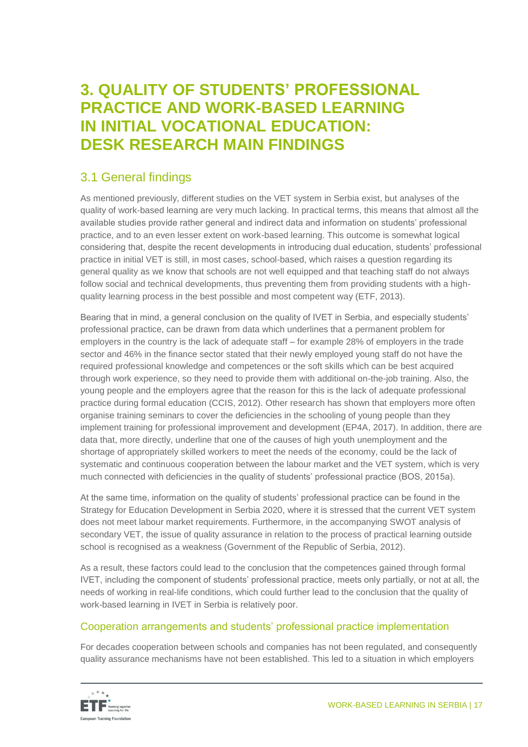# 3. QUALITY OF STUDENTS' PROFESSIONAL PRACTICE AND WORK-BASED LEARNING IN INITIAL VOCATIONAL EDUCATION: DESK RESEARCH MAIN FINDINGS

## 3.1 General findings

As mentioned previously, different studies on the VET system in Serbia exist, but analyses of the quality of work-based learning are very much lacking. In practical terms, this means that almost all the available studies provide rather general and indirect data and information on students' professional practice, and to an even lesser extent on work-based learning. This outcome is somewhat logical considering that, despite the recent developments in introducing dual education, students' professional practice in initial VET is still, in most cases, school-based, which raises a question regarding its general quality as we know that schools are not well equipped and that teaching staff do not always follow social and technical developments, thus preventing them from providing students with a high-quality learning process in the best possible and most competent way (ETF, 2013).

Bearing that in mind, a general conclusion on the quality of IVET in Serbia, and especially students' professional practice, can be drawn from data which underlines that a permanent problem for employers in the country is the lack of adequate staff – for example 28% of employers in the trade sector and 46% in the finance sector stated that their newly employed young staff do not have the required professional knowledge and competences or the soft skills which can be best acquired through work experience, so they need to provide them with additional on-the-job training. Also, the young people and the employers agree that the reason for this is the lack of adequate professional practice during formal education (CCIS, 2012). Other research has shown that employers more often organise training seminars to cover the deficiencies in the schooling of young people than they implement training for professional improvement and development (EP4A, 2017). In addition, there are data that, more directly, underline that one of the causes of high youth unemployment and the shortage of appropriately skilled workers to meet the needs of the economy, could be the lack of systematic and continuous cooperation between the labour market and the VET system, which is very much connected with deficiencies in the quality of students' professional practice (BOS, 2015a).

At the same time, information on the quality of students' professional practice can be found in the Strategy for Education Development in Serbia 2020, where it is stressed that the current VET system does not meet labour market requirements. Furthermore, in the accompanying SWOT analysis of secondary VET, the issue of quality assurance in relation to the process of practical learning outside school is recognised as a weakness (Government of the Republic of Serbia, 2012).

As a result, these factors could lead to the conclusion that the competences gained through formal IVET, including the component of students' professional practice, meets only partially, or not at all, the needs of working in real-life conditions, which could further lead to the conclusion that the quality of work-based learning in IVET in Serbia is relatively poor.

### Cooperation arrangements and students' professional practice implementation

For decades cooperation between schools and companies has not been regulated, and consequently quality assurance mechanisms have not been established. This led to a situation in which employers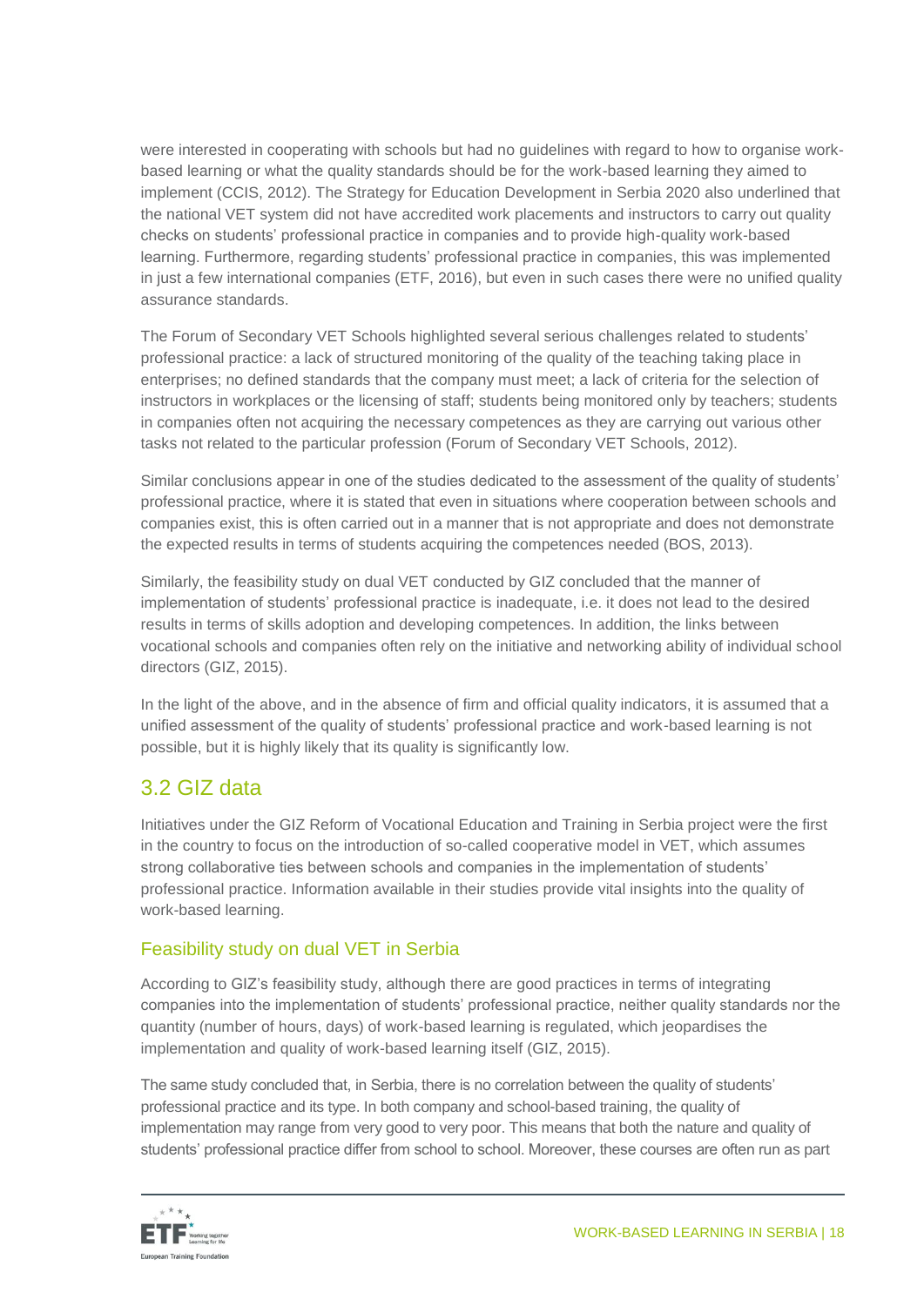were interested in cooperating with schools but had no guidelines with regard to how to organise work-based learning or what the quality standards should be for the work-based learning they aimed to implement (CCIS, 2012). The Strategy for Education Development in Serbia 2020 also underlined that the national VET system did not have accredited work placements and instructors to carry out quality checks on students' professional practice in companies and to provide high-quality work-based learning. Furthermore, regarding students' professional practice in companies, this was implemented in just a few international companies (ETF, 2016), but even in such cases there were no unified quality assurance standards.

The Forum of Secondary VET Schools highlighted several serious challenges related to students' professional practice: a lack of structured monitoring of the quality of the teaching taking place in enterprises; no defined standards that the company must meet; a lack of criteria for the selection of instructors in workplaces or the licensing of staff; students being monitored only by teachers; students in companies often not acquiring the necessary competences as they are carrying out various other tasks not related to the particular profession (Forum of Secondary VET Schools, 2012).

Similar conclusions appear in one of the studies dedicated to the assessment of the quality of students' professional practice, where it is stated that even in situations where cooperation between schools and companies exist, this is often carried out in a manner that is not appropriate and does not demonstrate the expected results in terms of students acquiring the competences needed (BOS, 2013).

Similarly, the feasibility study on dual VET conducted by GIZ concluded that the manner of implementation of students' professional practice is inadequate, i.e. it does not lead to the desired results in terms of skills adoption and developing competences. In addition, the links between vocational schools and companies often rely on the initiative and networking ability of individual school directors (GIZ, 2015).

In the light of the above, and in the absence of firm and official quality indicators, it is assumed that a unified assessment of the quality of students' professional practice and work-based learning is not possible, but it is highly likely that its quality is significantly low.

## 3.2 GIZ data

Initiatives under the GIZ Reform of Vocational Education and Training in Serbia project were the first in the country to focus on the introduction of so-called cooperative model in VET, which assumes strong collaborative ties between schools and companies in the implementation of students' professional practice. Information available in their studies provide vital insights into the quality of work-based learning.

### Feasibility study on dual VET in Serbia

According to GIZ's feasibility study, although there are good practices in terms of integrating companies into the implementation of students' professional practice, neither quality standards nor the quantity (number of hours, days) of work-based learning is regulated, which jeopardises the implementation and quality of work-based learning itself (GIZ, 2015).

The same study concluded that, in Serbia, there is no correlation between the quality of students' professional practice and its type. In both company and school-based training, the quality of implementation may range from very good to very poor. This means that both the nature and quality of students' professional practice differ from school to school. Moreover, these courses are often run as part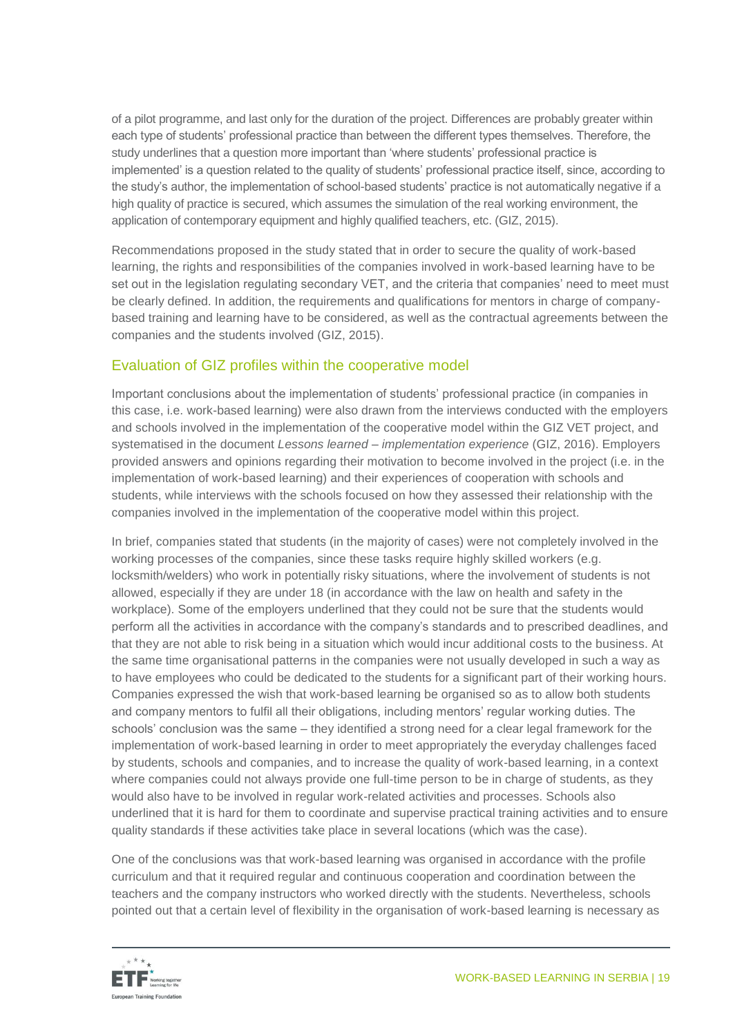of a pilot programme, and last only for the duration of the project. Differences are probably greater within each type of students' professional practice than between the different types themselves. Therefore, the study underlines that a question more important than 'where students' professional practice is implemented' is a question related to the quality of students' professional practice itself, since, according to the study's author, the implementation of school-based students' practice is not automatically negative if a high quality of practice is secured, which assumes the simulation of the real working environment, the application of contemporary equipment and highly qualified teachers, etc. (GIZ, 2015).

Recommendations proposed in the study stated that in order to secure the quality of work-based learning, the rights and responsibilities of the companies involved in work-based learning have to be set out in the legislation regulating secondary VET, and the criteria that companies' need to meet must be clearly defined. In addition, the requirements and qualifications for mentors in charge of company-based training and learning have to be considered, as well as the contractual agreements between the companies and the students involved (GIZ, 2015).

## Evaluation of GIZ profiles within the cooperative model

Important conclusions about the implementation of students' professional practice (in companies in this case, i.e. work-based learning) were also drawn from the interviews conducted with the employers and schools involved in the implementation of the cooperative model within the GIZ VET project, and systematised in the document *Lessons learned – implementation experience* (GIZ, 2016). Employers provided answers and opinions regarding their motivation to become involved in the project (i.e. in the implementation of work-based learning) and their experiences of cooperation with schools and students, while interviews with the schools focused on how they assessed their relationship with the companies involved in the implementation of the cooperative model within this project.

In brief, companies stated that students (in the majority of cases) were not completely involved in the working processes of the companies, since these tasks require highly skilled workers (e.g. locksmith/welders) who work in potentially risky situations, where the involvement of students is not allowed, especially if they are under 18 (in accordance with the law on health and safety in the workplace). Some of the employers underlined that they could not be sure that the students would perform all the activities in accordance with the company's standards and to prescribed deadlines, and that they are not able to risk being in a situation which would incur additional costs to the business. At the same time organisational patterns in the companies were not usually developed in such a way as to have employees who could be dedicated to the students for a significant part of their working hours. Companies expressed the wish that work-based learning be organised so as to allow both students and company mentors to fulfil all their obligations, including mentors' regular working duties. The schools' conclusion was the same – they identified a strong need for a clear legal framework for the implementation of work-based learning in order to meet appropriately the everyday challenges faced by students, schools and companies, and to increase the quality of work-based learning, in a context where companies could not always provide one full-time person to be in charge of students, as they would also have to be involved in regular work-related activities and processes. Schools also underlined that it is hard for them to coordinate and supervise practical training activities and to ensure quality standards if these activities take place in several locations (which was the case).

One of the conclusions was that work-based learning was organised in accordance with the profile curriculum and that it required regular and continuous cooperation and coordination between the teachers and the company instructors who worked directly with the students. Nevertheless, schools pointed out that a certain level of flexibility in the organisation of work-based learning is necessary as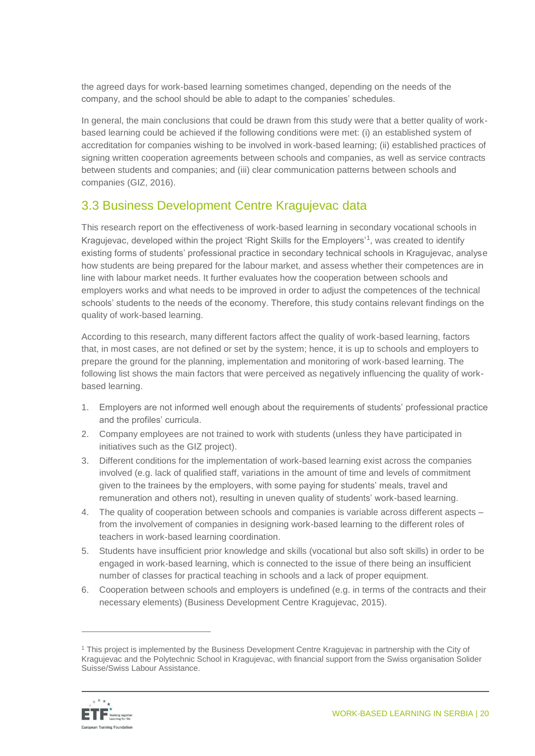the agreed days for work-based learning sometimes changed, depending on the needs of the company, and the school should be able to adapt to the companies' schedules.

In general, the main conclusions that could be drawn from this study were that a better quality of work-based learning could be achieved if the following conditions were met: (i) an established system of accreditation for companies wishing to be involved in work-based learning; (ii) established practices of signing written cooperation agreements between schools and companies, as well as service contracts between students and companies; and (iii) clear communication patterns between schools and companies (GIZ, 2016).

## 3.3 Business Development Centre Kragujevac data

This research report on the effectiveness of work-based learning in secondary vocational schools in Kragujevac, developed within the project 'Right Skills for the Employers'[1], was created to identify existing forms of students' professional practice in secondary technical schools in Kragujevac, analyse how students are being prepared for the labour market, and assess whether their competences are in line with labour market needs. It further evaluates how the cooperation between schools and employers works and what needs to be improved in order to adjust the competences of the technical schools' students to the needs of the economy. Therefore, this study contains relevant findings on the quality of work-based learning.

According to this research, many different factors affect the quality of work-based learning, factors that, in most cases, are not defined or set by the system; hence, it is up to schools and employers to prepare the ground for the planning, implementation and monitoring of work-based learning. The following list shows the main factors that were perceived as negatively influencing the quality of work-based learning.

1. Employers are not informed well enough about the requirements of students' professional practice and the profiles' curricula.
2. Company employees are not trained to work with students (unless they have participated in initiatives such as the GIZ project).
3. Different conditions for the implementation of work-based learning exist across the companies involved (e.g. lack of qualified staff, variations in the amount of time and levels of commitment given to the trainees by the employers, with some paying for students' meals, travel and remuneration and others not), resulting in uneven quality of students' work-based learning.
4. The quality of cooperation between schools and companies is variable across different aspects – from the involvement of companies in designing work-based learning to the different roles of teachers in work-based learning coordination.
5. Students have insufficient prior knowledge and skills (vocational but also soft skills) in order to be engaged in work-based learning, which is connected to the issue of there being an insufficient number of classes for practical teaching in schools and a lack of proper equipment.
6. Cooperation between schools and employers is undefined (e.g. in terms of the contracts and their necessary elements) (Business Development Centre Kragujevac, 2015).

[1] This project is implemented by the Business Development Centre Kragujevac in partnership with the City of Kragujevac and the Polytechnic School in Kragujevac, with financial support from the Swiss organisation Solider Suisse/Swiss Labour Assistance.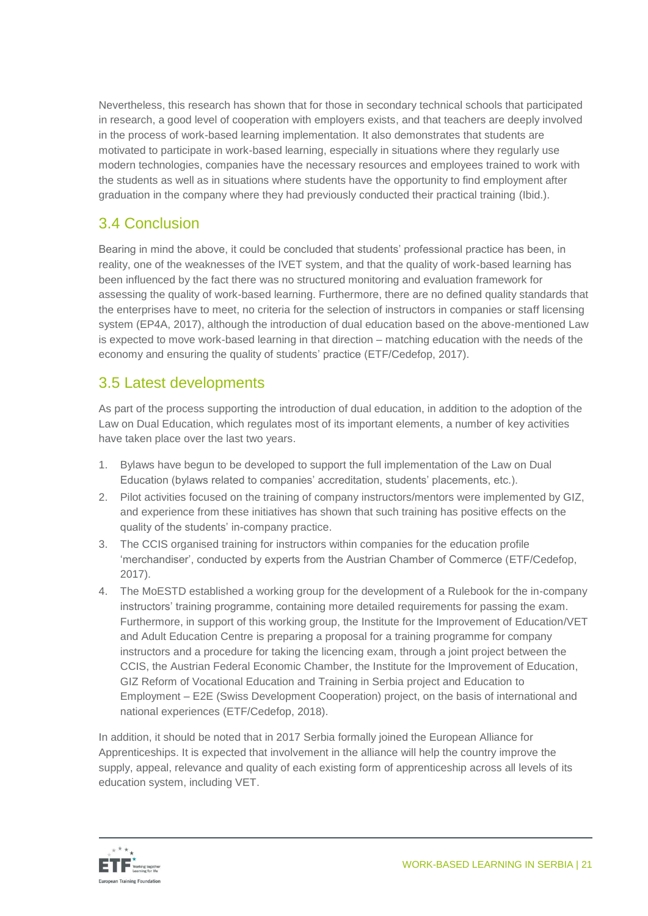Nevertheless, this research has shown that for those in secondary technical schools that participated in research, a good level of cooperation with employers exists, and that teachers are deeply involved in the process of work-based learning implementation. It also demonstrates that students are motivated to participate in work-based learning, especially in situations where they regularly use modern technologies, companies have the necessary resources and employees trained to work with the students as well as in situations where students have the opportunity to find employment after graduation in the company where they had previously conducted their practical training (Ibid.).

## 3.4 Conclusion

Bearing in mind the above, it could be concluded that students' professional practice has been, in reality, one of the weaknesses of the IVET system, and that the quality of work-based learning has been influenced by the fact there was no structured monitoring and evaluation framework for assessing the quality of work-based learning. Furthermore, there are no defined quality standards that the enterprises have to meet, no criteria for the selection of instructors in companies or staff licensing system (EP4A, 2017), although the introduction of dual education based on the above-mentioned Law is expected to move work-based learning in that direction – matching education with the needs of the economy and ensuring the quality of students' practice (ETF/Cedefop, 2017).

## 3.5 Latest developments

As part of the process supporting the introduction of dual education, in addition to the adoption of the Law on Dual Education, which regulates most of its important elements, a number of key activities have taken place over the last two years.

1. Bylaws have begun to be developed to support the full implementation of the Law on Dual Education (bylaws related to companies' accreditation, students' placements, etc.).
2. Pilot activities focused on the training of company instructors/mentors were implemented by GIZ, and experience from these initiatives has shown that such training has positive effects on the quality of the students' in-company practice.
3. The CCIS organised training for instructors within companies for the education profile 'merchandiser', conducted by experts from the Austrian Chamber of Commerce (ETF/Cedefop, 2017).
4. The MoESTD established a working group for the development of a Rulebook for the in-company instructors' training programme, containing more detailed requirements for passing the exam. Furthermore, in support of this working group, the Institute for the Improvement of Education/VET and Adult Education Centre is preparing a proposal for a training programme for company instructors and a procedure for taking the licencing exam, through a joint project between the CCIS, the Austrian Federal Economic Chamber, the Institute for the Improvement of Education, GIZ Reform of Vocational Education and Training in Serbia project and Education to Employment – E2E (Swiss Development Cooperation) project, on the basis of international and national experiences (ETF/Cedefop, 2018).

In addition, it should be noted that in 2017 Serbia formally joined the European Alliance for Apprenticeships. It is expected that involvement in the alliance will help the country improve the supply, appeal, relevance and quality of each existing form of apprenticeship across all levels of its education system, including VET.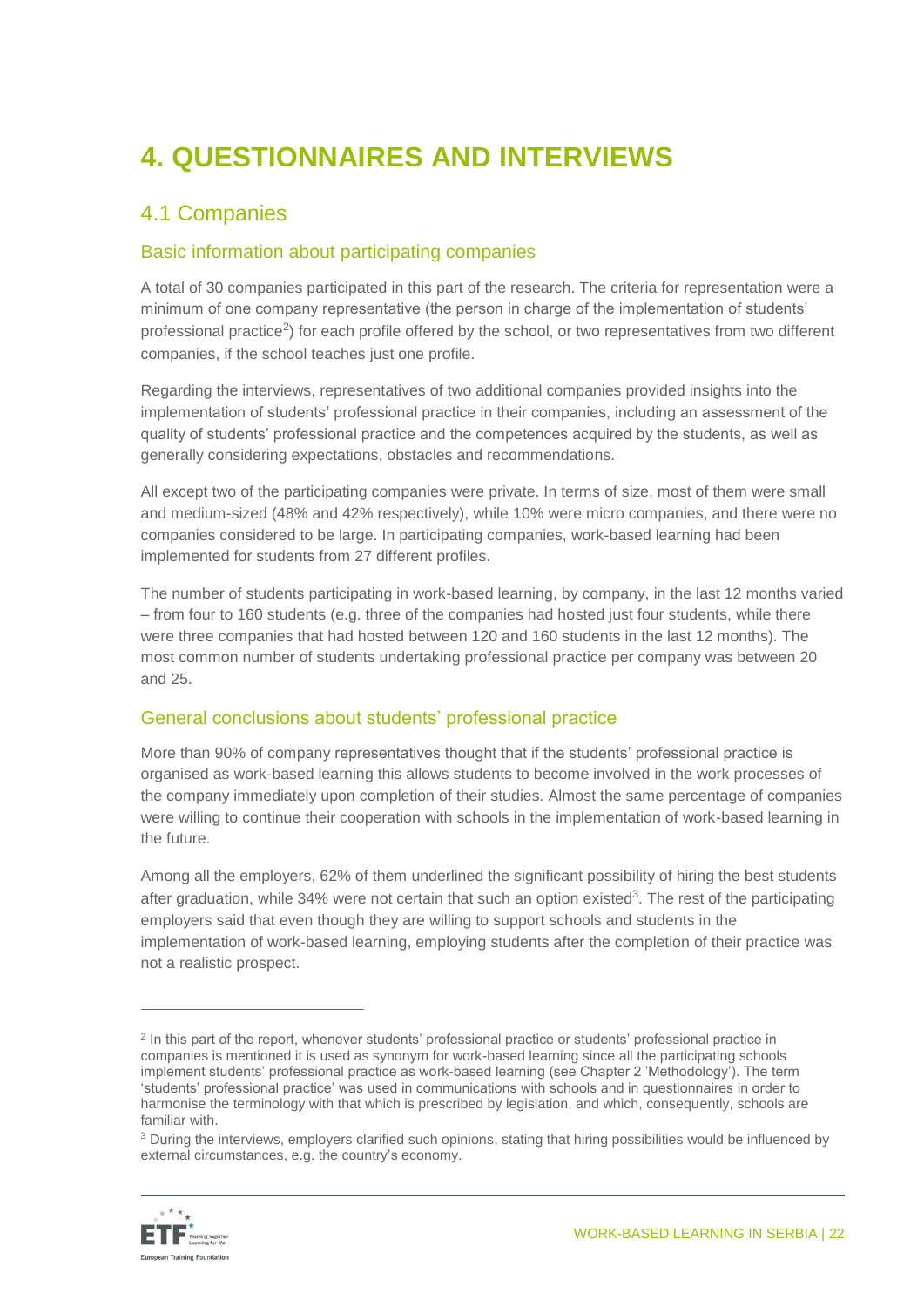# 4. QUESTIONNAIRES AND INTERVIEWS

## 4.1 Companies

### Basic information about participating companies

A total of 30 companies participated in this part of the research. The criteria for representation were a minimum of one company representative (the person in charge of the implementation of students' professional practice[2]) for each profile offered by the school, or two representatives from two different companies, if the school teaches just one profile.

Regarding the interviews, representatives of two additional companies provided insights into the implementation of students' professional practice in their companies, including an assessment of the quality of students' professional practice and the competences acquired by the students, as well as generally considering expectations, obstacles and recommendations.

All except two of the participating companies were private. In terms of size, most of them were small and medium-sized (48% and 42% respectively), while 10% were micro companies, and there were no companies considered to be large. In participating companies, work-based learning had been implemented for students from 27 different profiles.

The number of students participating in work-based learning, by company, in the last 12 months varied – from four to 160 students (e.g. three of the companies had hosted just four students, while there were three companies that had hosted between 120 and 160 students in the last 12 months). The most common number of students undertaking professional practice per company was between 20 and 25.

### General conclusions about students' professional practice

More than 90% of company representatives thought that if the students' professional practice is organised as work-based learning this allows students to become involved in the work processes of the company immediately upon completion of their studies. Almost the same percentage of companies were willing to continue their cooperation with schools in the implementation of work-based learning in the future.

Among all the employers, 62% of them underlined the significant possibility of hiring the best students after graduation, while 34% were not certain that such an option existed[3]. The rest of the participating employers said that even though they are willing to support schools and students in the implementation of work-based learning, employing students after the completion of their practice was not a realistic prospect.

---

[2] In this part of the report, whenever students' professional practice or students' professional practice in companies is mentioned it is used as synonym for work-based learning since all the participating schools implement students' professional practice as work-based learning (see Chapter 2 'Methodology'). The term 'students' professional practice' was used in communications with schools and in questionnaires in order to harmonise the terminology with that which is prescribed by legislation, and which, consequently, schools are familiar with.

[3] During the interviews, employers clarified such opinions, stating that hiring possibilities would be influenced by external circumstances, e.g. the country's economy.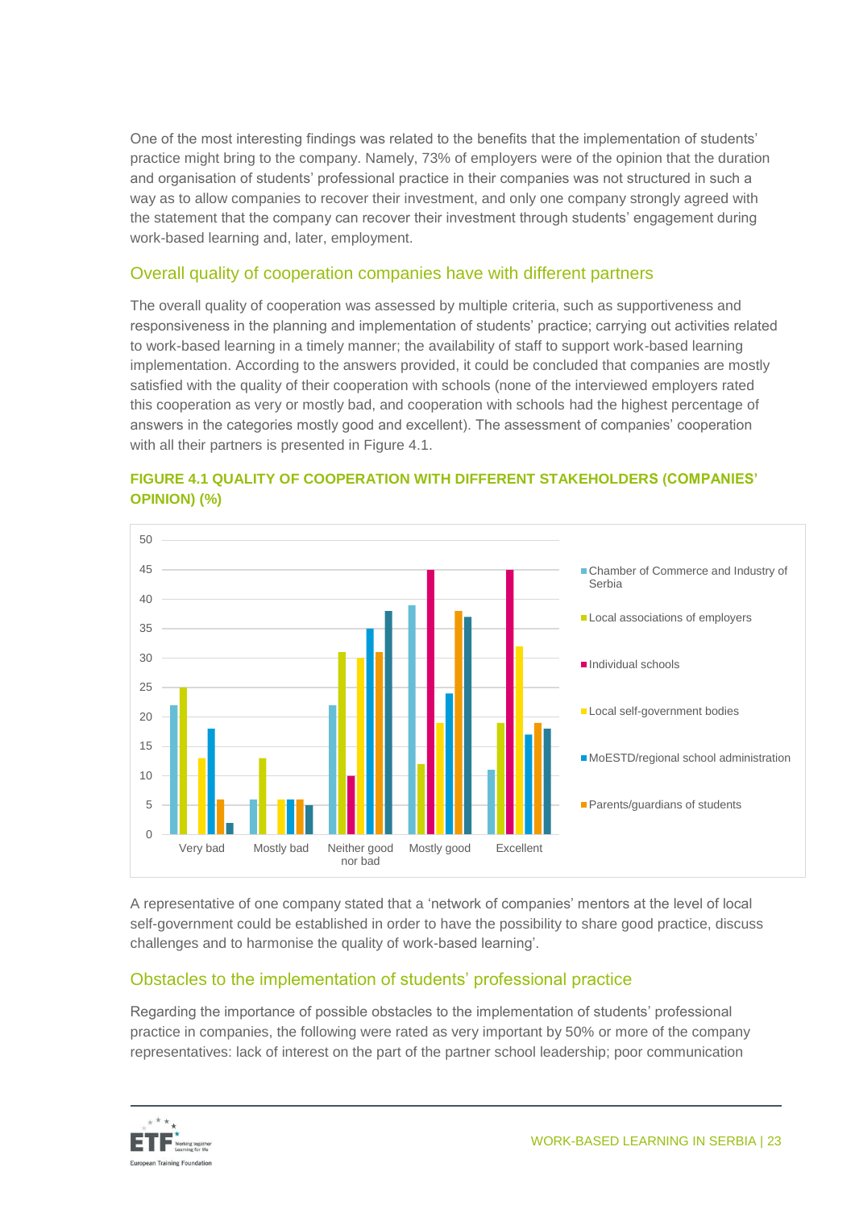One of the most interesting findings was related to the benefits that the implementation of students' practice might bring to the company. Namely, 73% of employers were of the opinion that the duration and organisation of students' professional practice in their companies was not structured in such a way as to allow companies to recover their investment, and only one company strongly agreed with the statement that the company can recover their investment through students' engagement during work-based learning and, later, employment.

## Overall quality of cooperation companies have with different partners

The overall quality of cooperation was assessed by multiple criteria, such as supportiveness and responsiveness in the planning and implementation of students' practice; carrying out activities related to work-based learning in a timely manner; the availability of staff to support work-based learning implementation. According to the answers provided, it could be concluded that companies are mostly satisfied with the quality of their cooperation with schools (none of the interviewed employers rated this cooperation as very or mostly bad, and cooperation with schools had the highest percentage of answers in the categories mostly good and excellent). The assessment of companies' cooperation with all their partners is presented in Figure 4.1.

**FIGURE 4.1 QUALITY OF COOPERATION WITH DIFFERENT STAKEHOLDERS (COMPANIES' OPINION) (%)**

| | Very bad | Mostly bad | Neither good nor bad | Mostly good | Excellent |
|---|---|---|---|---|---|
| Chamber of Commerce and Industry of Serbia | 22 | 6 | 22 | 39 | 11 |
| Local associations of employers | 25 | 13 | 31 | 12 | 19 |
| Individual schools | 0 | 0 | 10 | 45 | 45 |
| Local self-government bodies | 13 | 6 | 30 | 19 | 32 |
| MoESTD/regional school administration | 18 | 6 | 35 | 24 | 17 |
| Parents/guardians of students | 6 | 6 | 31 | 38 | 19 |
| (unlabelled series) | 2 | 5 | 38 | 37 | 18 |

A representative of one company stated that a 'network of companies' mentors at the level of local self-government could be established in order to have the possibility to share good practice, discuss challenges and to harmonise the quality of work-based learning'.

## Obstacles to the implementation of students' professional practice

Regarding the importance of possible obstacles to the implementation of students' professional practice in companies, the following were rated as very important by 50% or more of the company representatives: lack of interest on the part of the partner school leadership; poor communication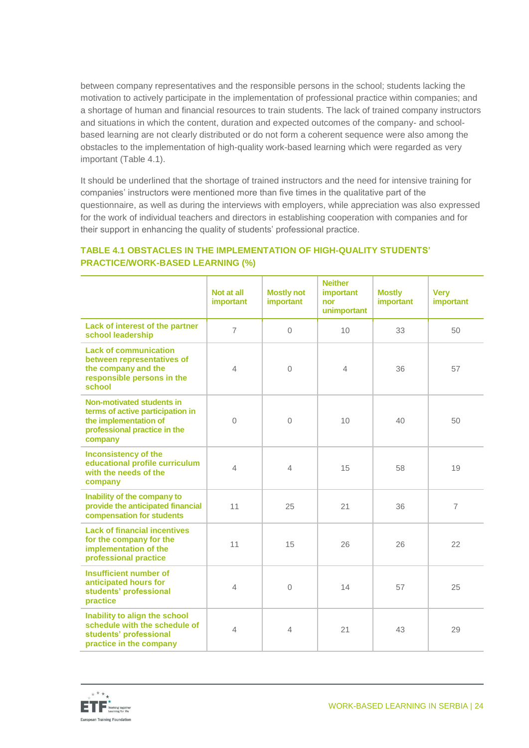between company representatives and the responsible persons in the school; students lacking the motivation to actively participate in the implementation of professional practice within companies; and a shortage of human and financial resources to train students. The lack of trained company instructors and situations in which the content, duration and expected outcomes of the company- and school-based learning are not clearly distributed or do not form a coherent sequence were also among the obstacles to the implementation of high-quality work-based learning which were regarded as very important (Table 4.1).

It should be underlined that the shortage of trained instructors and the need for intensive training for companies' instructors were mentioned more than five times in the qualitative part of the questionnaire, as well as during the interviews with employers, while appreciation was also expressed for the work of individual teachers and directors in establishing cooperation with companies and for their support in enhancing the quality of students' professional practice.

### TABLE 4.1 OBSTACLES IN THE IMPLEMENTATION OF HIGH-QUALITY STUDENTS' PRACTICE/WORK-BASED LEARNING (%)

| | Not at all important | Mostly not important | Neither important nor unimportant | Mostly important | Very important |
|---|---|---|---|---|---|
| **Lack of interest of the partner school leadership** | 7 | 0 | 10 | 33 | 50 |
| **Lack of communication between representatives of the company and the responsible persons in the school** | 4 | 0 | 4 | 36 | 57 |
| **Non-motivated students in terms of active participation in the implementation of professional practice in the company** | 0 | 0 | 10 | 40 | 50 |
| **Inconsistency of the educational profile curriculum with the needs of the company** | 4 | 4 | 15 | 58 | 19 |
| **Inability of the company to provide the anticipated financial compensation for students** | 11 | 25 | 21 | 36 | 7 |
| **Lack of financial incentives for the company for the implementation of the professional practice** | 11 | 15 | 26 | 26 | 22 |
| **Insufficient number of anticipated hours for students' professional practice** | 4 | 0 | 14 | 57 | 25 |
| **Inability to align the school schedule with the schedule of students' professional practice in the company** | 4 | 4 | 21 | 43 | 29 |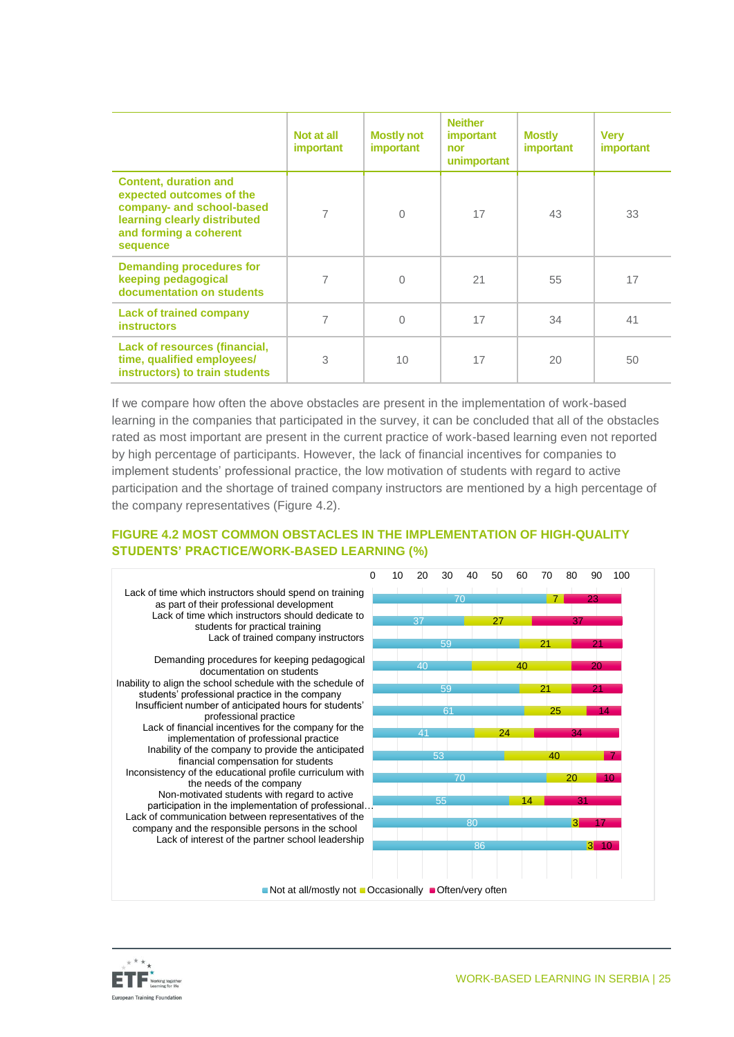| | Not at all important | Mostly not important | Neither important nor unimportant | Mostly important | Very important |
|---|---|---|---|---|---|
| **Content, duration and expected outcomes of the company- and school-based learning clearly distributed and forming a coherent sequence** | 7 | 0 | 17 | 43 | 33 |
| **Demanding procedures for keeping pedagogical documentation on students** | 7 | 0 | 21 | 55 | 17 |
| **Lack of trained company instructors** | 7 | 0 | 17 | 34 | 41 |
| **Lack of resources (financial, time, qualified employees/ instructors) to train students** | 3 | 10 | 17 | 20 | 50 |

If we compare how often the above obstacles are present in the implementation of work-based learning in the companies that participated in the survey, it can be concluded that all of the obstacles rated as most important are present in the current practice of work-based learning even not reported by high percentage of participants. However, the lack of financial incentives for companies to implement students' professional practice, the low motivation of students with regard to active participation and the shortage of trained company instructors are mentioned by a high percentage of the company representatives (Figure 4.2).

**FIGURE 4.2 MOST COMMON OBSTACLES IN THE IMPLEMENTATION OF HIGH-QUALITY STUDENTS' PRACTICE/WORK-BASED LEARNING (%)**

| | Not at all/mostly not | Occasionally | Often/very often |
|---|---|---|---|
| Lack of time which instructors should spend on training as part of their professional development | 70 | 7 | 23 |
| Lack of time which instructors should dedicate to students for practical training | 37 | 27 | 37 |
| Lack of trained company instructors | 59 | 21 | 21 |
| Demanding procedures for keeping pedagogical documentation on students | 40 | 40 | 20 |
| Inability to align the school schedule with the schedule of students' professional practice in the company | 59 | 21 | 21 |
| Insufficient number of anticipated hours for students' professional practice | 61 | 25 | 14 |
| Lack of financial incentives for the company for the implementation of professional practice | 41 | 24 | 34 |
| Inability of the company to provide the anticipated financial compensation for students | 53 | 40 | 7 |
| Inconsistency of the educational profile curriculum with the needs of the company | 70 | 20 | 10 |
| Non-motivated students with regard to active participation in the implementation of professional… | 55 | 14 | 31 |
| Lack of communication between representatives of the company and the responsible persons in the school | 80 | 3 | 17 |
| Lack of interest of the partner school leadership | 86 | 3 | 10 |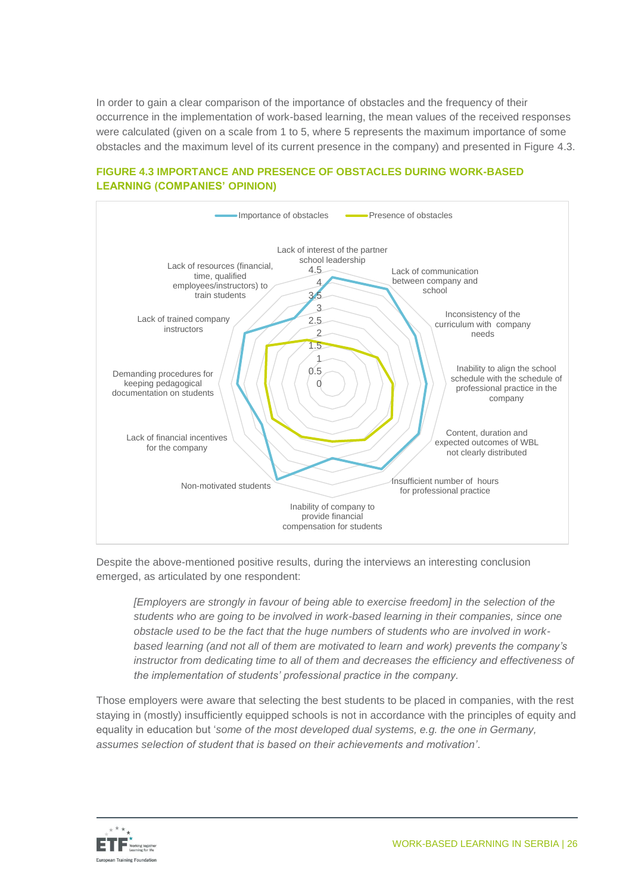In order to gain a clear comparison of the importance of obstacles and the frequency of their occurrence in the implementation of work-based learning, the mean values of the received responses were calculated (given on a scale from 1 to 5, where 5 represents the maximum importance of some obstacles and the maximum level of its current presence in the company) and presented in Figure 4.3.

### FIGURE 4.3 IMPORTANCE AND PRESENCE OF OBSTACLES DURING WORK-BASED LEARNING (COMPANIES' OPINION)

Despite the above-mentioned positive results, during the interviews an interesting conclusion emerged, as articulated by one respondent:

> *[Employers are strongly in favour of being able to exercise freedom] in the selection of the students who are going to be involved in work-based learning in their companies, since one obstacle used to be the fact that the huge numbers of students who are involved in work-based learning (and not all of them are motivated to learn and work) prevents the company's instructor from dedicating time to all of them and decreases the efficiency and effectiveness of the implementation of students' professional practice in the company.*

Those employers were aware that selecting the best students to be placed in companies, with the rest staying in (mostly) insufficiently equipped schools is not in accordance with the principles of equity and equality in education but '*some of the most developed dual systems, e.g. the one in Germany, assumes selection of student that is based on their achievements and motivation*'.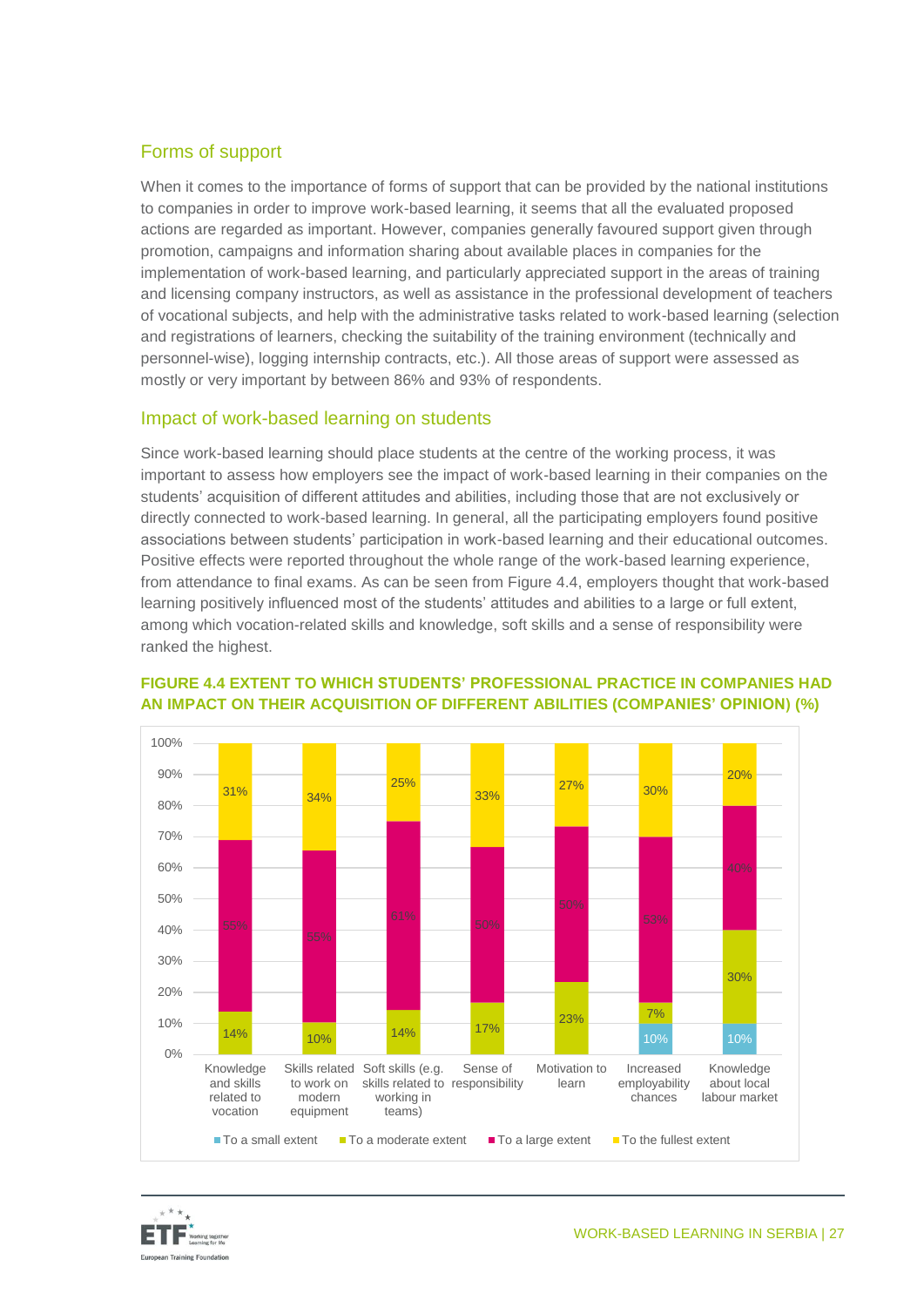## Forms of support

When it comes to the importance of forms of support that can be provided by the national institutions to companies in order to improve work-based learning, it seems that all the evaluated proposed actions are regarded as important. However, companies generally favoured support given through promotion, campaigns and information sharing about available places in companies for the implementation of work-based learning, and particularly appreciated support in the areas of training and licensing company instructors, as well as assistance in the professional development of teachers of vocational subjects, and help with the administrative tasks related to work-based learning (selection and registrations of learners, checking the suitability of the training environment (technically and personnel-wise), logging internship contracts, etc.). All those areas of support were assessed as mostly or very important by between 86% and 93% of respondents.

## Impact of work-based learning on students

Since work-based learning should place students at the centre of the working process, it was important to assess how employers see the impact of work-based learning in their companies on the students' acquisition of different attitudes and abilities, including those that are not exclusively or directly connected to work-based learning. In general, all the participating employers found positive associations between students' participation in work-based learning and their educational outcomes. Positive effects were reported throughout the whole range of the work-based learning experience, from attendance to final exams. As can be seen from Figure 4.4, employers thought that work-based learning positively influenced most of the students' attitudes and abilities to a large or full extent, among which vocation-related skills and knowledge, soft skills and a sense of responsibility were ranked the highest.

**FIGURE 4.4 EXTENT TO WHICH STUDENTS' PROFESSIONAL PRACTICE IN COMPANIES HAD AN IMPACT ON THEIR ACQUISITION OF DIFFERENT ABILITIES (COMPANIES' OPINION) (%)**

| | To a small extent | To a moderate extent | To a large extent | To the fullest extent |
|---|---|---|---|---|
| Knowledge and skills related to vocation | | 14% | 55% | 31% |
| Skills related to work on modern equipment | | 10% | 55% | 34% |
| Soft skills (e.g. skills related to working in teams) | | 14% | 61% | 25% |
| Sense of responsibility | | 17% | 50% | 33% |
| Motivation to learn | | 23% | 50% | 27% |
| Increased employability chances | 10% | 7% | 53% | 30% |
| Knowledge about local labour market | 10% | 30% | 40% | 20% |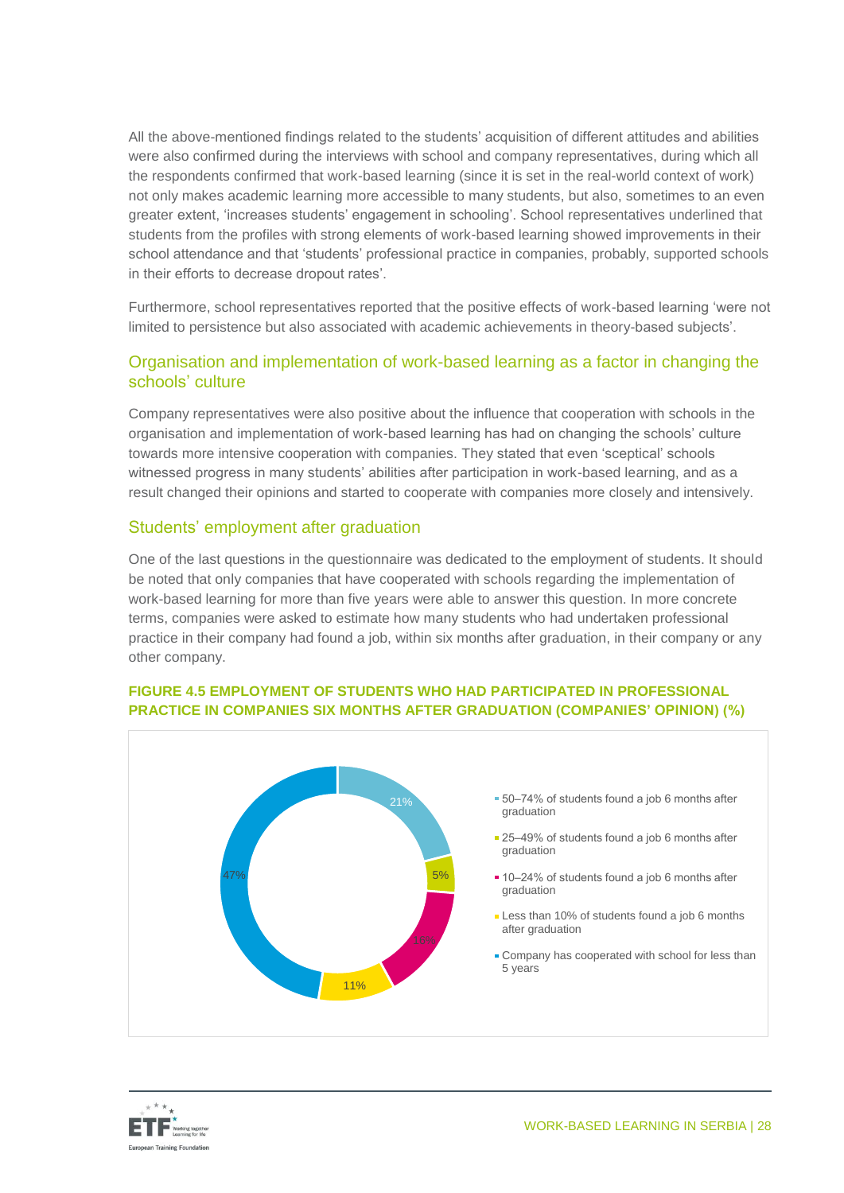All the above-mentioned findings related to the students' acquisition of different attitudes and abilities were also confirmed during the interviews with school and company representatives, during which all the respondents confirmed that work-based learning (since it is set in the real-world context of work) not only makes academic learning more accessible to many students, but also, sometimes to an even greater extent, 'increases students' engagement in schooling'. School representatives underlined that students from the profiles with strong elements of work-based learning showed improvements in their school attendance and that 'students' professional practice in companies, probably, supported schools in their efforts to decrease dropout rates'.

Furthermore, school representatives reported that the positive effects of work-based learning 'were not limited to persistence but also associated with academic achievements in theory-based subjects'.

## Organisation and implementation of work-based learning as a factor in changing the schools' culture

Company representatives were also positive about the influence that cooperation with schools in the organisation and implementation of work-based learning has had on changing the schools' culture towards more intensive cooperation with companies. They stated that even 'sceptical' schools witnessed progress in many students' abilities after participation in work-based learning, and as a result changed their opinions and started to cooperate with companies more closely and intensively.

## Students' employment after graduation

One of the last questions in the questionnaire was dedicated to the employment of students. It should be noted that only companies that have cooperated with schools regarding the implementation of work-based learning for more than five years were able to answer this question. In more concrete terms, companies were asked to estimate how many students who had undertaken professional practice in their company had found a job, within six months after graduation, in their company or any other company.

**FIGURE 4.5 EMPLOYMENT OF STUDENTS WHO HAD PARTICIPATED IN PROFESSIONAL PRACTICE IN COMPANIES SIX MONTHS AFTER GRADUATION (COMPANIES' OPINION) (%)**

| Category | % |
|---|---|
| 50–74% of students found a job 6 months after graduation | 21% |
| 25–49% of students found a job 6 months after graduation | 5% |
| 10–24% of students found a job 6 months after graduation | 16% |
| Less than 10% of students found a job 6 months after graduation | 11% |
| Company has cooperated with school for less than 5 years | 47% |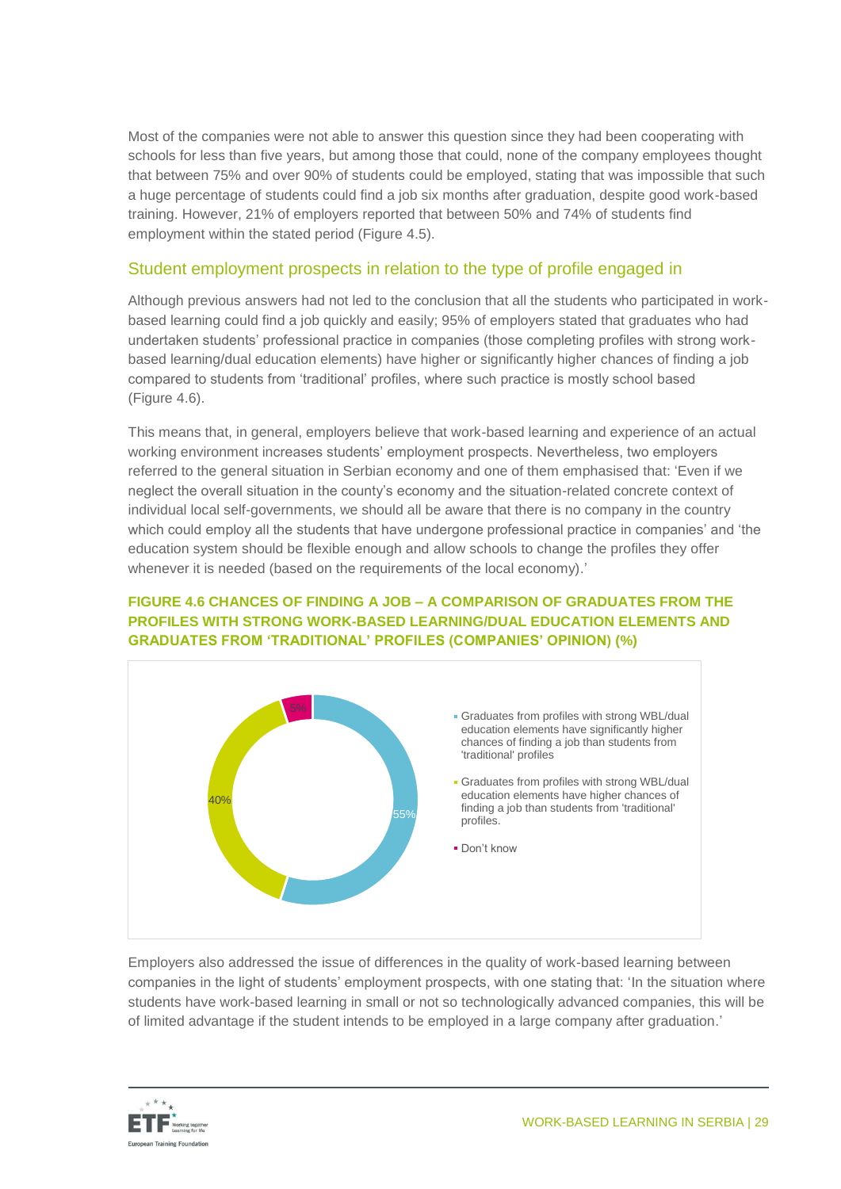Most of the companies were not able to answer this question since they had been cooperating with schools for less than five years, but among those that could, none of the company employees thought that between 75% and over 90% of students could be employed, stating that was impossible that such a huge percentage of students could find a job six months after graduation, despite good work-based training. However, 21% of employers reported that between 50% and 74% of students find employment within the stated period (Figure 4.5).

## Student employment prospects in relation to the type of profile engaged in

Although previous answers had not led to the conclusion that all the students who participated in work-based learning could find a job quickly and easily; 95% of employers stated that graduates who had undertaken students' professional practice in companies (those completing profiles with strong work-based learning/dual education elements) have higher or significantly higher chances of finding a job compared to students from 'traditional' profiles, where such practice is mostly school based (Figure 4.6).

This means that, in general, employers believe that work-based learning and experience of an actual working environment increases students' employment prospects. Nevertheless, two employers referred to the general situation in Serbian economy and one of them emphasised that: 'Even if we neglect the overall situation in the county's economy and the situation-related concrete context of individual local self-governments, we should all be aware that there is no company in the country which could employ all the students that have undergone professional practice in companies' and 'the education system should be flexible enough and allow schools to change the profiles they offer whenever it is needed (based on the requirements of the local economy).'

**FIGURE 4.6 CHANCES OF FINDING A JOB – A COMPARISON OF GRADUATES FROM THE PROFILES WITH STRONG WORK-BASED LEARNING/DUAL EDUCATION ELEMENTS AND GRADUATES FROM 'TRADITIONAL' PROFILES (COMPANIES' OPINION) (%)**

| Response | % |
|---|---|
| Graduates from profiles with strong WBL/dual education elements have significantly higher chances of finding a job than students from 'traditional' profiles | 55% |
| Graduates from profiles with strong WBL/dual education elements have higher chances of finding a job than students from 'traditional' profiles. | 40% |
| Don't know | 5% |

Employers also addressed the issue of differences in the quality of work-based learning between companies in the light of students' employment prospects, with one stating that: 'In the situation where students have work-based learning in small or not so technologically advanced companies, this will be of limited advantage if the student intends to be employed in a large company after graduation.'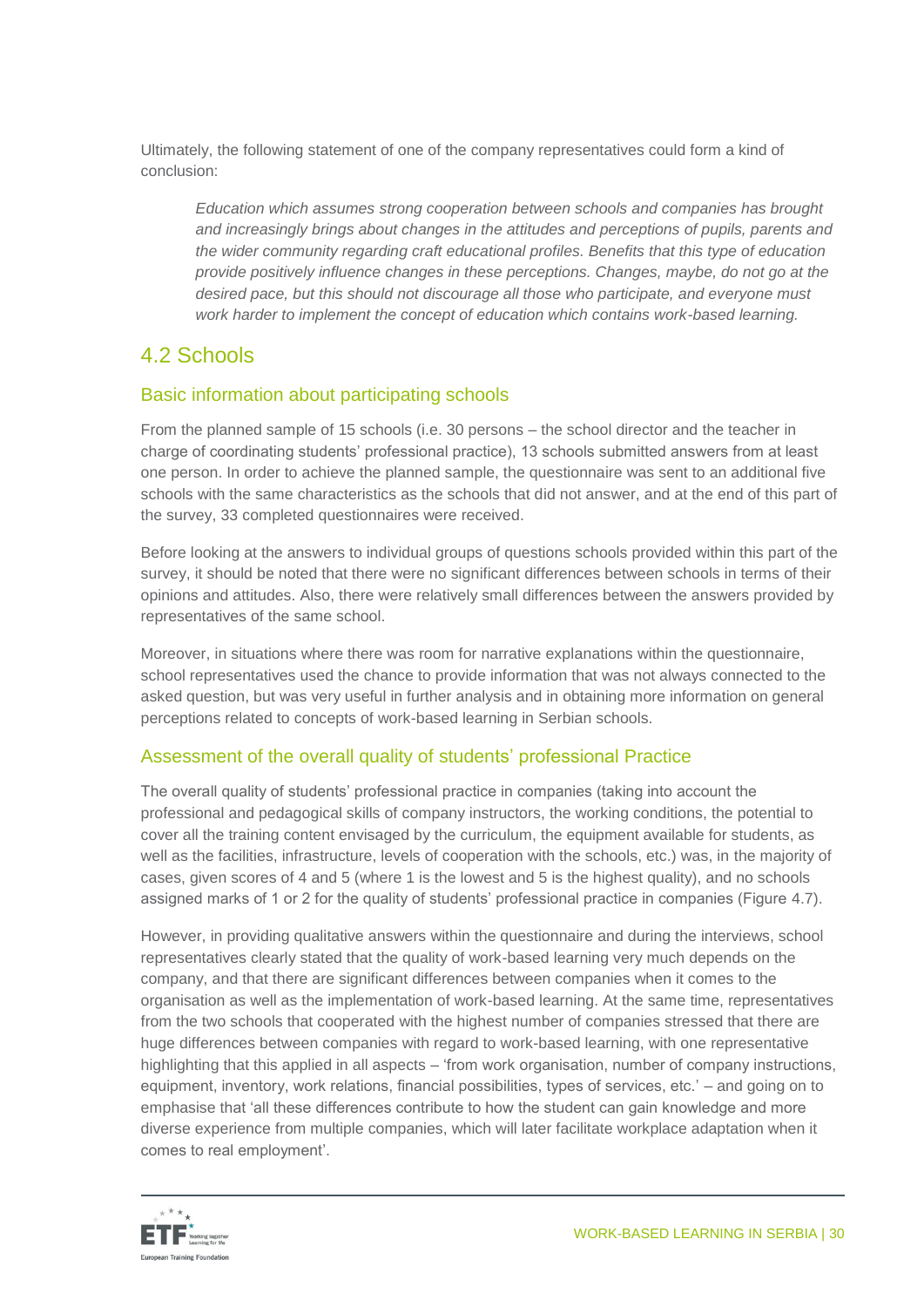Ultimately, the following statement of one of the company representatives could form a kind of conclusion:

> *Education which assumes strong cooperation between schools and companies has brought and increasingly brings about changes in the attitudes and perceptions of pupils, parents and the wider community regarding craft educational profiles. Benefits that this type of education provide positively influence changes in these perceptions. Changes, maybe, do not go at the desired pace, but this should not discourage all those who participate, and everyone must work harder to implement the concept of education which contains work-based learning.*

## 4.2 Schools

### Basic information about participating schools

From the planned sample of 15 schools (i.e. 30 persons – the school director and the teacher in charge of coordinating students' professional practice), 13 schools submitted answers from at least one person. In order to achieve the planned sample, the questionnaire was sent to an additional five schools with the same characteristics as the schools that did not answer, and at the end of this part of the survey, 33 completed questionnaires were received.

Before looking at the answers to individual groups of questions schools provided within this part of the survey, it should be noted that there were no significant differences between schools in terms of their opinions and attitudes. Also, there were relatively small differences between the answers provided by representatives of the same school.

Moreover, in situations where there was room for narrative explanations within the questionnaire, school representatives used the chance to provide information that was not always connected to the asked question, but was very useful in further analysis and in obtaining more information on general perceptions related to concepts of work-based learning in Serbian schools.

### Assessment of the overall quality of students' professional Practice

The overall quality of students' professional practice in companies (taking into account the professional and pedagogical skills of company instructors, the working conditions, the potential to cover all the training content envisaged by the curriculum, the equipment available for students, as well as the facilities, infrastructure, levels of cooperation with the schools, etc.) was, in the majority of cases, given scores of 4 and 5 (where 1 is the lowest and 5 is the highest quality), and no schools assigned marks of 1 or 2 for the quality of students' professional practice in companies (Figure 4.7).

However, in providing qualitative answers within the questionnaire and during the interviews, school representatives clearly stated that the quality of work-based learning very much depends on the company, and that there are significant differences between companies when it comes to the organisation as well as the implementation of work-based learning. At the same time, representatives from the two schools that cooperated with the highest number of companies stressed that there are huge differences between companies with regard to work-based learning, with one representative highlighting that this applied in all aspects – 'from work organisation, number of company instructions, equipment, inventory, work relations, financial possibilities, types of services, etc.' – and going on to emphasise that 'all these differences contribute to how the student can gain knowledge and more diverse experience from multiple companies, which will later facilitate workplace adaptation when it comes to real employment'.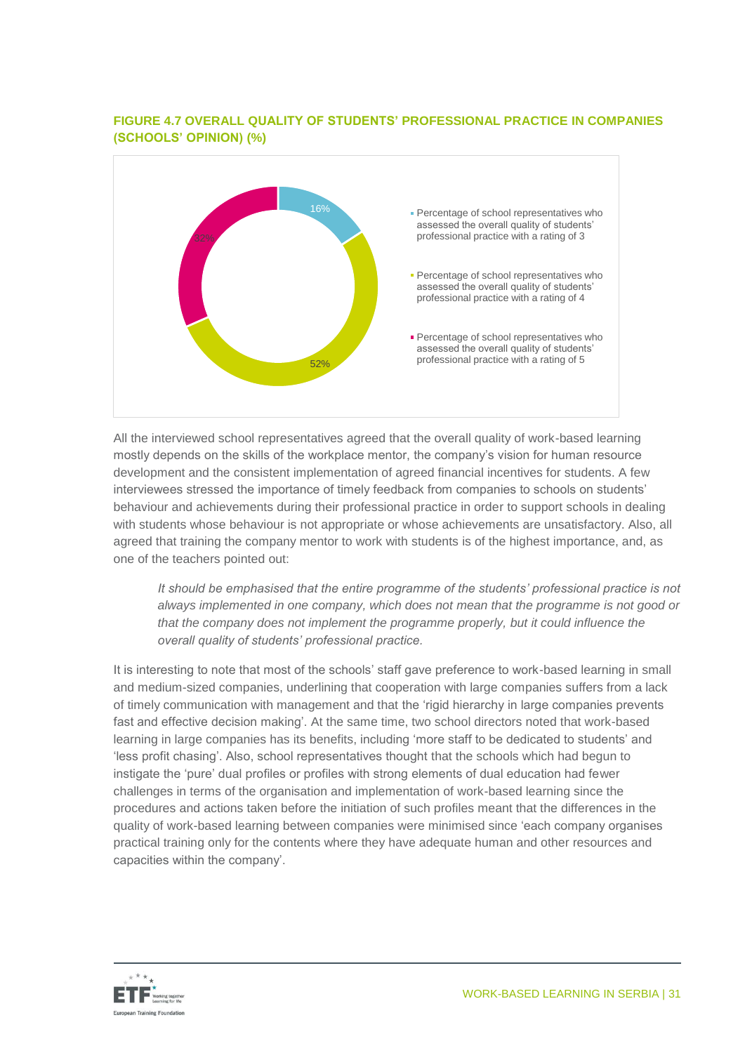**FIGURE 4.7 OVERALL QUALITY OF STUDENTS' PROFESSIONAL PRACTICE IN COMPANIES (SCHOOLS' OPINION) (%)**

| Rating | % |
|---|---|
| Percentage of school representatives who assessed the overall quality of students' professional practice with a rating of 3 | 16% |
| Percentage of school representatives who assessed the overall quality of students' professional practice with a rating of 4 | 52% |
| Percentage of school representatives who assessed the overall quality of students' professional practice with a rating of 5 | 32% |

All the interviewed school representatives agreed that the overall quality of work-based learning mostly depends on the skills of the workplace mentor, the company's vision for human resource development and the consistent implementation of agreed financial incentives for students. A few interviewees stressed the importance of timely feedback from companies to schools on students' behaviour and achievements during their professional practice in order to support schools in dealing with students whose behaviour is not appropriate or whose achievements are unsatisfactory. Also, all agreed that training the company mentor to work with students is of the highest importance, and, as one of the teachers pointed out:

> *It should be emphasised that the entire programme of the students' professional practice is not always implemented in one company, which does not mean that the programme is not good or that the company does not implement the programme properly, but it could influence the overall quality of students' professional practice.*

It is interesting to note that most of the schools' staff gave preference to work-based learning in small and medium-sized companies, underlining that cooperation with large companies suffers from a lack of timely communication with management and that the 'rigid hierarchy in large companies prevents fast and effective decision making'. At the same time, two school directors noted that work-based learning in large companies has its benefits, including 'more staff to be dedicated to students' and 'less profit chasing'. Also, school representatives thought that the schools which had begun to instigate the 'pure' dual profiles or profiles with strong elements of dual education had fewer challenges in terms of the organisation and implementation of work-based learning since the procedures and actions taken before the initiation of such profiles meant that the differences in the quality of work-based learning between companies were minimised since 'each company organises practical training only for the contents where they have adequate human and other resources and capacities within the company'.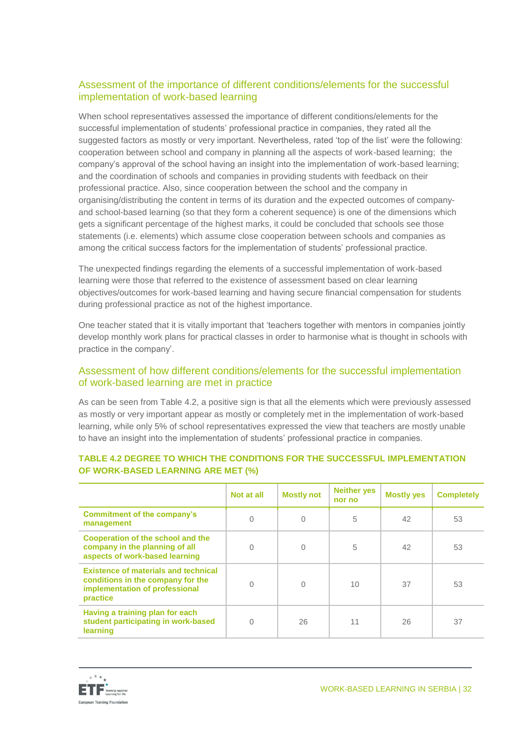### Assessment of the importance of different conditions/elements for the successful implementation of work-based learning

When school representatives assessed the importance of different conditions/elements for the successful implementation of students' professional practice in companies, they rated all the suggested factors as mostly or very important. Nevertheless, rated 'top of the list' were the following: cooperation between school and company in planning all the aspects of work-based learning; the company's approval of the school having an insight into the implementation of work-based learning; and the coordination of schools and companies in providing students with feedback on their professional practice. Also, since cooperation between the school and the company in organising/distributing the content in terms of its duration and the expected outcomes of company- and school-based learning (so that they form a coherent sequence) is one of the dimensions which gets a significant percentage of the highest marks, it could be concluded that schools see those statements (i.e. elements) which assume close cooperation between schools and companies as among the critical success factors for the implementation of students' professional practice.

The unexpected findings regarding the elements of a successful implementation of work-based learning were those that referred to the existence of assessment based on clear learning objectives/outcomes for work-based learning and having secure financial compensation for students during professional practice as not of the highest importance.

One teacher stated that it is vitally important that 'teachers together with mentors in companies jointly develop monthly work plans for practical classes in order to harmonise what is thought in schools with practice in the company'.

### Assessment of how different conditions/elements for the successful implementation of work-based learning are met in practice

As can be seen from Table 4.2, a positive sign is that all the elements which were previously assessed as mostly or very important appear as mostly or completely met in the implementation of work-based learning, while only 5% of school representatives expressed the view that teachers are mostly unable to have an insight into the implementation of students' professional practice in companies.

**TABLE 4.2 DEGREE TO WHICH THE CONDITIONS FOR THE SUCCESSFUL IMPLEMENTATION OF WORK-BASED LEARNING ARE MET (%)**

| | Not at all | Mostly not | Neither yes nor no | Mostly yes | Completely |
|---|---|---|---|---|---|
| **Commitment of the company's management** | 0 | 0 | 5 | 42 | 53 |
| **Cooperation of the school and the company in the planning of all aspects of work-based learning** | 0 | 0 | 5 | 42 | 53 |
| **Existence of materials and technical conditions in the company for the implementation of professional practice** | 0 | 0 | 10 | 37 | 53 |
| **Having a training plan for each student participating in work-based learning** | 0 | 26 | 11 | 26 | 37 |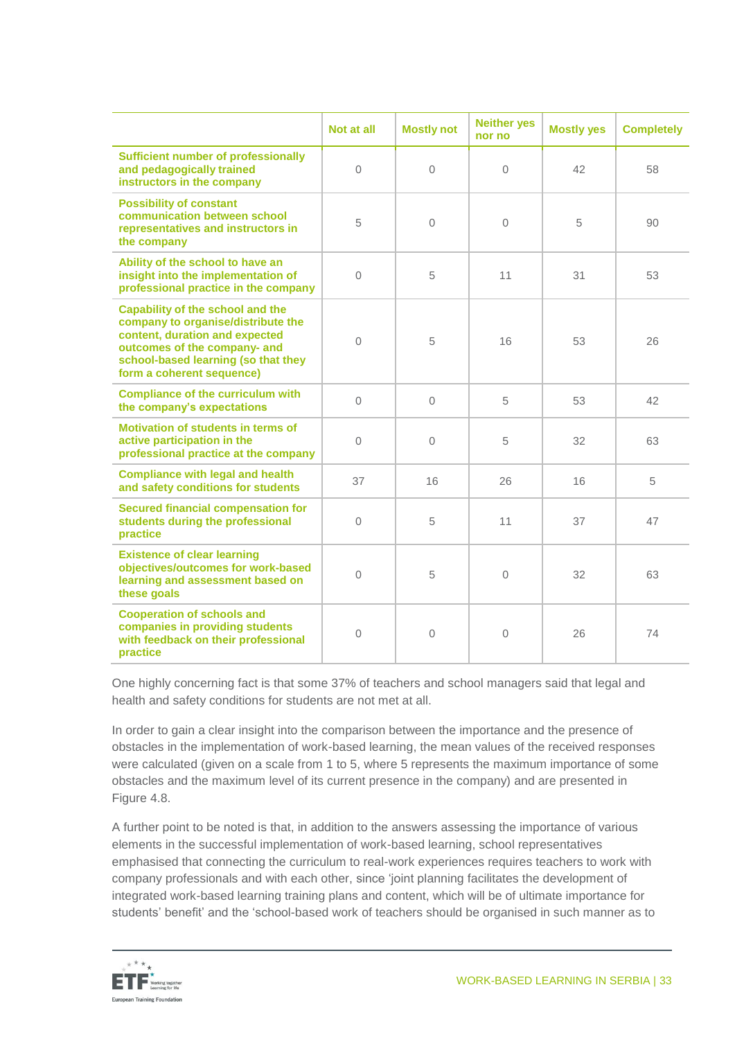| | Not at all | Mostly not | Neither yes nor no | Mostly yes | Completely |
|---|---|---|---|---|---|
| **Sufficient number of professionally and pedagogically trained instructors in the company** | 0 | 0 | 0 | 42 | 58 |
| **Possibility of constant communication between school representatives and instructors in the company** | 5 | 0 | 0 | 5 | 90 |
| **Ability of the school to have an insight into the implementation of professional practice in the company** | 0 | 5 | 11 | 31 | 53 |
| **Capability of the school and the company to organise/distribute the content, duration and expected outcomes of the company- and school-based learning (so that they form a coherent sequence)** | 0 | 5 | 16 | 53 | 26 |
| **Compliance of the curriculum with the company's expectations** | 0 | 0 | 5 | 53 | 42 |
| **Motivation of students in terms of active participation in the professional practice at the company** | 0 | 0 | 5 | 32 | 63 |
| **Compliance with legal and health and safety conditions for students** | 37 | 16 | 26 | 16 | 5 |
| **Secured financial compensation for students during the professional practice** | 0 | 5 | 11 | 37 | 47 |
| **Existence of clear learning objectives/outcomes for work-based learning and assessment based on these goals** | 0 | 5 | 0 | 32 | 63 |
| **Cooperation of schools and companies in providing students with feedback on their professional practice** | 0 | 0 | 0 | 26 | 74 |

One highly concerning fact is that some 37% of teachers and school managers said that legal and health and safety conditions for students are not met at all.

In order to gain a clear insight into the comparison between the importance and the presence of obstacles in the implementation of work-based learning, the mean values of the received responses were calculated (given on a scale from 1 to 5, where 5 represents the maximum importance of some obstacles and the maximum level of its current presence in the company) and are presented in Figure 4.8.

A further point to be noted is that, in addition to the answers assessing the importance of various elements in the successful implementation of work-based learning, school representatives emphasised that connecting the curriculum to real-work experiences requires teachers to work with company professionals and with each other, since 'joint planning facilitates the development of integrated work-based learning training plans and content, which will be of ultimate importance for students' benefit' and the 'school-based work of teachers should be organised in such manner as to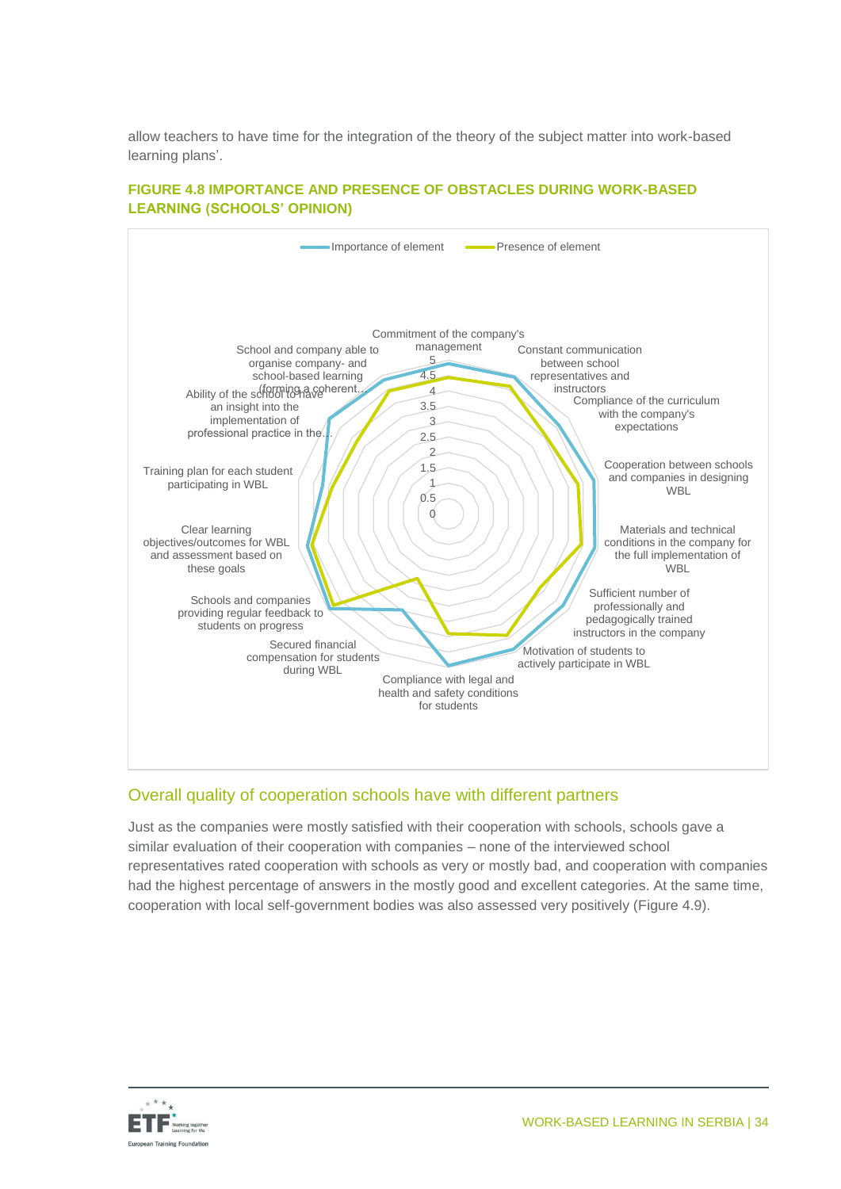allow teachers to have time for the integration of the theory of the subject matter into work-based learning plans'.

**FIGURE 4.8 IMPORTANCE AND PRESENCE OF OBSTACLES DURING WORK-BASED LEARNING (SCHOOLS' OPINION)**

Importance of element | Presence of element

Commitment of the company's management; Constant communication between school representatives and instructors; Compliance of the curriculum with the company's expectations; Cooperation between schools and companies in designing WBL; Materials and technical conditions in the company for the full implementation of WBL; Sufficient number of professionally and pedagogically trained instructors in the company; Motivation of students to actively participate in WBL; Compliance with legal and health and safety conditions for students; Secured financial compensation for students during WBL; Schools and companies providing regular feedback to students on progress; Clear learning objectives/outcomes for WBL and assessment based on these goals; Training plan for each student participating in WBL; Ability of the school to have an insight into the implementation of professional practice in the…; School and company able to organise company- and school-based learning (forming a coherent…

## Overall quality of cooperation schools have with different partners

Just as the companies were mostly satisfied with their cooperation with schools, schools gave a similar evaluation of their cooperation with companies – none of the interviewed school representatives rated cooperation with schools as very or mostly bad, and cooperation with companies had the highest percentage of answers in the mostly good and excellent categories. At the same time, cooperation with local self-government bodies was also assessed very positively (Figure 4.9).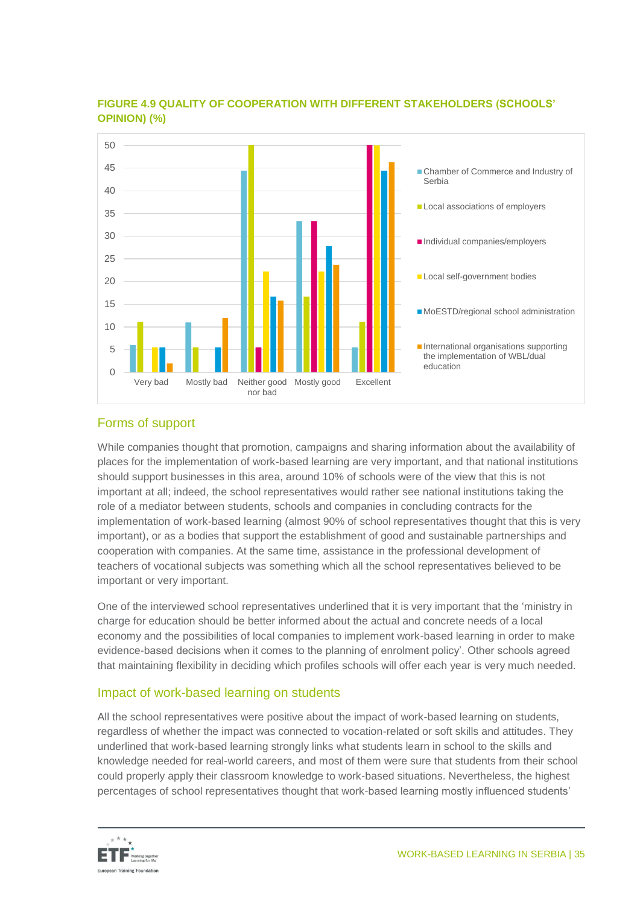**FIGURE 4.9 QUALITY OF COOPERATION WITH DIFFERENT STAKEHOLDERS (SCHOOLS' OPINION) (%)**

## Forms of support

While companies thought that promotion, campaigns and sharing information about the availability of places for the implementation of work-based learning are very important, and that national institutions should support businesses in this area, around 10% of schools were of the view that this is not important at all; indeed, the school representatives would rather see national institutions taking the role of a mediator between students, schools and companies in concluding contracts for the implementation of work-based learning (almost 90% of school representatives thought that this is very important), or as a bodies that support the establishment of good and sustainable partnerships and cooperation with companies. At the same time, assistance in the professional development of teachers of vocational subjects was something which all the school representatives believed to be important or very important.

One of the interviewed school representatives underlined that it is very important that the 'ministry in charge for education should be better informed about the actual and concrete needs of a local economy and the possibilities of local companies to implement work-based learning in order to make evidence-based decisions when it comes to the planning of enrolment policy'. Other schools agreed that maintaining flexibility in deciding which profiles schools will offer each year is very much needed.

## Impact of work-based learning on students

All the school representatives were positive about the impact of work-based learning on students, regardless of whether the impact was connected to vocation-related or soft skills and attitudes. They underlined that work-based learning strongly links what students learn in school to the skills and knowledge needed for real-world careers, and most of them were sure that students from their school could properly apply their classroom knowledge to work-based situations. Nevertheless, the highest percentages of school representatives thought that work-based learning mostly influenced students'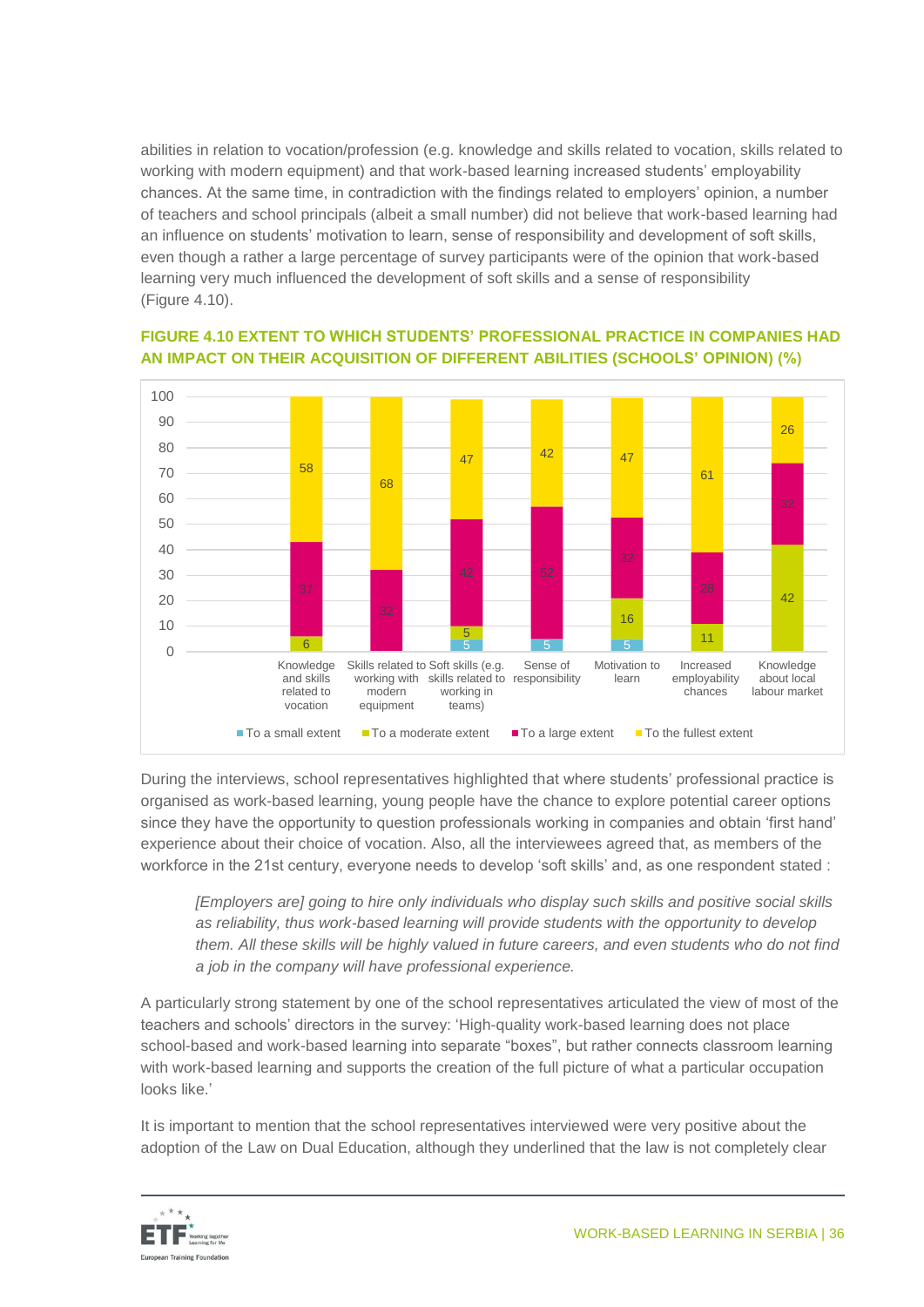abilities in relation to vocation/profession (e.g. knowledge and skills related to vocation, skills related to working with modern equipment) and that work-based learning increased students' employability chances. At the same time, in contradiction with the findings related to employers' opinion, a number of teachers and school principals (albeit a small number) did not believe that work-based learning had an influence on students' motivation to learn, sense of responsibility and development of soft skills, even though a rather a large percentage of survey participants were of the opinion that work-based learning very much influenced the development of soft skills and a sense of responsibility (Figure 4.10).

**FIGURE 4.10 EXTENT TO WHICH STUDENTS' PROFESSIONAL PRACTICE IN COMPANIES HAD AN IMPACT ON THEIR ACQUISITION OF DIFFERENT ABILITIES (SCHOOLS' OPINION) (%)**

| | To a small extent | To a moderate extent | To a large extent | To the fullest extent |
|---|---|---|---|---|
| Knowledge and skills related to vocation | | 6 | 37 | 58 |
| Skills related to working with modern equipment | | | 32 | 68 |
| Soft skills (e.g. skills related to working in teams) | 5 | 5 | 42 | 47 |
| Sense of responsibility | 5 | | 52 | 42 |
| Motivation to learn | 5 | 16 | 32 | 47 |
| Increased employability chances | | 11 | 28 | 61 |
| Knowledge about local labour market | | 42 | 32 | 26 |

During the interviews, school representatives highlighted that where students' professional practice is organised as work-based learning, young people have the chance to explore potential career options since they have the opportunity to question professionals working in companies and obtain 'first hand' experience about their choice of vocation. Also, all the interviewees agreed that, as members of the workforce in the 21st century, everyone needs to develop 'soft skills' and, as one respondent stated :

> *[Employers are] going to hire only individuals who display such skills and positive social skills as reliability, thus work-based learning will provide students with the opportunity to develop them. All these skills will be highly valued in future careers, and even students who do not find a job in the company will have professional experience.*

A particularly strong statement by one of the school representatives articulated the view of most of the teachers and schools' directors in the survey: 'High-quality work-based learning does not place school-based and work-based learning into separate "boxes", but rather connects classroom learning with work-based learning and supports the creation of the full picture of what a particular occupation looks like.'

It is important to mention that the school representatives interviewed were very positive about the adoption of the Law on Dual Education, although they underlined that the law is not completely clear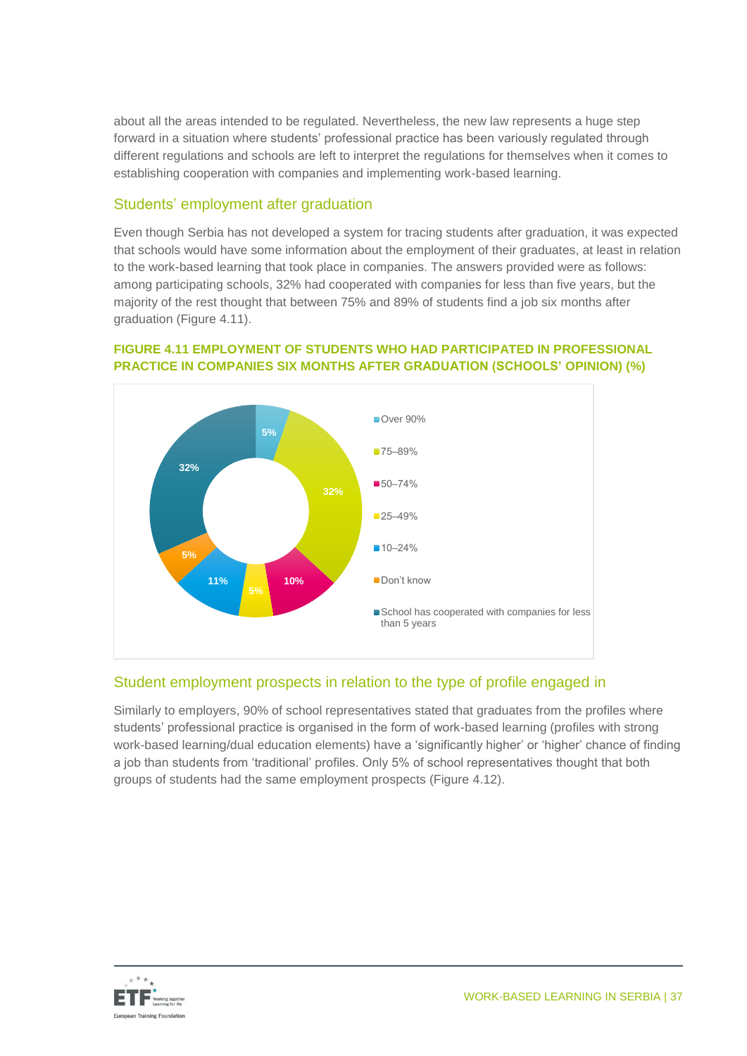about all the areas intended to be regulated. Nevertheless, the new law represents a huge step forward in a situation where students' professional practice has been variously regulated through different regulations and schools are left to interpret the regulations for themselves when it comes to establishing cooperation with companies and implementing work-based learning.

## Students' employment after graduation

Even though Serbia has not developed a system for tracing students after graduation, it was expected that schools would have some information about the employment of their graduates, at least in relation to the work-based learning that took place in companies. The answers provided were as follows: among participating schools, 32% had cooperated with companies for less than five years, but the majority of the rest thought that between 75% and 89% of students find a job six months after graduation (Figure 4.11).

**FIGURE 4.11 EMPLOYMENT OF STUDENTS WHO HAD PARTICIPATED IN PROFESSIONAL PRACTICE IN COMPANIES SIX MONTHS AFTER GRADUATION (SCHOOLS' OPINION) (%)**

| Category | % |
|---|---|
| Over 90% | 5% |
| 75–89% | 32% |
| 50–74% | 10% |
| 25–49% | 5% |
| 10–24% | 11% |
| Don't know | 5% |
| School has cooperated with companies for less than 5 years | 32% |

## Student employment prospects in relation to the type of profile engaged in

Similarly to employers, 90% of school representatives stated that graduates from the profiles where students' professional practice is organised in the form of work-based learning (profiles with strong work-based learning/dual education elements) have a 'significantly higher' or 'higher' chance of finding a job than students from 'traditional' profiles. Only 5% of school representatives thought that both groups of students had the same employment prospects (Figure 4.12).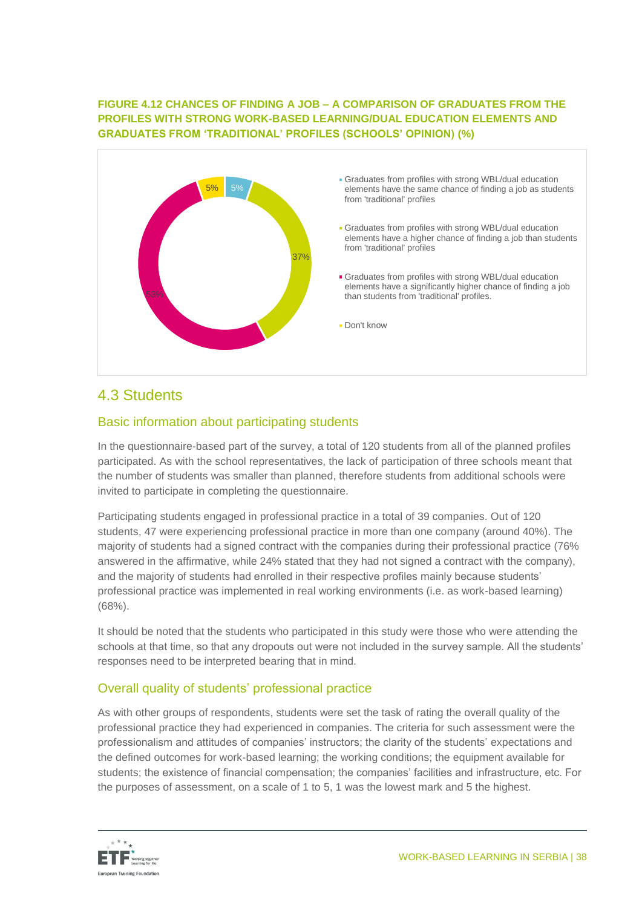**FIGURE 4.12 CHANCES OF FINDING A JOB – A COMPARISON OF GRADUATES FROM THE PROFILES WITH STRONG WORK-BASED LEARNING/DUAL EDUCATION ELEMENTS AND GRADUATES FROM 'TRADITIONAL' PROFILES (SCHOOLS' OPINION) (%)**

| Response | % |
|---|---|
| Graduates from profiles with strong WBL/dual education elements have the same chance of finding a job as students from 'traditional' profiles | 5% |
| Graduates from profiles with strong WBL/dual education elements have a higher chance of finding a job than students from 'traditional' profiles | 37% |
| Graduates from profiles with strong WBL/dual education elements have a significantly higher chance of finding a job than students from 'traditional' profiles. | 53% |
| Don't know | 5% |

## 4.3 Students

### Basic information about participating students

In the questionnaire-based part of the survey, a total of 120 students from all of the planned profiles participated. As with the school representatives, the lack of participation of three schools meant that the number of students was smaller than planned, therefore students from additional schools were invited to participate in completing the questionnaire.

Participating students engaged in professional practice in a total of 39 companies. Out of 120 students, 47 were experiencing professional practice in more than one company (around 40%). The majority of students had a signed contract with the companies during their professional practice (76% answered in the affirmative, while 24% stated that they had not signed a contract with the company), and the majority of students had enrolled in their respective profiles mainly because students' professional practice was implemented in real working environments (i.e. as work-based learning) (68%).

It should be noted that the students who participated in this study were those who were attending the schools at that time, so that any dropouts out were not included in the survey sample. All the students' responses need to be interpreted bearing that in mind.

### Overall quality of students' professional practice

As with other groups of respondents, students were set the task of rating the overall quality of the professional practice they had experienced in companies. The criteria for such assessment were the professionalism and attitudes of companies' instructors; the clarity of the students' expectations and the defined outcomes for work-based learning; the working conditions; the equipment available for students; the existence of financial compensation; the companies' facilities and infrastructure, etc. For the purposes of assessment, on a scale of 1 to 5, 1 was the lowest mark and 5 the highest.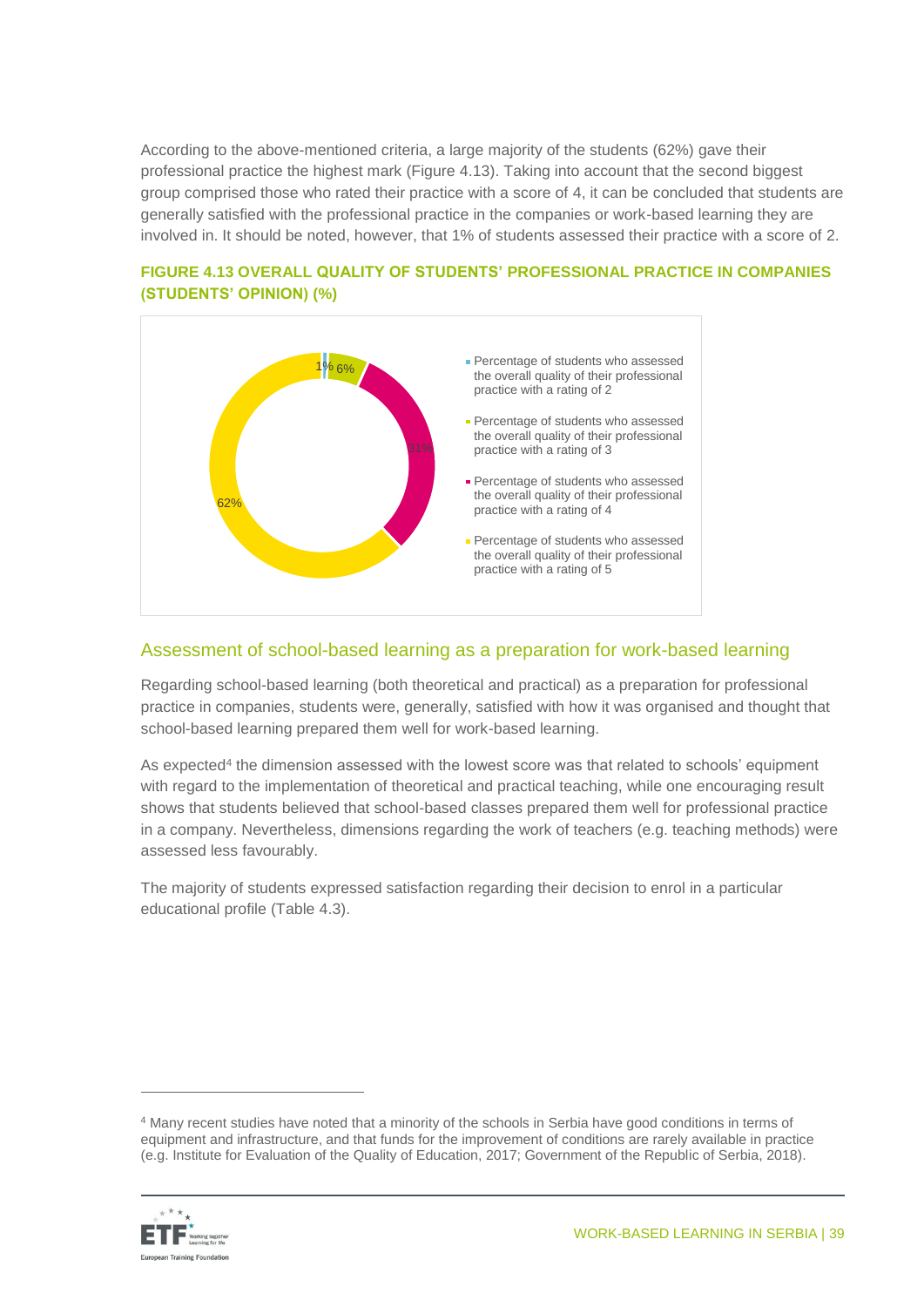According to the above-mentioned criteria, a large majority of the students (62%) gave their professional practice the highest mark (Figure 4.13). Taking into account that the second biggest group comprised those who rated their practice with a score of 4, it can be concluded that students are generally satisfied with the professional practice in the companies or work-based learning they are involved in. It should be noted, however, that 1% of students assessed their practice with a score of 2.

**FIGURE 4.13 OVERALL QUALITY OF STUDENTS' PROFESSIONAL PRACTICE IN COMPANIES (STUDENTS' OPINION) (%)**

| Rating | % |
|---|---|
| Percentage of students who assessed the overall quality of their professional practice with a rating of 2 | 1% |
| Percentage of students who assessed the overall quality of their professional practice with a rating of 3 | 6% |
| Percentage of students who assessed the overall quality of their professional practice with a rating of 4 | 31% |
| Percentage of students who assessed the overall quality of their professional practice with a rating of 5 | 62% |

## Assessment of school-based learning as a preparation for work-based learning

Regarding school-based learning (both theoretical and practical) as a preparation for professional practice in companies, students were, generally, satisfied with how it was organised and thought that school-based learning prepared them well for work-based learning.

As expected[4] the dimension assessed with the lowest score was that related to schools' equipment with regard to the implementation of theoretical and practical teaching, while one encouraging result shows that students believed that school-based classes prepared them well for professional practice in a company. Nevertheless, dimensions regarding the work of teachers (e.g. teaching methods) were assessed less favourably.

The majority of students expressed satisfaction regarding their decision to enrol in a particular educational profile (Table 4.3).

[4] Many recent studies have noted that a minority of the schools in Serbia have good conditions in terms of equipment and infrastructure, and that funds for the improvement of conditions are rarely available in practice (e.g. Institute for Evaluation of the Quality of Education, 2017; Government of the Republic of Serbia, 2018).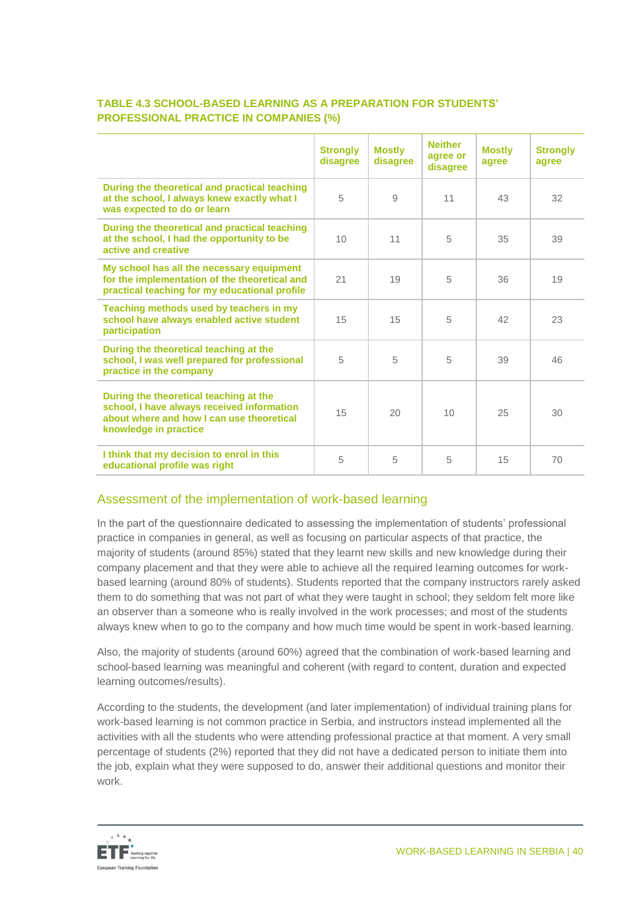**TABLE 4.3 SCHOOL-BASED LEARNING AS A PREPARATION FOR STUDENTS' PROFESSIONAL PRACTICE IN COMPANIES (%)**

| | Strongly disagree | Mostly disagree | Neither agree or disagree | Mostly agree | Strongly agree |
|---|---|---|---|---|---|
| During the theoretical and practical teaching at the school, I always knew exactly what I was expected to do or learn | 5 | 9 | 11 | 43 | 32 |
| During the theoretical and practical teaching at the school, I had the opportunity to be active and creative | 10 | 11 | 5 | 35 | 39 |
| My school has all the necessary equipment for the implementation of the theoretical and practical teaching for my educational profile | 21 | 19 | 5 | 36 | 19 |
| Teaching methods used by teachers in my school have always enabled active student participation | 15 | 15 | 5 | 42 | 23 |
| During the theoretical teaching at the school, I was well prepared for professional practice in the company | 5 | 5 | 5 | 39 | 46 |
| During the theoretical teaching at the school, I have always received information about where and how I can use theoretical knowledge in practice | 15 | 20 | 10 | 25 | 30 |
| I think that my decision to enrol in this educational profile was right | 5 | 5 | 5 | 15 | 70 |

## Assessment of the implementation of work-based learning

In the part of the questionnaire dedicated to assessing the implementation of students' professional practice in companies in general, as well as focusing on particular aspects of that practice, the majority of students (around 85%) stated that they learnt new skills and new knowledge during their company placement and that they were able to achieve all the required learning outcomes for work-based learning (around 80% of students). Students reported that the company instructors rarely asked them to do something that was not part of what they were taught in school; they seldom felt more like an observer than a someone who is really involved in the work processes; and most of the students always knew when to go to the company and how much time would be spent in work-based learning.

Also, the majority of students (around 60%) agreed that the combination of work-based learning and school-based learning was meaningful and coherent (with regard to content, duration and expected learning outcomes/results).

According to the students, the development (and later implementation) of individual training plans for work-based learning is not common practice in Serbia, and instructors instead implemented all the activities with all the students who were attending professional practice at that moment. A very small percentage of students (2%) reported that they did not have a dedicated person to initiate them into the job, explain what they were supposed to do, answer their additional questions and monitor their work.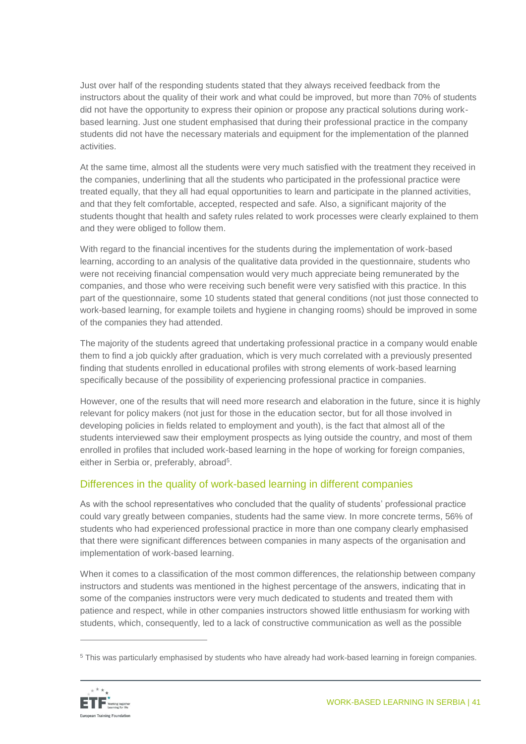Just over half of the responding students stated that they always received feedback from the instructors about the quality of their work and what could be improved, but more than 70% of students did not have the opportunity to express their opinion or propose any practical solutions during work-based learning. Just one student emphasised that during their professional practice in the company students did not have the necessary materials and equipment for the implementation of the planned activities.

At the same time, almost all the students were very much satisfied with the treatment they received in the companies, underlining that all the students who participated in the professional practice were treated equally, that they all had equal opportunities to learn and participate in the planned activities, and that they felt comfortable, accepted, respected and safe. Also, a significant majority of the students thought that health and safety rules related to work processes were clearly explained to them and they were obliged to follow them.

With regard to the financial incentives for the students during the implementation of work-based learning, according to an analysis of the qualitative data provided in the questionnaire, students who were not receiving financial compensation would very much appreciate being remunerated by the companies, and those who were receiving such benefit were very satisfied with this practice. In this part of the questionnaire, some 10 students stated that general conditions (not just those connected to work-based learning, for example toilets and hygiene in changing rooms) should be improved in some of the companies they had attended.

The majority of the students agreed that undertaking professional practice in a company would enable them to find a job quickly after graduation, which is very much correlated with a previously presented finding that students enrolled in educational profiles with strong elements of work-based learning specifically because of the possibility of experiencing professional practice in companies.

However, one of the results that will need more research and elaboration in the future, since it is highly relevant for policy makers (not just for those in the education sector, but for all those involved in developing policies in fields related to employment and youth), is the fact that almost all of the students interviewed saw their employment prospects as lying outside the country, and most of them enrolled in profiles that included work-based learning in the hope of working for foreign companies, either in Serbia or, preferably, abroad[5].

## Differences in the quality of work-based learning in different companies

As with the school representatives who concluded that the quality of students' professional practice could vary greatly between companies, students had the same view. In more concrete terms, 56% of students who had experienced professional practice in more than one company clearly emphasised that there were significant differences between companies in many aspects of the organisation and implementation of work-based learning.

When it comes to a classification of the most common differences, the relationship between company instructors and students was mentioned in the highest percentage of the answers, indicating that in some of the companies instructors were very much dedicated to students and treated them with patience and respect, while in other companies instructors showed little enthusiasm for working with students, which, consequently, led to a lack of constructive communication as well as the possible

[5] This was particularly emphasised by students who have already had work-based learning in foreign companies.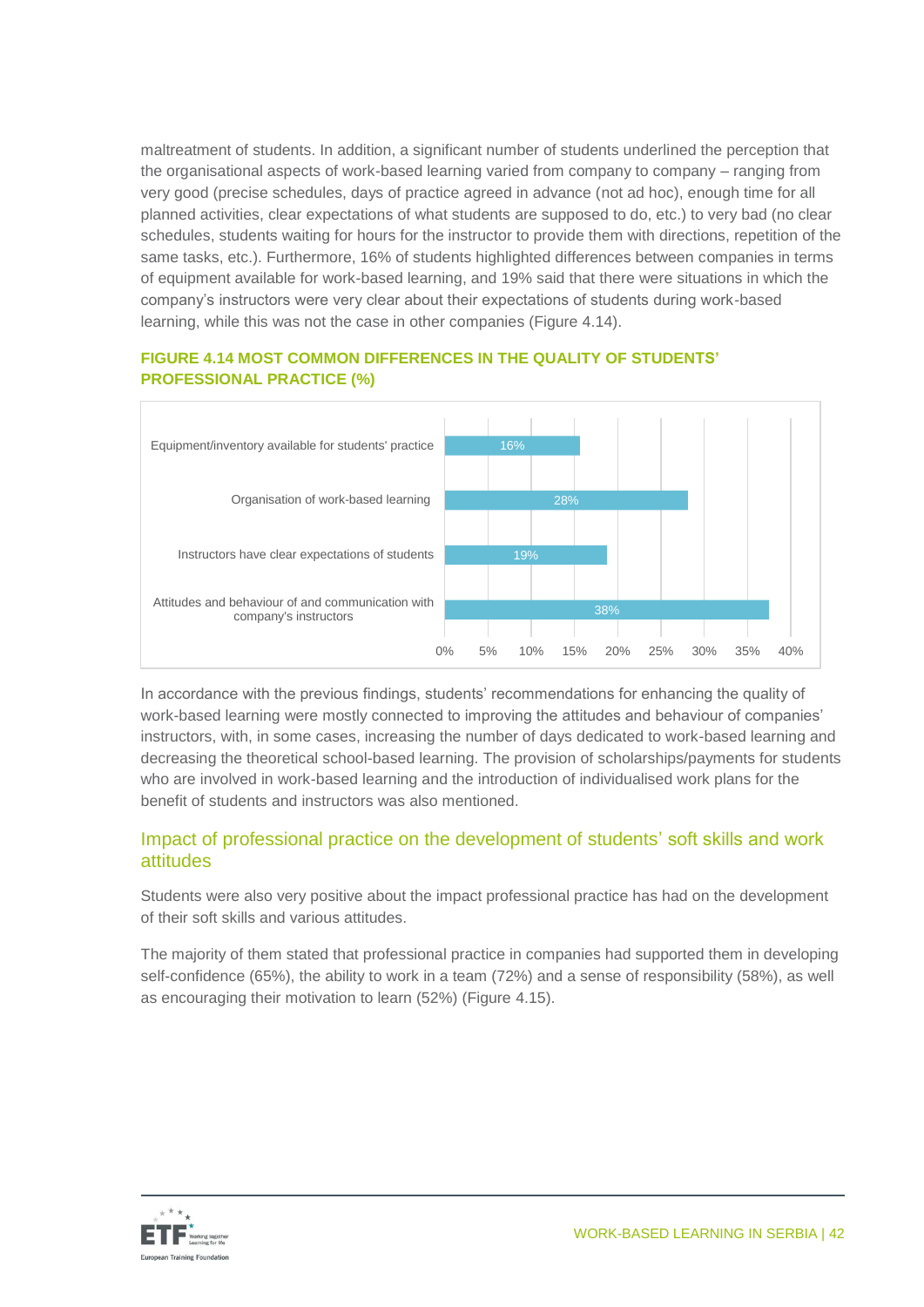maltreatment of students. In addition, a significant number of students underlined the perception that the organisational aspects of work-based learning varied from company to company – ranging from very good (precise schedules, days of practice agreed in advance (not ad hoc), enough time for all planned activities, clear expectations of what students are supposed to do, etc.) to very bad (no clear schedules, students waiting for hours for the instructor to provide them with directions, repetition of the same tasks, etc.). Furthermore, 16% of students highlighted differences between companies in terms of equipment available for work-based learning, and 19% said that there were situations in which the company's instructors were very clear about their expectations of students during work-based learning, while this was not the case in other companies (Figure 4.14).

**FIGURE 4.14 MOST COMMON DIFFERENCES IN THE QUALITY OF STUDENTS' PROFESSIONAL PRACTICE (%)**

| Difference | % |
|---|---|
| Equipment/inventory available for students' practice | 16% |
| Organisation of work-based learning | 28% |
| Instructors have clear expectations of students | 19% |
| Attitudes and behaviour of and communication with company's instructors | 38% |

In accordance with the previous findings, students' recommendations for enhancing the quality of work-based learning were mostly connected to improving the attitudes and behaviour of companies' instructors, with, in some cases, increasing the number of days dedicated to work-based learning and decreasing the theoretical school-based learning. The provision of scholarships/payments for students who are involved in work-based learning and the introduction of individualised work plans for the benefit of students and instructors was also mentioned.

## Impact of professional practice on the development of students' soft skills and work attitudes

Students were also very positive about the impact professional practice has had on the development of their soft skills and various attitudes.

The majority of them stated that professional practice in companies had supported them in developing self-confidence (65%), the ability to work in a team (72%) and a sense of responsibility (58%), as well as encouraging their motivation to learn (52%) (Figure 4.15).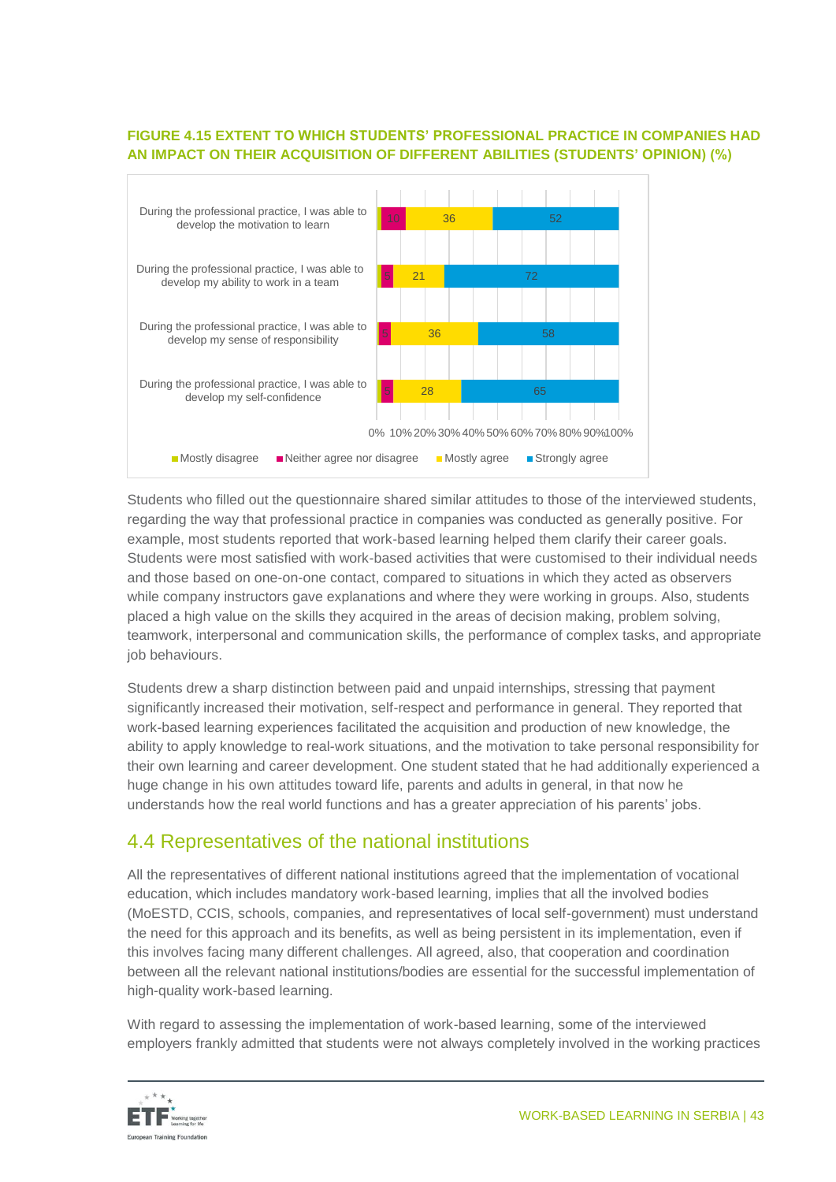**FIGURE 4.15 EXTENT TO WHICH STUDENTS' PROFESSIONAL PRACTICE IN COMPANIES HAD AN IMPACT ON THEIR ACQUISITION OF DIFFERENT ABILITIES (STUDENTS' OPINION) (%)**

| | Mostly disagree | Neither agree nor disagree | Mostly agree | Strongly agree |
|---|---|---|---|---|
| During the professional practice, I was able to develop the motivation to learn | | 10 | 36 | 52 |
| During the professional practice, I was able to develop my ability to work in a team | | 5 | 21 | 72 |
| During the professional practice, I was able to develop my sense of responsibility | | 5 | 36 | 58 |
| During the professional practice, I was able to develop my self-confidence | | 5 | 28 | 65 |

Students who filled out the questionnaire shared similar attitudes to those of the interviewed students, regarding the way that professional practice in companies was conducted as generally positive. For example, most students reported that work-based learning helped them clarify their career goals. Students were most satisfied with work-based activities that were customised to their individual needs and those based on one-on-one contact, compared to situations in which they acted as observers while company instructors gave explanations and where they were working in groups. Also, students placed a high value on the skills they acquired in the areas of decision making, problem solving, teamwork, interpersonal and communication skills, the performance of complex tasks, and appropriate job behaviours.

Students drew a sharp distinction between paid and unpaid internships, stressing that payment significantly increased their motivation, self-respect and performance in general. They reported that work-based learning experiences facilitated the acquisition and production of new knowledge, the ability to apply knowledge to real-work situations, and the motivation to take personal responsibility for their own learning and career development. One student stated that he had additionally experienced a huge change in his own attitudes toward life, parents and adults in general, in that now he understands how the real world functions and has a greater appreciation of his parents' jobs.

## 4.4 Representatives of the national institutions

All the representatives of different national institutions agreed that the implementation of vocational education, which includes mandatory work-based learning, implies that all the involved bodies (MoESTD, CCIS, schools, companies, and representatives of local self-government) must understand the need for this approach and its benefits, as well as being persistent in its implementation, even if this involves facing many different challenges. All agreed, also, that cooperation and coordination between all the relevant national institutions/bodies are essential for the successful implementation of high-quality work-based learning.

With regard to assessing the implementation of work-based learning, some of the interviewed employers frankly admitted that students were not always completely involved in the working practices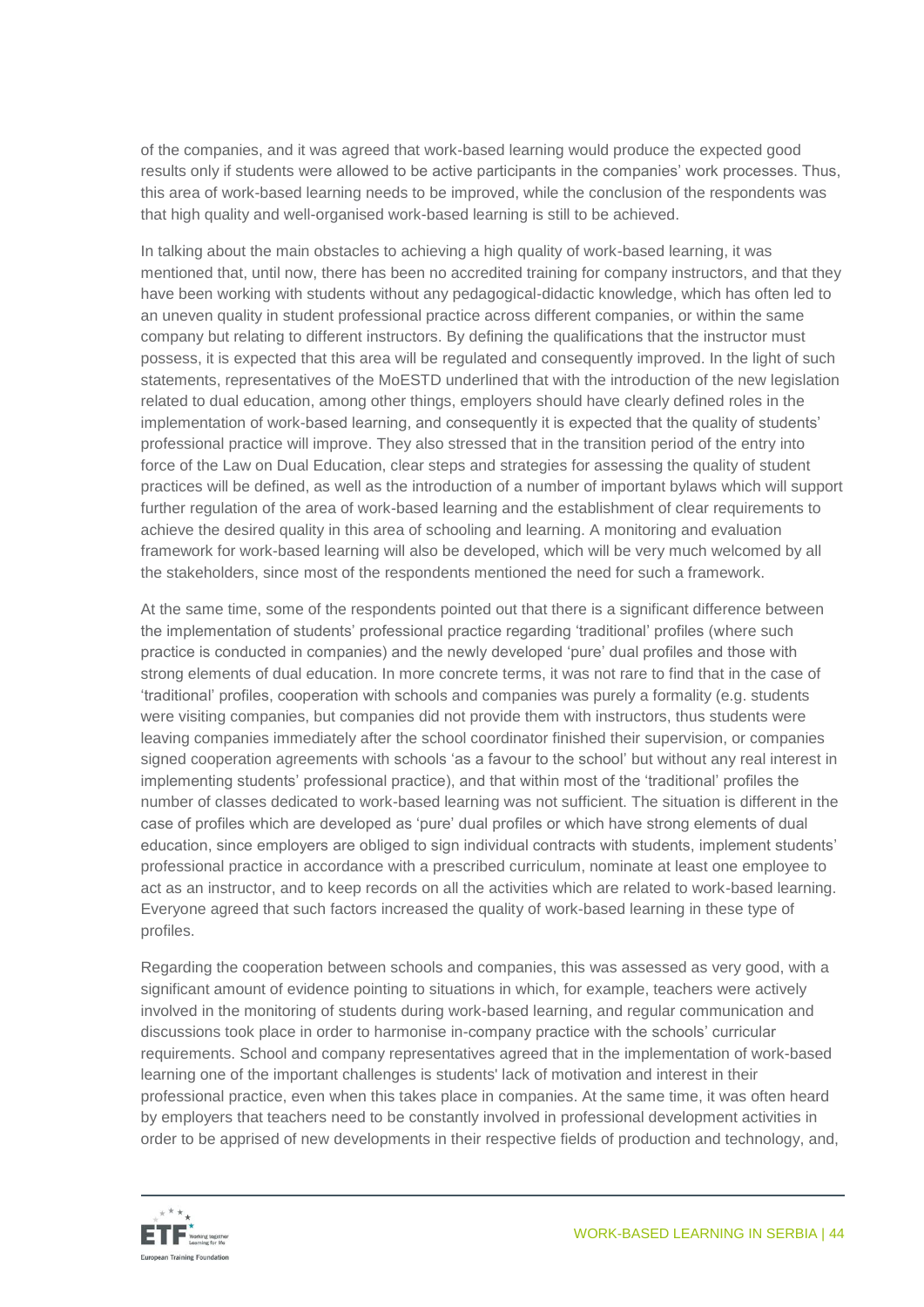of the companies, and it was agreed that work-based learning would produce the expected good results only if students were allowed to be active participants in the companies' work processes. Thus, this area of work-based learning needs to be improved, while the conclusion of the respondents was that high quality and well-organised work-based learning is still to be achieved.

In talking about the main obstacles to achieving a high quality of work-based learning, it was mentioned that, until now, there has been no accredited training for company instructors, and that they have been working with students without any pedagogical-didactic knowledge, which has often led to an uneven quality in student professional practice across different companies, or within the same company but relating to different instructors. By defining the qualifications that the instructor must possess, it is expected that this area will be regulated and consequently improved. In the light of such statements, representatives of the MoESTD underlined that with the introduction of the new legislation related to dual education, among other things, employers should have clearly defined roles in the implementation of work-based learning, and consequently it is expected that the quality of students' professional practice will improve. They also stressed that in the transition period of the entry into force of the Law on Dual Education, clear steps and strategies for assessing the quality of student practices will be defined, as well as the introduction of a number of important bylaws which will support further regulation of the area of work-based learning and the establishment of clear requirements to achieve the desired quality in this area of schooling and learning. A monitoring and evaluation framework for work-based learning will also be developed, which will be very much welcomed by all the stakeholders, since most of the respondents mentioned the need for such a framework.

At the same time, some of the respondents pointed out that there is a significant difference between the implementation of students' professional practice regarding 'traditional' profiles (where such practice is conducted in companies) and the newly developed 'pure' dual profiles and those with strong elements of dual education. In more concrete terms, it was not rare to find that in the case of 'traditional' profiles, cooperation with schools and companies was purely a formality (e.g. students were visiting companies, but companies did not provide them with instructors, thus students were leaving companies immediately after the school coordinator finished their supervision, or companies signed cooperation agreements with schools 'as a favour to the school' but without any real interest in implementing students' professional practice), and that within most of the 'traditional' profiles the number of classes dedicated to work-based learning was not sufficient. The situation is different in the case of profiles which are developed as 'pure' dual profiles or which have strong elements of dual education, since employers are obliged to sign individual contracts with students, implement students' professional practice in accordance with a prescribed curriculum, nominate at least one employee to act as an instructor, and to keep records on all the activities which are related to work-based learning. Everyone agreed that such factors increased the quality of work-based learning in these type of profiles.

Regarding the cooperation between schools and companies, this was assessed as very good, with a significant amount of evidence pointing to situations in which, for example, teachers were actively involved in the monitoring of students during work-based learning, and regular communication and discussions took place in order to harmonise in-company practice with the schools' curricular requirements. School and company representatives agreed that in the implementation of work-based learning one of the important challenges is students' lack of motivation and interest in their professional practice, even when this takes place in companies. At the same time, it was often heard by employers that teachers need to be constantly involved in professional development activities in order to be apprised of new developments in their respective fields of production and technology, and,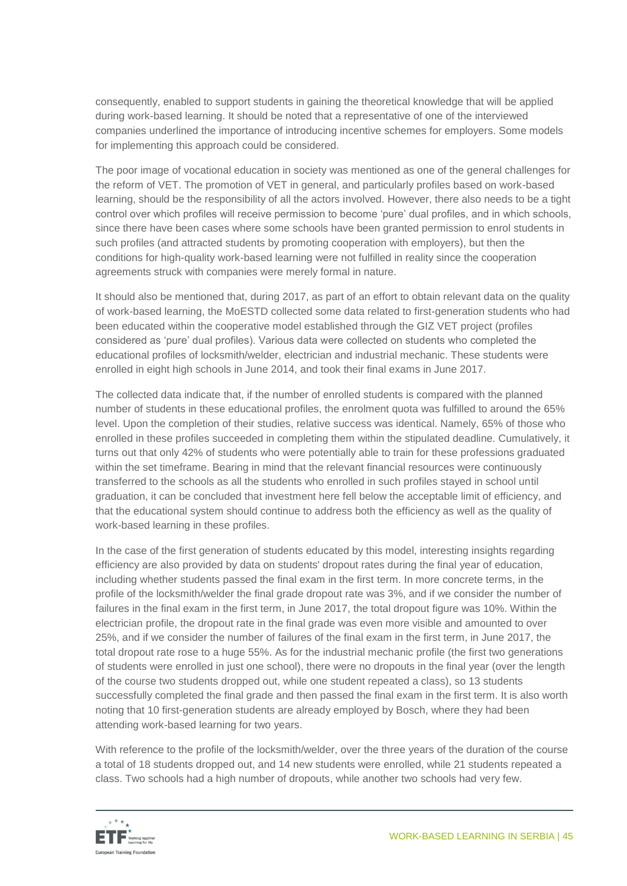consequently, enabled to support students in gaining the theoretical knowledge that will be applied during work-based learning. It should be noted that a representative of one of the interviewed companies underlined the importance of introducing incentive schemes for employers. Some models for implementing this approach could be considered.

The poor image of vocational education in society was mentioned as one of the general challenges for the reform of VET. The promotion of VET in general, and particularly profiles based on work-based learning, should be the responsibility of all the actors involved. However, there also needs to be a tight control over which profiles will receive permission to become 'pure' dual profiles, and in which schools, since there have been cases where some schools have been granted permission to enrol students in such profiles (and attracted students by promoting cooperation with employers), but then the conditions for high-quality work-based learning were not fulfilled in reality since the cooperation agreements struck with companies were merely formal in nature.

It should also be mentioned that, during 2017, as part of an effort to obtain relevant data on the quality of work-based learning, the MoESTD collected some data related to first-generation students who had been educated within the cooperative model established through the GIZ VET project (profiles considered as 'pure' dual profiles). Various data were collected on students who completed the educational profiles of locksmith/welder, electrician and industrial mechanic. These students were enrolled in eight high schools in June 2014, and took their final exams in June 2017.

The collected data indicate that, if the number of enrolled students is compared with the planned number of students in these educational profiles, the enrolment quota was fulfilled to around the 65% level. Upon the completion of their studies, relative success was identical. Namely, 65% of those who enrolled in these profiles succeeded in completing them within the stipulated deadline. Cumulatively, it turns out that only 42% of students who were potentially able to train for these professions graduated within the set timeframe. Bearing in mind that the relevant financial resources were continuously transferred to the schools as all the students who enrolled in such profiles stayed in school until graduation, it can be concluded that investment here fell below the acceptable limit of efficiency, and that the educational system should continue to address both the efficiency as well as the quality of work-based learning in these profiles.

In the case of the first generation of students educated by this model, interesting insights regarding efficiency are also provided by data on students' dropout rates during the final year of education, including whether students passed the final exam in the first term. In more concrete terms, in the profile of the locksmith/welder the final grade dropout rate was 3%, and if we consider the number of failures in the final exam in the first term, in June 2017, the total dropout figure was 10%. Within the electrician profile, the dropout rate in the final grade was even more visible and amounted to over 25%, and if we consider the number of failures of the final exam in the first term, in June 2017, the total dropout rate rose to a huge 55%. As for the industrial mechanic profile (the first two generations of students were enrolled in just one school), there were no dropouts in the final year (over the length of the course two students dropped out, while one student repeated a class), so 13 students successfully completed the final grade and then passed the final exam in the first term. It is also worth noting that 10 first-generation students are already employed by Bosch, where they had been attending work-based learning for two years.

With reference to the profile of the locksmith/welder, over the three years of the duration of the course a total of 18 students dropped out, and 14 new students were enrolled, while 21 students repeated a class. Two schools had a high number of dropouts, while another two schools had very few.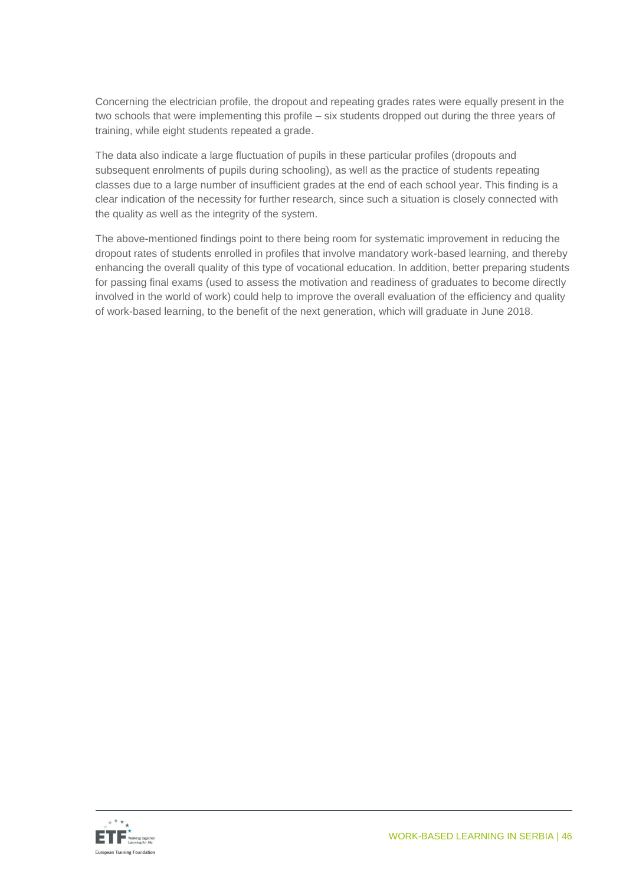Concerning the electrician profile, the dropout and repeating grades rates were equally present in the two schools that were implementing this profile – six students dropped out during the three years of training, while eight students repeated a grade.

The data also indicate a large fluctuation of pupils in these particular profiles (dropouts and subsequent enrolments of pupils during schooling), as well as the practice of students repeating classes due to a large number of insufficient grades at the end of each school year. This finding is a clear indication of the necessity for further research, since such a situation is closely connected with the quality as well as the integrity of the system.

The above-mentioned findings point to there being room for systematic improvement in reducing the dropout rates of students enrolled in profiles that involve mandatory work-based learning, and thereby enhancing the overall quality of this type of vocational education. In addition, better preparing students for passing final exams (used to assess the motivation and readiness of graduates to become directly involved in the world of work) could help to improve the overall evaluation of the efficiency and quality of work-based learning, to the benefit of the next generation, which will graduate in June 2018.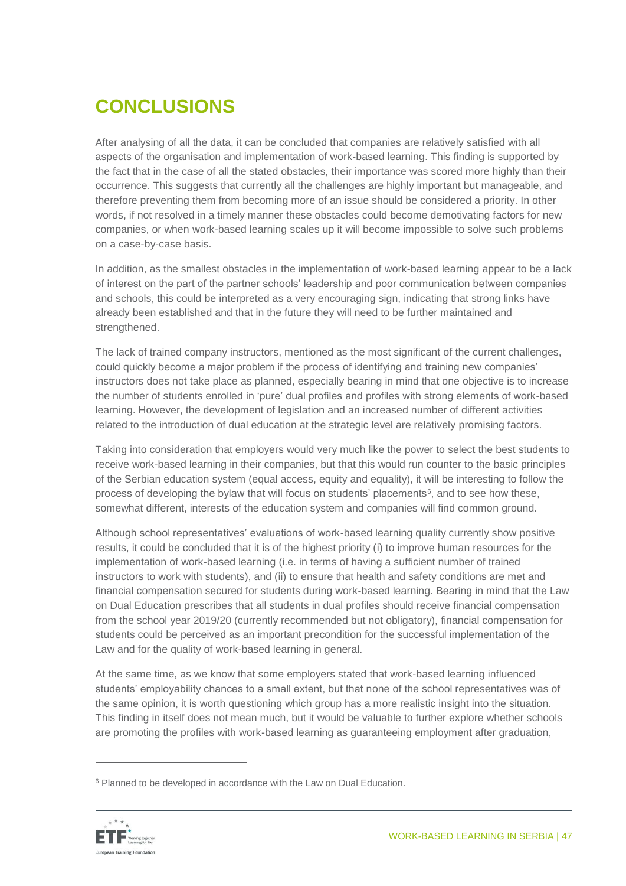# CONCLUSIONS

After analysing of all the data, it can be concluded that companies are relatively satisfied with all aspects of the organisation and implementation of work-based learning. This finding is supported by the fact that in the case of all the stated obstacles, their importance was scored more highly than their occurrence. This suggests that currently all the challenges are highly important but manageable, and therefore preventing them from becoming more of an issue should be considered a priority. In other words, if not resolved in a timely manner these obstacles could become demotivating factors for new companies, or when work-based learning scales up it will become impossible to solve such problems on a case-by-case basis.

In addition, as the smallest obstacles in the implementation of work-based learning appear to be a lack of interest on the part of the partner schools' leadership and poor communication between companies and schools, this could be interpreted as a very encouraging sign, indicating that strong links have already been established and that in the future they will need to be further maintained and strengthened.

The lack of trained company instructors, mentioned as the most significant of the current challenges, could quickly become a major problem if the process of identifying and training new companies' instructors does not take place as planned, especially bearing in mind that one objective is to increase the number of students enrolled in 'pure' dual profiles and profiles with strong elements of work-based learning. However, the development of legislation and an increased number of different activities related to the introduction of dual education at the strategic level are relatively promising factors.

Taking into consideration that employers would very much like the power to select the best students to receive work-based learning in their companies, but that this would run counter to the basic principles of the Serbian education system (equal access, equity and equality), it will be interesting to follow the process of developing the bylaw that will focus on students' placements[6], and to see how these, somewhat different, interests of the education system and companies will find common ground.

Although school representatives' evaluations of work-based learning quality currently show positive results, it could be concluded that it is of the highest priority (i) to improve human resources for the implementation of work-based learning (i.e. in terms of having a sufficient number of trained instructors to work with students), and (ii) to ensure that health and safety conditions are met and financial compensation secured for students during work-based learning. Bearing in mind that the Law on Dual Education prescribes that all students in dual profiles should receive financial compensation from the school year 2019/20 (currently recommended but not obligatory), financial compensation for students could be perceived as an important precondition for the successful implementation of the Law and for the quality of work-based learning in general.

At the same time, as we know that some employers stated that work-based learning influenced students' employability chances to a small extent, but that none of the school representatives was of the same opinion, it is worth questioning which group has a more realistic insight into the situation. This finding in itself does not mean much, but it would be valuable to further explore whether schools are promoting the profiles with work-based learning as guaranteeing employment after graduation,

[6] Planned to be developed in accordance with the Law on Dual Education.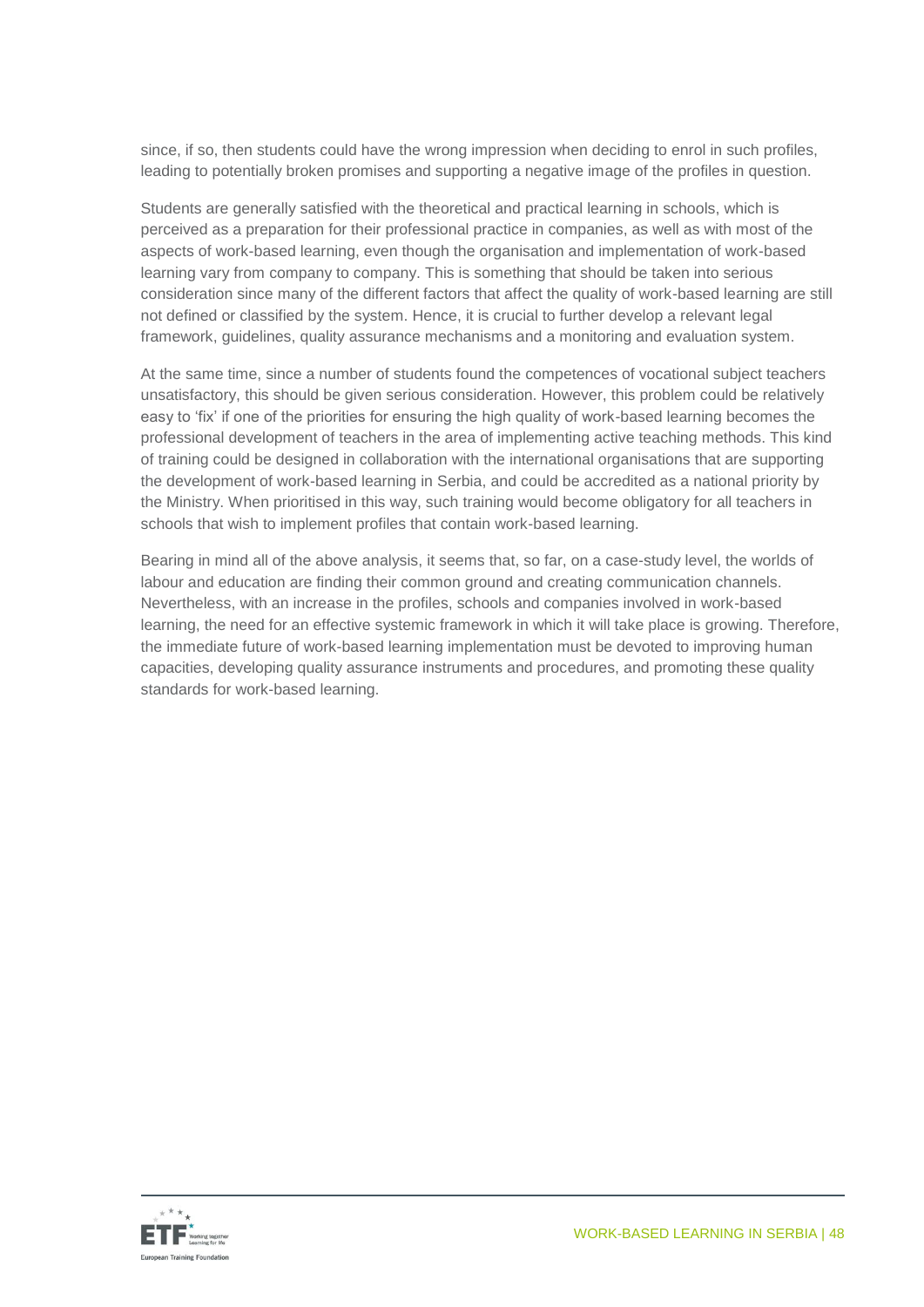since, if so, then students could have the wrong impression when deciding to enrol in such profiles, leading to potentially broken promises and supporting a negative image of the profiles in question.

Students are generally satisfied with the theoretical and practical learning in schools, which is perceived as a preparation for their professional practice in companies, as well as with most of the aspects of work-based learning, even though the organisation and implementation of work-based learning vary from company to company. This is something that should be taken into serious consideration since many of the different factors that affect the quality of work-based learning are still not defined or classified by the system. Hence, it is crucial to further develop a relevant legal framework, guidelines, quality assurance mechanisms and a monitoring and evaluation system.

At the same time, since a number of students found the competences of vocational subject teachers unsatisfactory, this should be given serious consideration. However, this problem could be relatively easy to 'fix' if one of the priorities for ensuring the high quality of work-based learning becomes the professional development of teachers in the area of implementing active teaching methods. This kind of training could be designed in collaboration with the international organisations that are supporting the development of work-based learning in Serbia, and could be accredited as a national priority by the Ministry. When prioritised in this way, such training would become obligatory for all teachers in schools that wish to implement profiles that contain work-based learning.

Bearing in mind all of the above analysis, it seems that, so far, on a case-study level, the worlds of labour and education are finding their common ground and creating communication channels. Nevertheless, with an increase in the profiles, schools and companies involved in work-based learning, the need for an effective systemic framework in which it will take place is growing. Therefore, the immediate future of work-based learning implementation must be devoted to improving human capacities, developing quality assurance instruments and procedures, and promoting these quality standards for work-based learning.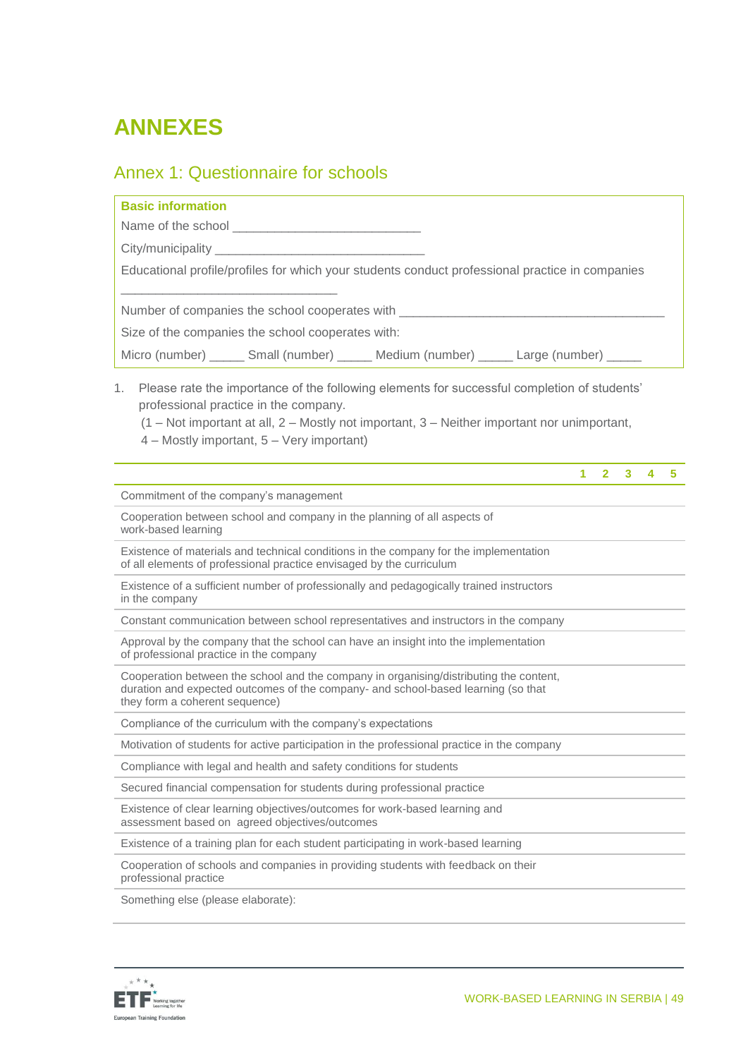# ANNEXES

## Annex 1: Questionnaire for schools

**Basic information**

Name of the school ___________________________

City/municipality ______________________________

Educational profile/profiles for which your students conduct professional practice in companies

_______________________________

Number of companies the school cooperates with ______________________________________

Size of the companies the school cooperates with:

Micro (number) _____ Small (number) _____ Medium (number) _____ Large (number) _____

1. Please rate the importance of the following elements for successful completion of students' professional practice in the company.
   (1 – Not important at all, 2 – Mostly not important, 3 – Neither important nor unimportant, 4 – Mostly important, 5 – Very important)

| | 1 | 2 | 3 | 4 | 5 |
|---|---|---|---|---|---|
| Commitment of the company's management | | | | | |
| Cooperation between school and company in the planning of all aspects of work-based learning | | | | | |
| Existence of materials and technical conditions in the company for the implementation of all elements of professional practice envisaged by the curriculum | | | | | |
| Existence of a sufficient number of professionally and pedagogically trained instructors in the company | | | | | |
| Constant communication between school representatives and instructors in the company | | | | | |
| Approval by the company that the school can have an insight into the implementation of professional practice in the company | | | | | |
| Cooperation between the school and the company in organising/distributing the content, duration and expected outcomes of the company- and school-based learning (so that they form a coherent sequence) | | | | | |
| Compliance of the curriculum with the company's expectations | | | | | |
| Motivation of students for active participation in the professional practice in the company | | | | | |
| Compliance with legal and health and safety conditions for students | | | | | |
| Secured financial compensation for students during professional practice | | | | | |
| Existence of clear learning objectives/outcomes for work-based learning and assessment based on agreed objectives/outcomes | | | | | |
| Existence of a training plan for each student participating in work-based learning | | | | | |
| Cooperation of schools and companies in providing students with feedback on their professional practice | | | | | |
| Something else (please elaborate): | | | | | |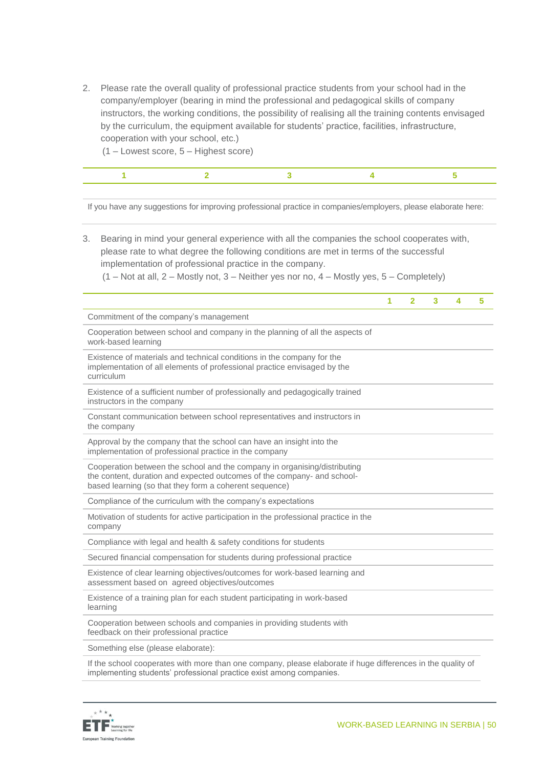2. Please rate the overall quality of professional practice students from your school had in the company/employer (bearing in mind the professional and pedagogical skills of company instructors, the working conditions, the possibility of realising all the training contents envisaged by the curriculum, the equipment available for students' practice, facilities, infrastructure, cooperation with your school, etc.)
   (1 – Lowest score, 5 – Highest score)

| 1 | 2 | 3 | 4 | 5 |
|---|---|---|---|---|
| | | | | |

If you have any suggestions for improving professional practice in companies/employers, please elaborate here:

3. Bearing in mind your general experience with all the companies the school cooperates with, please rate to what degree the following conditions are met in terms of the successful implementation of professional practice in the company.
   (1 – Not at all, 2 – Mostly not, 3 – Neither yes nor no, 4 – Mostly yes, 5 – Completely)

| | 1 | 2 | 3 | 4 | 5 |
|---|---|---|---|---|---|
| Commitment of the company's management | | | | | |
| Cooperation between school and company in the planning of all the aspects of work-based learning | | | | | |
| Existence of materials and technical conditions in the company for the implementation of all elements of professional practice envisaged by the curriculum | | | | | |
| Existence of a sufficient number of professionally and pedagogically trained instructors in the company | | | | | |
| Constant communication between school representatives and instructors in the company | | | | | |
| Approval by the company that the school can have an insight into the implementation of professional practice in the company | | | | | |
| Cooperation between the school and the company in organising/distributing the content, duration and expected outcomes of the company- and school-based learning (so that they form a coherent sequence) | | | | | |
| Compliance of the curriculum with the company's expectations | | | | | |
| Motivation of students for active participation in the professional practice in the company | | | | | |
| Compliance with legal and health & safety conditions for students | | | | | |
| Secured financial compensation for students during professional practice | | | | | |
| Existence of clear learning objectives/outcomes for work-based learning and assessment based on agreed objectives/outcomes | | | | | |
| Existence of a training plan for each student participating in work-based learning | | | | | |
| Cooperation between schools and companies in providing students with feedback on their professional practice | | | | | |
| Something else (please elaborate): | | | | | |

If the school cooperates with more than one company, please elaborate if huge differences in the quality of implementing students' professional practice exist among companies.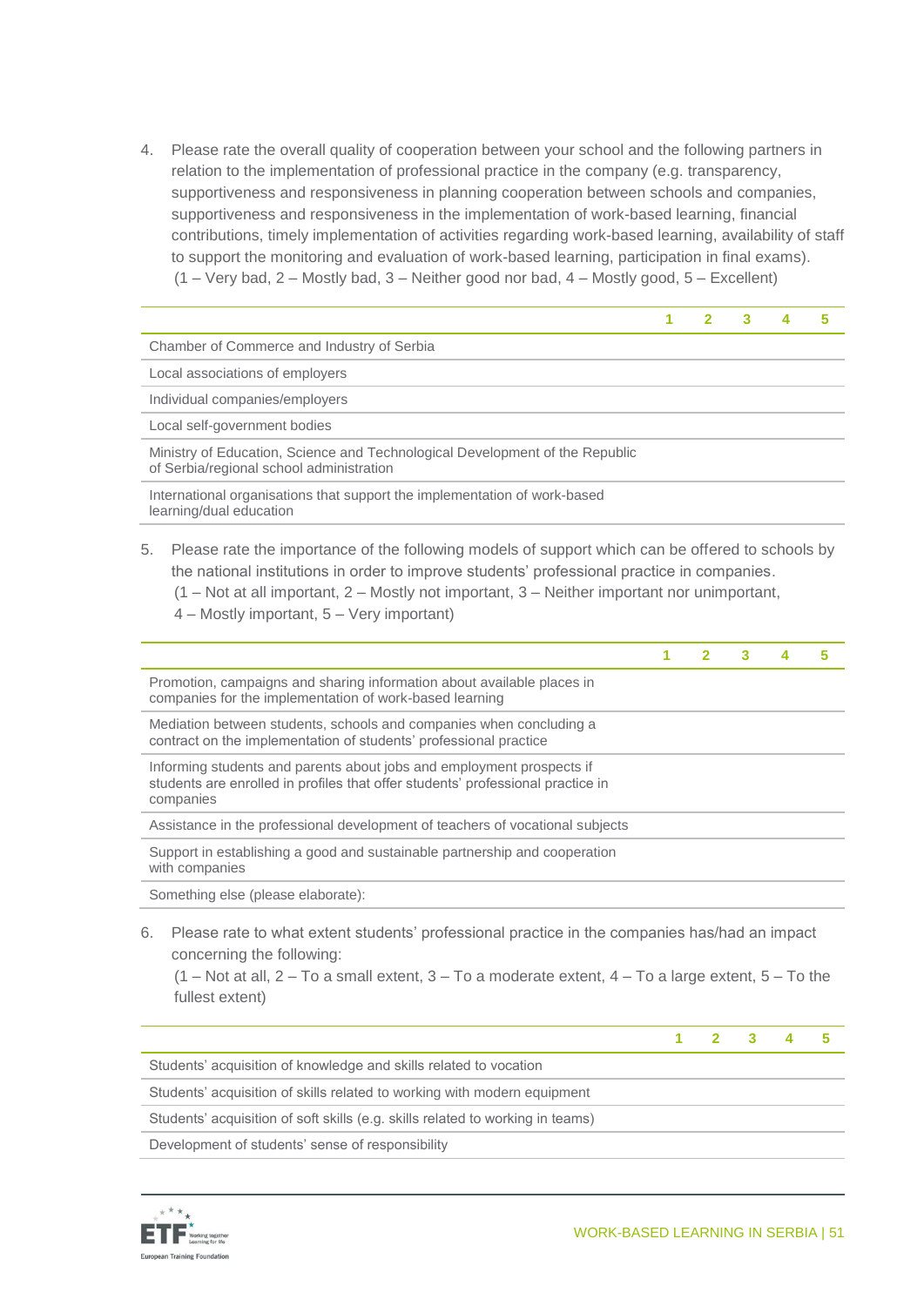4. Please rate the overall quality of cooperation between your school and the following partners in relation to the implementation of professional practice in the company (e.g. transparency, supportiveness and responsiveness in planning cooperation between schools and companies, supportiveness and responsiveness in the implementation of work-based learning, financial contributions, timely implementation of activities regarding work-based learning, availability of staff to support the monitoring and evaluation of work-based learning, participation in final exams).
   (1 – Very bad, 2 – Mostly bad, 3 – Neither good nor bad, 4 – Mostly good, 5 – Excellent)

| | 1 | 2 | 3 | 4 | 5 |
|---|---|---|---|---|---|
| Chamber of Commerce and Industry of Serbia | | | | | |
| Local associations of employers | | | | | |
| Individual companies/employers | | | | | |
| Local self-government bodies | | | | | |
| Ministry of Education, Science and Technological Development of the Republic of Serbia/regional school administration | | | | | |
| International organisations that support the implementation of work-based learning/dual education | | | | | |

5. Please rate the importance of the following models of support which can be offered to schools by the national institutions in order to improve students' professional practice in companies.
   (1 – Not at all important, 2 – Mostly not important, 3 – Neither important nor unimportant, 4 – Mostly important, 5 – Very important)

| | 1 | 2 | 3 | 4 | 5 |
|---|---|---|---|---|---|
| Promotion, campaigns and sharing information about available places in companies for the implementation of work-based learning | | | | | |
| Mediation between students, schools and companies when concluding a contract on the implementation of students' professional practice | | | | | |
| Informing students and parents about jobs and employment prospects if students are enrolled in profiles that offer students' professional practice in companies | | | | | |
| Assistance in the professional development of teachers of vocational subjects | | | | | |
| Support in establishing a good and sustainable partnership and cooperation with companies | | | | | |
| Something else (please elaborate): | | | | | |

6. Please rate to what extent students' professional practice in the companies has/had an impact concerning the following:
   (1 – Not at all, 2 – To a small extent, 3 – To a moderate extent, 4 – To a large extent, 5 – To the fullest extent)

| | 1 | 2 | 3 | 4 | 5 |
|---|---|---|---|---|---|
| Students' acquisition of knowledge and skills related to vocation | | | | | |
| Students' acquisition of skills related to working with modern equipment | | | | | |
| Students' acquisition of soft skills (e.g. skills related to working in teams) | | | | | |
| Development of students' sense of responsibility | | | | | |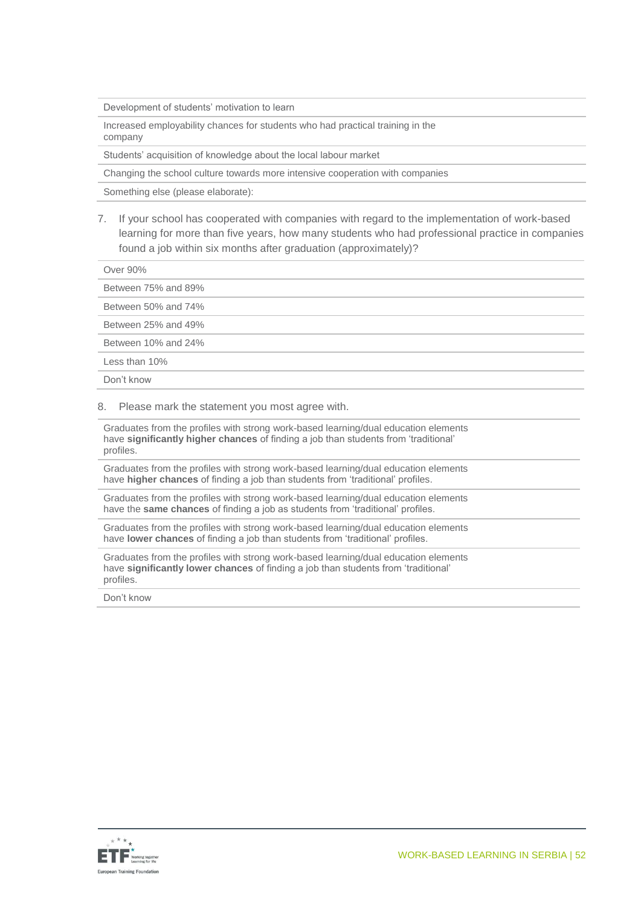| Development of students’ motivation to learn |
|---|
| Increased employability chances for students who had practical training in the company |
| Students’ acquisition of knowledge about the local labour market |
| Changing the school culture towards more intensive cooperation with companies |
| Something else (please elaborate): |

7. If your school has cooperated with companies with regard to the implementation of work-based learning for more than five years, how many students who had professional practice in companies found a job within six months after graduation (approximately)?

| Over 90% |
|---|
| Between 75% and 89% |
| Between 50% and 74% |
| Between 25% and 49% |
| Between 10% and 24% |
| Less than 10% |
| Don’t know |

8. Please mark the statement you most agree with.

| Graduates from the profiles with strong work-based learning/dual education elements have **significantly higher chances** of finding a job than students from ‘traditional’ profiles. |
|---|
| Graduates from the profiles with strong work-based learning/dual education elements have **higher chances** of finding a job than students from ‘traditional’ profiles. |
| Graduates from the profiles with strong work-based learning/dual education elements have the **same chances** of finding a job as students from ‘traditional’ profiles. |
| Graduates from the profiles with strong work-based learning/dual education elements have **lower chances** of finding a job than students from ‘traditional’ profiles. |
| Graduates from the profiles with strong work-based learning/dual education elements have **significantly lower chances** of finding a job than students from ‘traditional’ profiles. |
| Don’t know |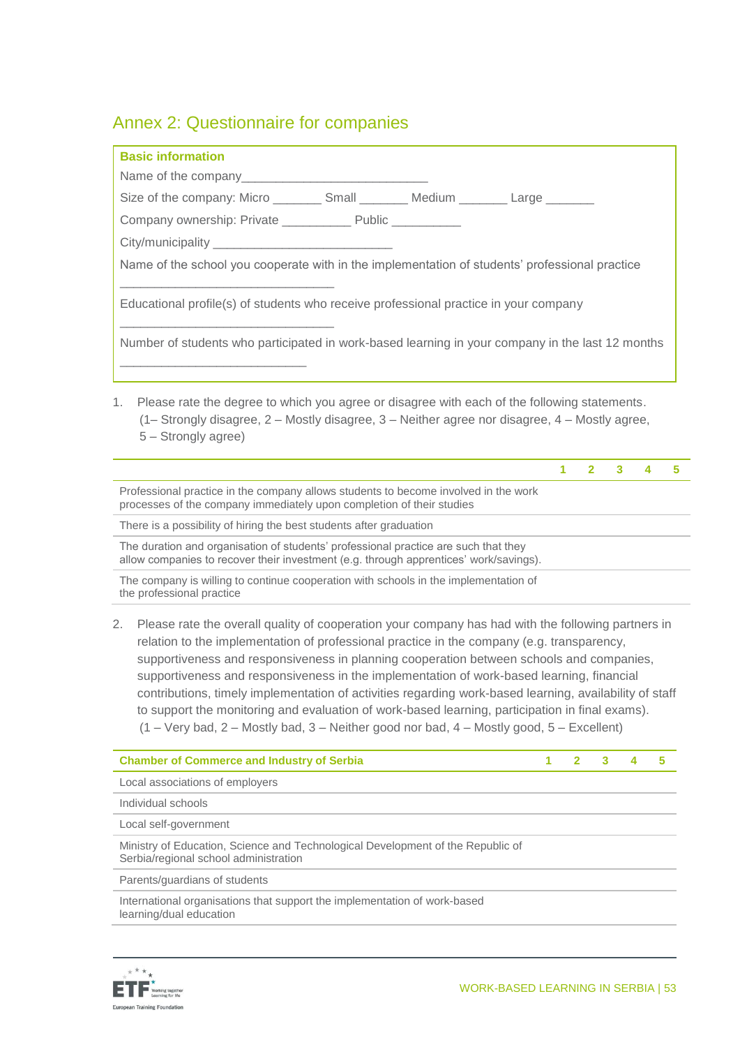## Annex 2: Questionnaire for companies

**Basic information**

Name of the company___________________________

Size of the company: Micro _______ Small _______ Medium _______ Large _______

Company ownership: Private __________ Public __________

City/municipality _________________________

Name of the school you cooperate with in the implementation of students' professional practice

______________________________

Educational profile(s) of students who receive professional practice in your company

______________________________

Number of students who participated in work-based learning in your company in the last 12 months

__________________________

1. Please rate the degree to which you agree or disagree with each of the following statements. (1– Strongly disagree, 2 – Mostly disagree, 3 – Neither agree nor disagree, 4 – Mostly agree, 5 – Strongly agree)

| | 1 | 2 | 3 | 4 | 5 |
|---|---|---|---|---|---|
| Professional practice in the company allows students to become involved in the work processes of the company immediately upon completion of their studies | | | | | |
| There is a possibility of hiring the best students after graduation | | | | | |
| The duration and organisation of students' professional practice are such that they allow companies to recover their investment (e.g. through apprentices' work/savings). | | | | | |
| The company is willing to continue cooperation with schools in the implementation of the professional practice | | | | | |

2. Please rate the overall quality of cooperation your company has had with the following partners in relation to the implementation of professional practice in the company (e.g. transparency, supportiveness and responsiveness in planning cooperation between schools and companies, supportiveness and responsiveness in the implementation of work-based learning, financial contributions, timely implementation of activities regarding work-based learning, availability of staff to support the monitoring and evaluation of work-based learning, participation in final exams). (1 – Very bad, 2 – Mostly bad, 3 – Neither good nor bad, 4 – Mostly good, 5 – Excellent)

| Chamber of Commerce and Industry of Serbia | 1 | 2 | 3 | 4 | 5 |
|---|---|---|---|---|---|
| Local associations of employers | | | | | |
| Individual schools | | | | | |
| Local self-government | | | | | |
| Ministry of Education, Science and Technological Development of the Republic of Serbia/regional school administration | | | | | |
| Parents/guardians of students | | | | | |
| International organisations that support the implementation of work-based learning/dual education | | | | | |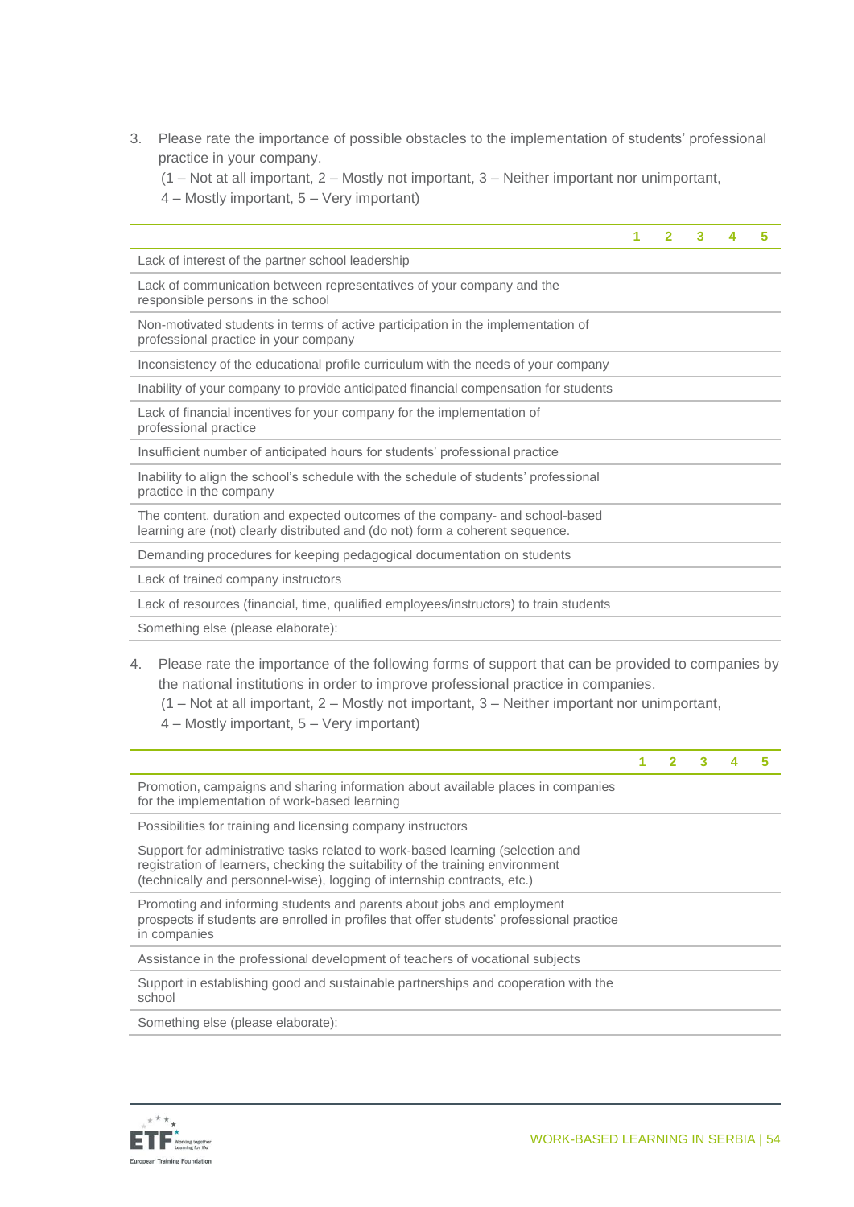3. Please rate the importance of possible obstacles to the implementation of students' professional practice in your company.
   (1 – Not at all important, 2 – Mostly not important, 3 – Neither important nor unimportant, 4 – Mostly important, 5 – Very important)

| | 1 | 2 | 3 | 4 | 5 |
|---|---|---|---|---|---|
| Lack of interest of the partner school leadership | | | | | |
| Lack of communication between representatives of your company and the responsible persons in the school | | | | | |
| Non-motivated students in terms of active participation in the implementation of professional practice in your company | | | | | |
| Inconsistency of the educational profile curriculum with the needs of your company | | | | | |
| Inability of your company to provide anticipated financial compensation for students | | | | | |
| Lack of financial incentives for your company for the implementation of professional practice | | | | | |
| Insufficient number of anticipated hours for students' professional practice | | | | | |
| Inability to align the school's schedule with the schedule of students' professional practice in the company | | | | | |
| The content, duration and expected outcomes of the company- and school-based learning are (not) clearly distributed and (do not) form a coherent sequence. | | | | | |
| Demanding procedures for keeping pedagogical documentation on students | | | | | |
| Lack of trained company instructors | | | | | |
| Lack of resources (financial, time, qualified employees/instructors) to train students | | | | | |
| Something else (please elaborate): | | | | | |

4. Please rate the importance of the following forms of support that can be provided to companies by the national institutions in order to improve professional practice in companies.
   (1 – Not at all important, 2 – Mostly not important, 3 – Neither important nor unimportant, 4 – Mostly important, 5 – Very important)

| | 1 | 2 | 3 | 4 | 5 |
|---|---|---|---|---|---|
| Promotion, campaigns and sharing information about available places in companies for the implementation of work-based learning | | | | | |
| Possibilities for training and licensing company instructors | | | | | |
| Support for administrative tasks related to work-based learning (selection and registration of learners, checking the suitability of the training environment (technically and personnel-wise), logging of internship contracts, etc.) | | | | | |
| Promoting and informing students and parents about jobs and employment prospects if students are enrolled in profiles that offer students' professional practice in companies | | | | | |
| Assistance in the professional development of teachers of vocational subjects | | | | | |
| Support in establishing good and sustainable partnerships and cooperation with the school | | | | | |
| Something else (please elaborate): | | | | | |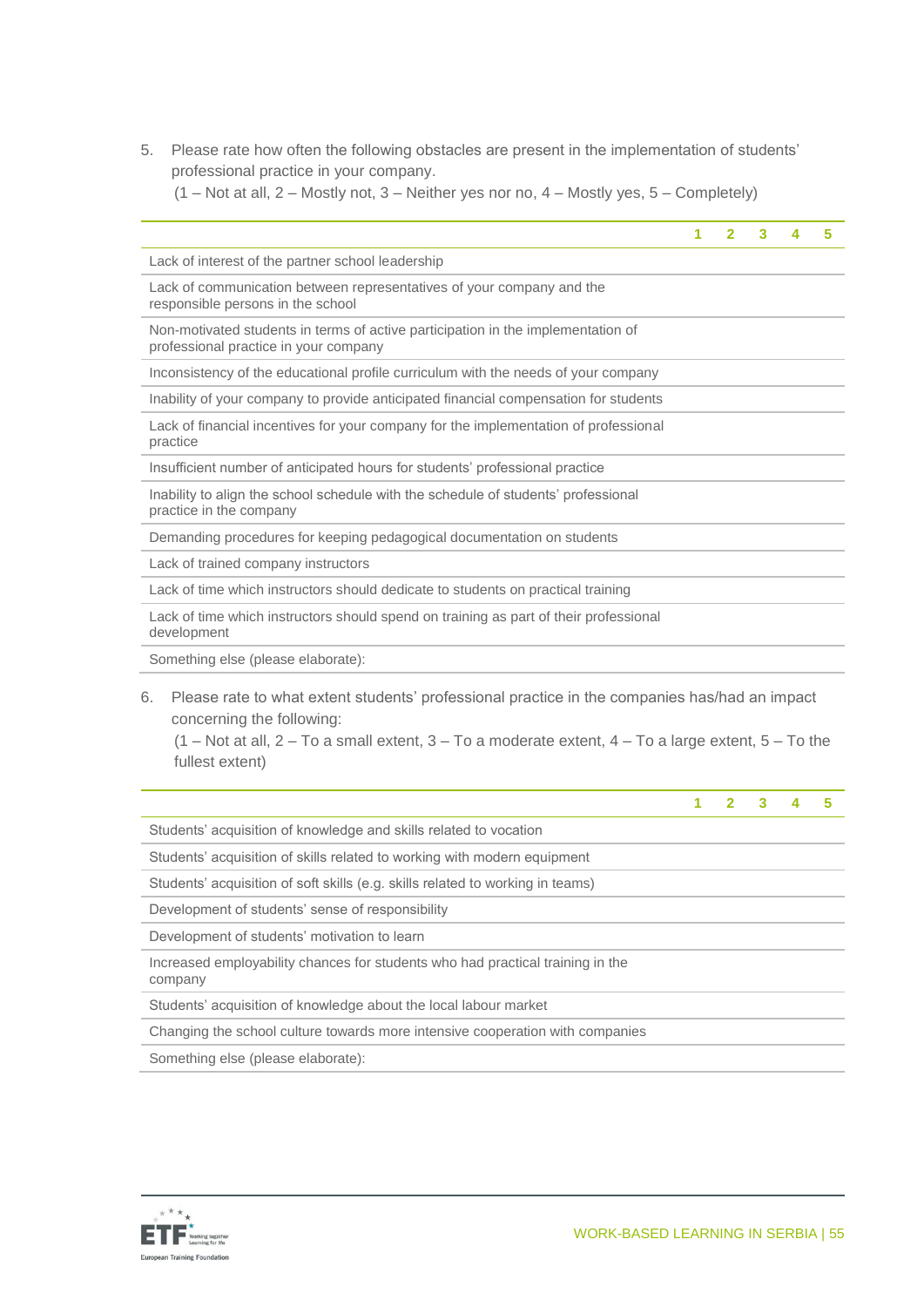5. Please rate how often the following obstacles are present in the implementation of students' professional practice in your company.
(1 – Not at all, 2 – Mostly not, 3 – Neither yes nor no, 4 – Mostly yes, 5 – Completely)

| | 1 | 2 | 3 | 4 | 5 |
|---|---|---|---|---|---|
| Lack of interest of the partner school leadership | | | | | |
| Lack of communication between representatives of your company and the responsible persons in the school | | | | | |
| Non-motivated students in terms of active participation in the implementation of professional practice in your company | | | | | |
| Inconsistency of the educational profile curriculum with the needs of your company | | | | | |
| Inability of your company to provide anticipated financial compensation for students | | | | | |
| Lack of financial incentives for your company for the implementation of professional practice | | | | | |
| Insufficient number of anticipated hours for students' professional practice | | | | | |
| Inability to align the school schedule with the schedule of students' professional practice in the company | | | | | |
| Demanding procedures for keeping pedagogical documentation on students | | | | | |
| Lack of trained company instructors | | | | | |
| Lack of time which instructors should dedicate to students on practical training | | | | | |
| Lack of time which instructors should spend on training as part of their professional development | | | | | |
| Something else (please elaborate): | | | | | |

6. Please rate to what extent students' professional practice in the companies has/had an impact concerning the following:
(1 – Not at all, 2 – To a small extent, 3 – To a moderate extent, 4 – To a large extent, 5 – To the fullest extent)

| | 1 | 2 | 3 | 4 | 5 |
|---|---|---|---|---|---|
| Students' acquisition of knowledge and skills related to vocation | | | | | |
| Students' acquisition of skills related to working with modern equipment | | | | | |
| Students' acquisition of soft skills (e.g. skills related to working in teams) | | | | | |
| Development of students' sense of responsibility | | | | | |
| Development of students' motivation to learn | | | | | |
| Increased employability chances for students who had practical training in the company | | | | | |
| Students' acquisition of knowledge about the local labour market | | | | | |
| Changing the school culture towards more intensive cooperation with companies | | | | | |
| Something else (please elaborate): | | | | | |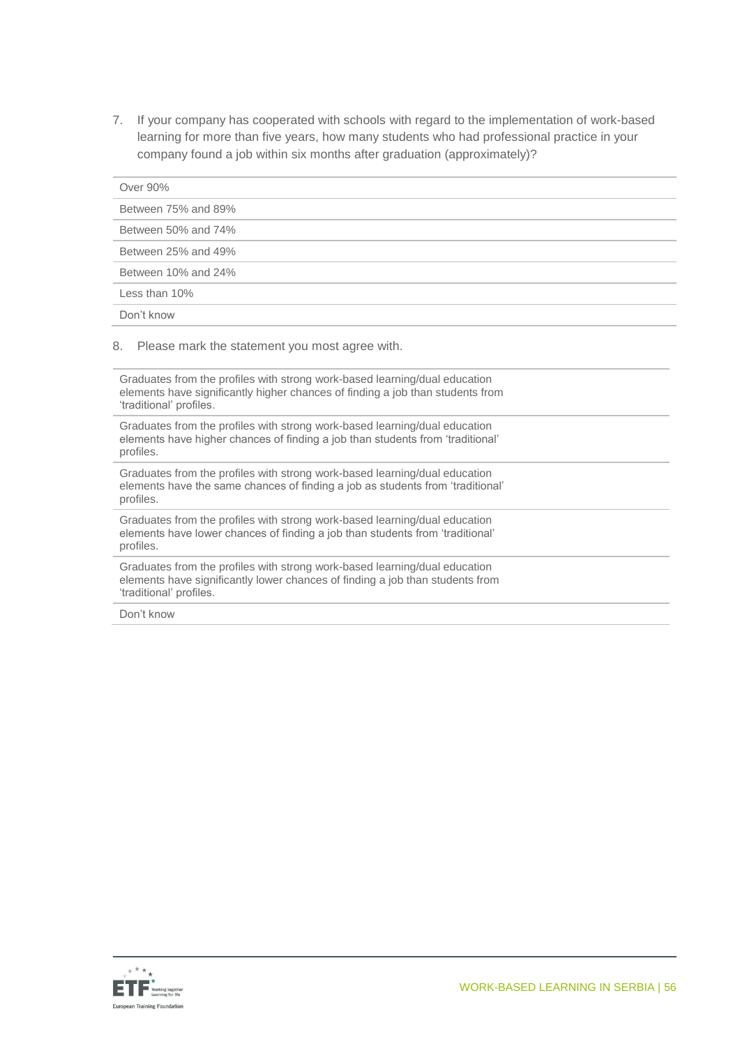7. If your company has cooperated with schools with regard to the implementation of work-based learning for more than five years, how many students who had professional practice in your company found a job within six months after graduation (approximately)?

| Over 90% |
|---|
| Between 75% and 89% |
| Between 50% and 74% |
| Between 25% and 49% |
| Between 10% and 24% |
| Less than 10% |
| Don't know |

8. Please mark the statement you most agree with.

| Graduates from the profiles with strong work-based learning/dual education elements have significantly higher chances of finding a job than students from 'traditional' profiles. |
|---|
| Graduates from the profiles with strong work-based learning/dual education elements have higher chances of finding a job than students from 'traditional' profiles. |
| Graduates from the profiles with strong work-based learning/dual education elements have the same chances of finding a job as students from 'traditional' profiles. |
| Graduates from the profiles with strong work-based learning/dual education elements have lower chances of finding a job than students from 'traditional' profiles. |
| Graduates from the profiles with strong work-based learning/dual education elements have significantly lower chances of finding a job than students from 'traditional' profiles. |
| Don't know |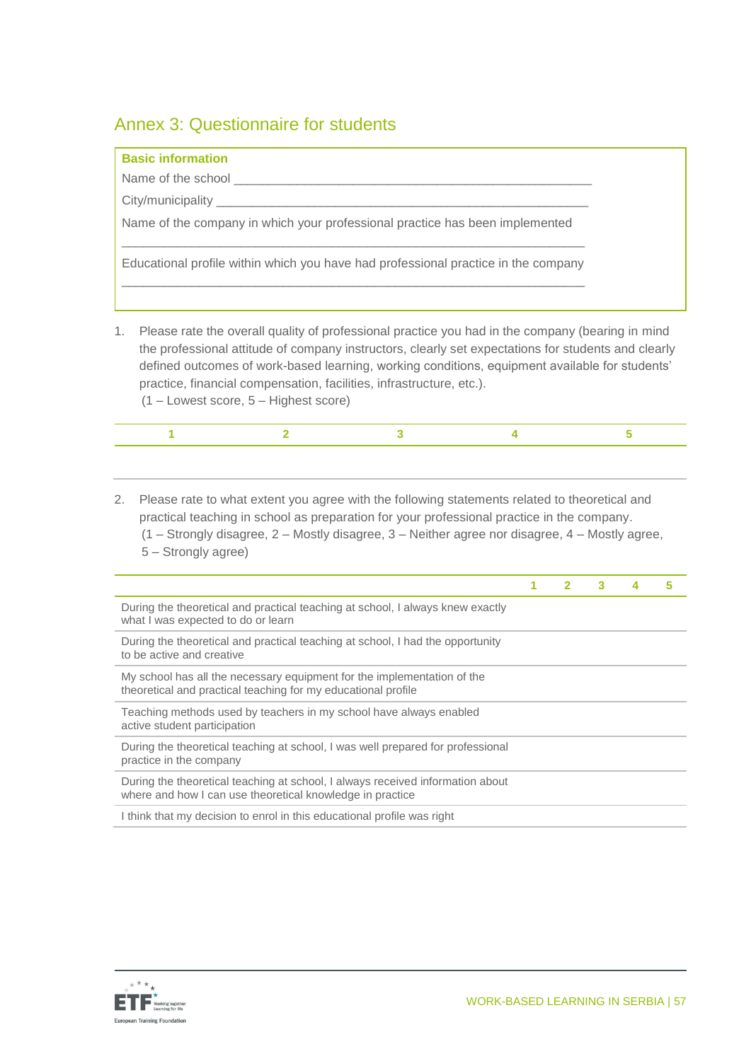## Annex 3: Questionnaire for students

**Basic information**

Name of the school ___________________________________________________

City/municipality ____________________________________________________

Name of the company in which your professional practice has been implemented

______________________________________________________________________

Educational profile within which you have had professional practice in the company

______________________________________________________________________

1. Please rate the overall quality of professional practice you had in the company (bearing in mind the professional attitude of company instructors, clearly set expectations for students and clearly defined outcomes of work-based learning, working conditions, equipment available for students' practice, financial compensation, facilities, infrastructure, etc.).
   (1 – Lowest score, 5 – Highest score)

| 1 | 2 | 3 | 4 | 5 |
|---|---|---|---|---|
| | | | | |

2. Please rate to what extent you agree with the following statements related to theoretical and practical teaching in school as preparation for your professional practice in the company.
   (1 – Strongly disagree, 2 – Mostly disagree, 3 – Neither agree nor disagree, 4 – Mostly agree, 5 – Strongly agree)

| | 1 | 2 | 3 | 4 | 5 |
|---|---|---|---|---|---|
| During the theoretical and practical teaching at school, I always knew exactly what I was expected to do or learn | | | | | |
| During the theoretical and practical teaching at school, I had the opportunity to be active and creative | | | | | |
| My school has all the necessary equipment for the implementation of the theoretical and practical teaching for my educational profile | | | | | |
| Teaching methods used by teachers in my school have always enabled active student participation | | | | | |
| During the theoretical teaching at school, I was well prepared for professional practice in the company | | | | | |
| During the theoretical teaching at school, I always received information about where and how I can use theoretical knowledge in practice | | | | | |
| I think that my decision to enrol in this educational profile was right | | | | | |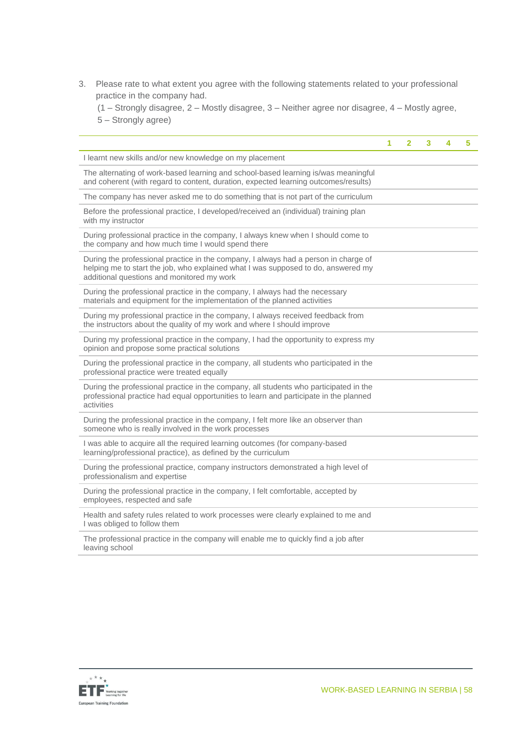3. Please rate to what extent you agree with the following statements related to your professional practice in the company had.
   (1 – Strongly disagree, 2 – Mostly disagree, 3 – Neither agree nor disagree, 4 – Mostly agree, 5 – Strongly agree)

| | 1 | 2 | 3 | 4 | 5 |
|---|---|---|---|---|---|
| I learnt new skills and/or new knowledge on my placement | | | | | |
| The alternating of work-based learning and school-based learning is/was meaningful and coherent (with regard to content, duration, expected learning outcomes/results) | | | | | |
| The company has never asked me to do something that is not part of the curriculum | | | | | |
| Before the professional practice, I developed/received an (individual) training plan with my instructor | | | | | |
| During professional practice in the company, I always knew when I should come to the company and how much time I would spend there | | | | | |
| During the professional practice in the company, I always had a person in charge of helping me to start the job, who explained what I was supposed to do, answered my additional questions and monitored my work | | | | | |
| During the professional practice in the company, I always had the necessary materials and equipment for the implementation of the planned activities | | | | | |
| During my professional practice in the company, I always received feedback from the instructors about the quality of my work and where I should improve | | | | | |
| During my professional practice in the company, I had the opportunity to express my opinion and propose some practical solutions | | | | | |
| During the professional practice in the company, all students who participated in the professional practice were treated equally | | | | | |
| During the professional practice in the company, all students who participated in the professional practice had equal opportunities to learn and participate in the planned activities | | | | | |
| During the professional practice in the company, I felt more like an observer than someone who is really involved in the work processes | | | | | |
| I was able to acquire all the required learning outcomes (for company-based learning/professional practice), as defined by the curriculum | | | | | |
| During the professional practice, company instructors demonstrated a high level of professionalism and expertise | | | | | |
| During the professional practice in the company, I felt comfortable, accepted by employees, respected and safe | | | | | |
| Health and safety rules related to work processes were clearly explained to me and I was obliged to follow them | | | | | |
| The professional practice in the company will enable me to quickly find a job after leaving school | | | | | |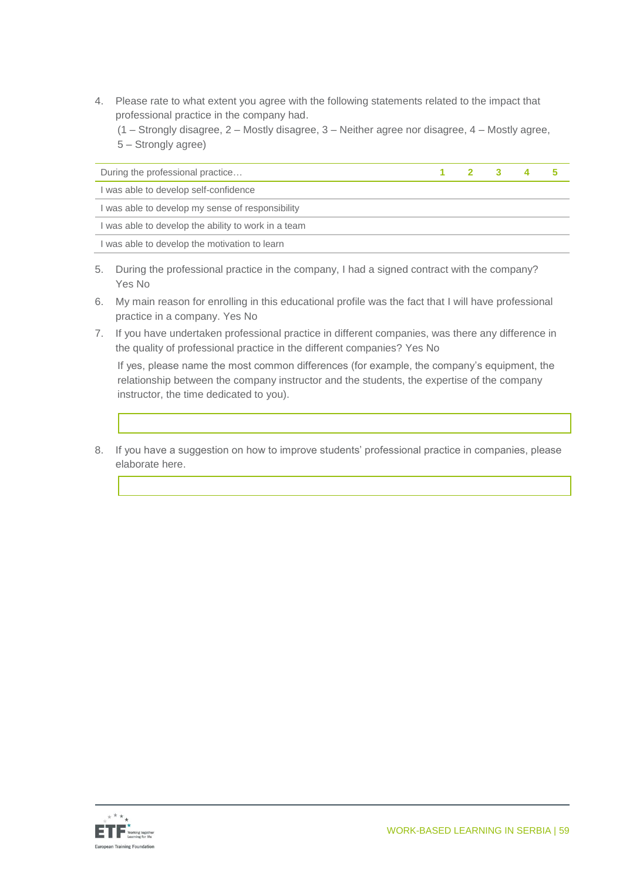4. Please rate to what extent you agree with the following statements related to the impact that professional practice in the company had.
   (1 – Strongly disagree, 2 – Mostly disagree, 3 – Neither agree nor disagree, 4 – Mostly agree, 5 – Strongly agree)

| During the professional practice… | 1 | 2 | 3 | 4 | 5 |
|---|---|---|---|---|---|
| I was able to develop self-confidence | | | | | |
| I was able to develop my sense of responsibility | | | | | |
| I was able to develop the ability to work in a team | | | | | |
| I was able to develop the motivation to learn | | | | | |

5. During the professional practice in the company, I had a signed contract with the company? Yes No
6. My main reason for enrolling in this educational profile was the fact that I will have professional practice in a company. Yes No
7. If you have undertaken professional practice in different companies, was there any difference in the quality of professional practice in the different companies? Yes No

   If yes, please name the most common differences (for example, the company's equipment, the relationship between the company instructor and the students, the expertise of the company instructor, the time dedicated to you).

8. If you have a suggestion on how to improve students' professional practice in companies, please elaborate here.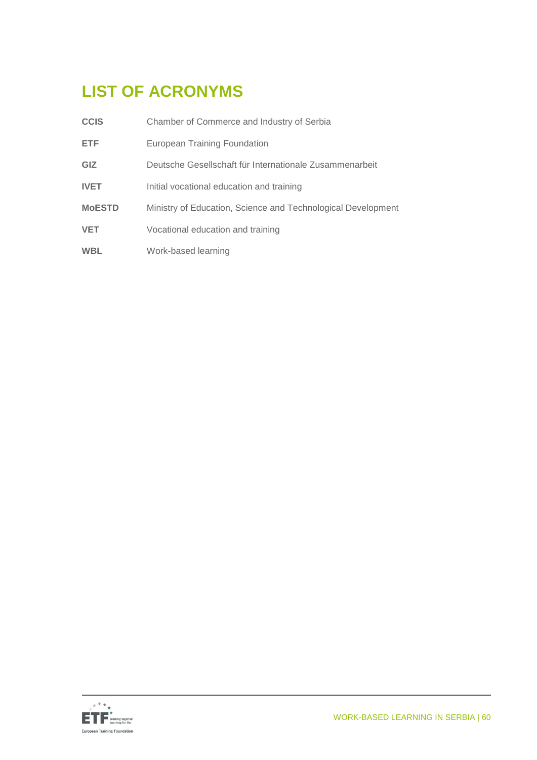# LIST OF ACRONYMS

| | |
|---|---|
| **CCIS** | Chamber of Commerce and Industry of Serbia |
| **ETF** | European Training Foundation |
| **GIZ** | Deutsche Gesellschaft für Internationale Zusammenarbeit |
| **IVET** | Initial vocational education and training |
| **MoESTD** | Ministry of Education, Science and Technological Development |
| **VET** | Vocational education and training |
| **WBL** | Work-based learning |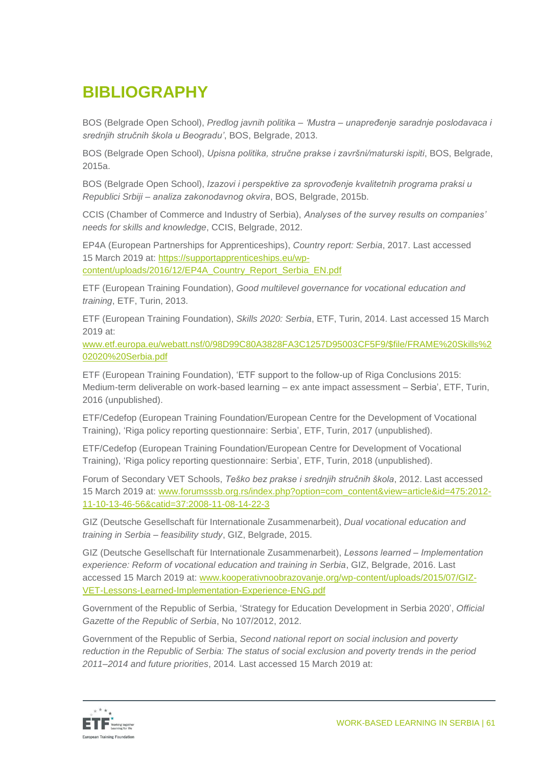# BIBLIOGRAPHY

BOS (Belgrade Open School), *Predlog javnih politika – 'Mustra – unapređenje saradnje poslodavaca i srednjih stručnih škola u Beogradu'*, BOS, Belgrade, 2013.

BOS (Belgrade Open School), *Upisna politika, stručne prakse i završni/maturski ispiti*, BOS, Belgrade, 2015a.

BOS (Belgrade Open School), *Izazovi i perspektive za sprovođenje kvalitetnih programa praksi u Republici Srbiji – analiza zakonodavnog okvira*, BOS, Belgrade, 2015b.

CCIS (Chamber of Commerce and Industry of Serbia), *Analyses of the survey results on companies' needs for skills and knowledge*, CCIS, Belgrade, 2012.

EP4A (European Partnerships for Apprenticeships), *Country report: Serbia*, 2017. Last accessed 15 March 2019 at: https://supportapprenticeships.eu/wp-content/uploads/2016/12/EP4A_Country_Report_Serbia_EN.pdf

ETF (European Training Foundation), *Good multilevel governance for vocational education and training*, ETF, Turin, 2013.

ETF (European Training Foundation), *Skills 2020: Serbia*, ETF, Turin, 2014. Last accessed 15 March 2019 at: www.etf.europa.eu/webatt.nsf/0/98D99C80A3828FA3C1257D95003CF5F9/$file/FRAME%20Skills%2020%20Serbia.pdf

ETF (European Training Foundation), 'ETF support to the follow-up of Riga Conclusions 2015: Medium-term deliverable on work-based learning – ex ante impact assessment – Serbia', ETF, Turin, 2016 (unpublished).

ETF/Cedefop (European Training Foundation/European Centre for the Development of Vocational Training), 'Riga policy reporting questionnaire: Serbia', ETF, Turin, 2017 (unpublished).

ETF/Cedefop (European Training Foundation/European Centre for Development of Vocational Training), 'Riga policy reporting questionnaire: Serbia', ETF, Turin, 2018 (unpublished).

Forum of Secondary VET Schools, *Teško bez prakse i srednjih stručnih škola*, 2012. Last accessed 15 March 2019 at: www.forumsssb.org.rs/index.php?option=com_content&view=article&id=475:2012-11-10-13-46-56&catid=37:2008-11-08-14-22-3

GIZ (Deutsche Gesellschaft für Internationale Zusammenarbeit), *Dual vocational education and training in Serbia – feasibility study*, GIZ, Belgrade, 2015.

GIZ (Deutsche Gesellschaft für Internationale Zusammenarbeit), *Lessons learned – Implementation experience: Reform of vocational education and training in Serbia*, GIZ, Belgrade, 2016. Last accessed 15 March 2019 at: www.kooperativnoobrazovanje.org/wp-content/uploads/2015/07/GIZ-VET-Lessons-Learned-Implementation-Experience-ENG.pdf

Government of the Republic of Serbia, 'Strategy for Education Development in Serbia 2020', *Official Gazette of the Republic of Serbia*, No 107/2012, 2012.

Government of the Republic of Serbia, *Second national report on social inclusion and poverty reduction in the Republic of Serbia: The status of social exclusion and poverty trends in the period 2011–2014 and future priorities*, 2014. Last accessed 15 March 2019 at: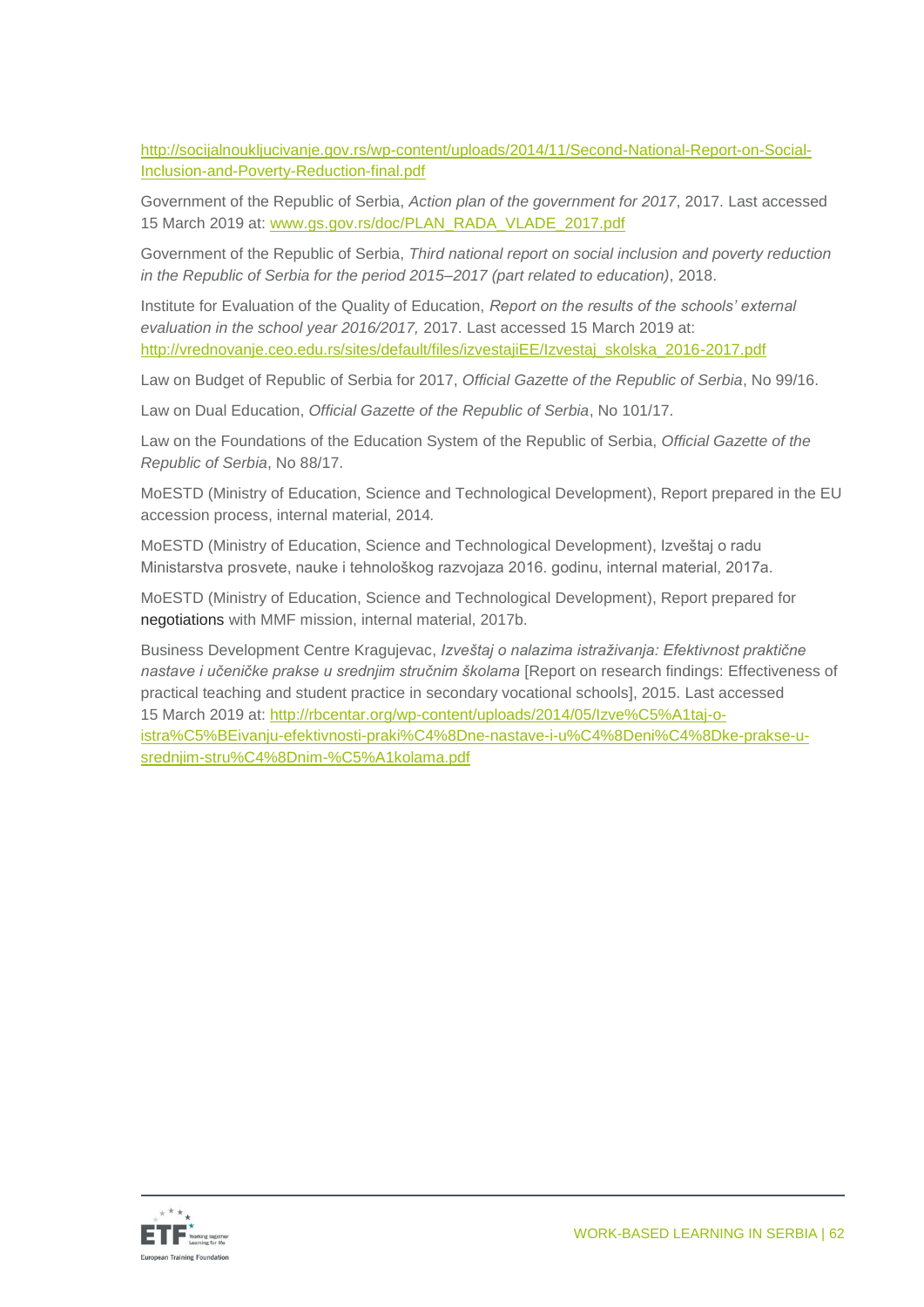http://socijalnoukljucivanje.gov.rs/wp-content/uploads/2014/11/Second-National-Report-on-Social-Inclusion-and-Poverty-Reduction-final.pdf

Government of the Republic of Serbia, *Action plan of the government for 2017*, 2017. Last accessed 15 March 2019 at: www.gs.gov.rs/doc/PLAN_RADA_VLADE_2017.pdf

Government of the Republic of Serbia, *Third national report on social inclusion and poverty reduction in the Republic of Serbia for the period 2015–2017 (part related to education)*, 2018.

Institute for Evaluation of the Quality of Education, *Report on the results of the schools' external evaluation in the school year 2016/2017,* 2017. Last accessed 15 March 2019 at: http://vrednovanje.ceo.edu.rs/sites/default/files/izvestajiEE/Izvestaj_skolska_2016-2017.pdf

Law on Budget of Republic of Serbia for 2017, *Official Gazette of the Republic of Serbia*, No 99/16.

Law on Dual Education, *Official Gazette of the Republic of Serbia*, No 101/17.

Law on the Foundations of the Education System of the Republic of Serbia, *Official Gazette of the Republic of Serbia*, No 88/17.

MoESTD (Ministry of Education, Science and Technological Development), Report prepared in the EU accession process, internal material, 2014.

MoESTD (Ministry of Education, Science and Technological Development), Izveštaj o radu Ministarstva prosvete, nauke i tehnološkog razvojaza 2016. godinu, internal material, 2017a.

MoESTD (Ministry of Education, Science and Technological Development), Report prepared for negotiations with MMF mission, internal material, 2017b.

Business Development Centre Kragujevac, *Izveštaj o nalazima istraživanja: Efektivnost praktične nastave i učeničke prakse u srednjim stručnim školama* [Report on research findings: Effectiveness of practical teaching and student practice in secondary vocational schools], 2015. Last accessed 15 March 2019 at: http://rbcentar.org/wp-content/uploads/2014/05/Izve%C5%A1taj-o-istra%C5%BEivanju-efektivnosti-prakti%C4%8Dne-nastave-i-u%C4%8Deni%C4%8Dke-prakse-u-srednjim-stru%C4%8Dnim-%C5%A1kolama.pdf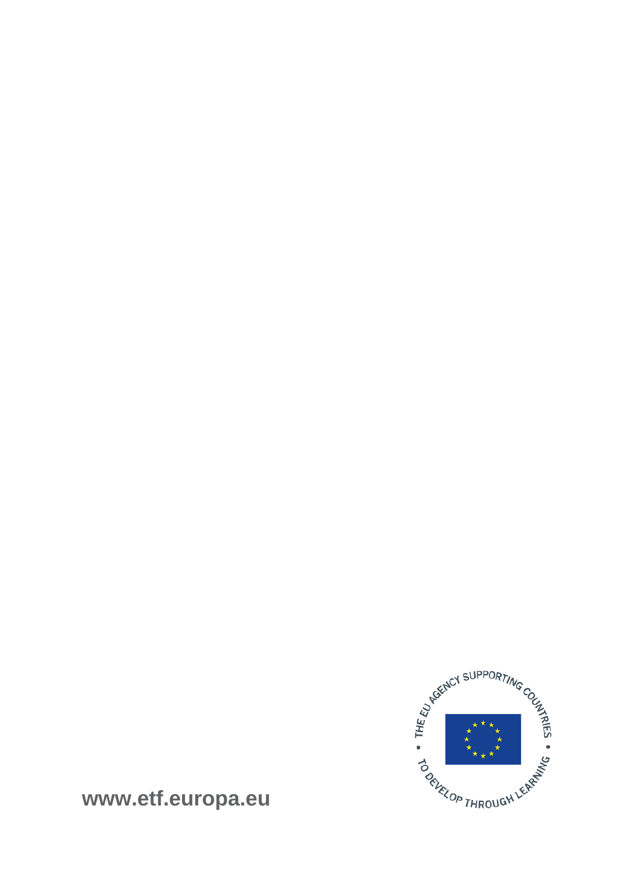www.etf.europa.eu

THE EU AGENCY SUPPORTING COUNTRIES • TO DEVELOP THROUGH LEARNING •